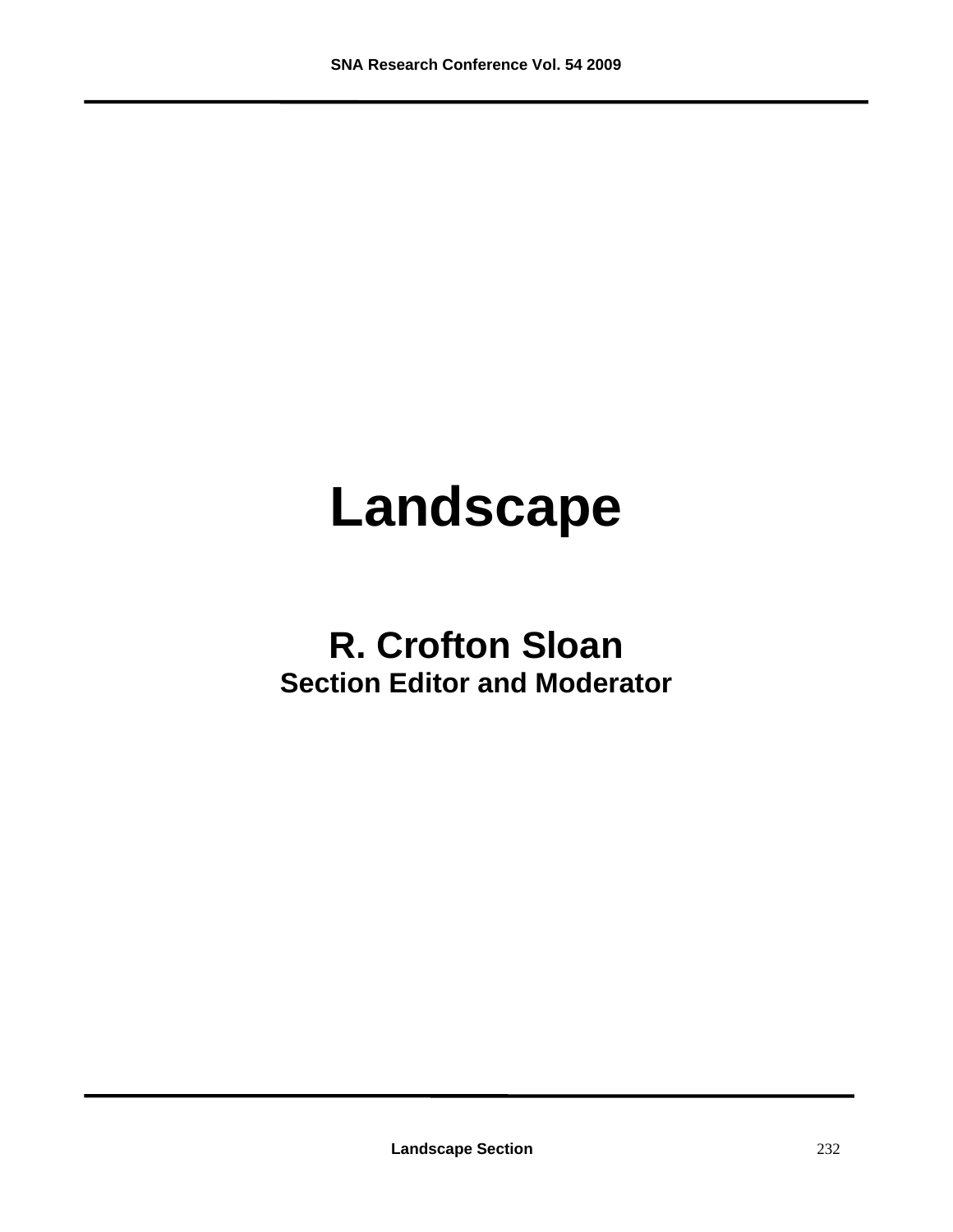# Landscape

## R. Crofton Sloan

**Section Editor and Moderator**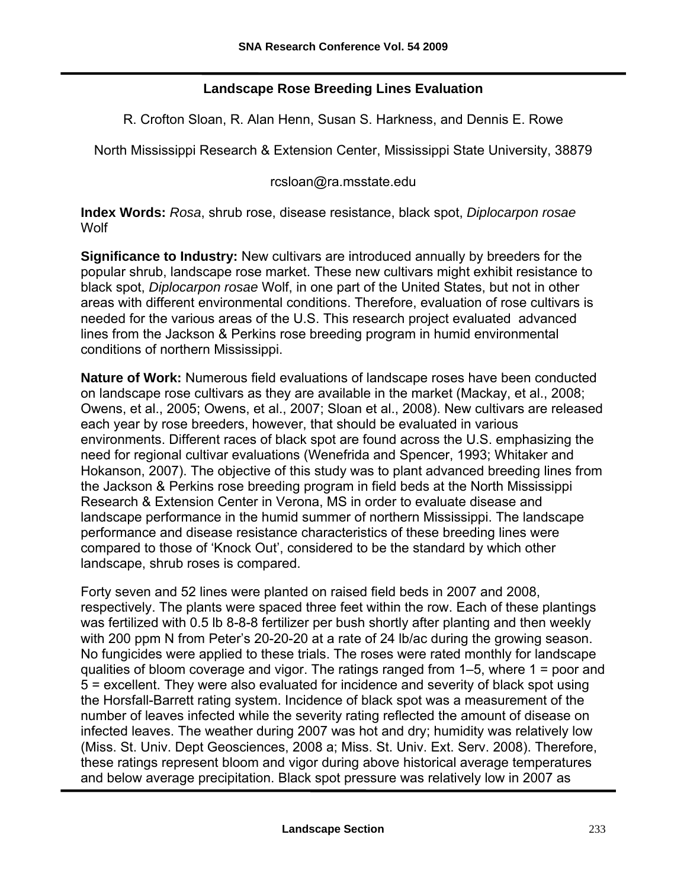# Landscape Rose Breeding Lines Evaluation

R. Crofton Sloan, R. Alan Henn, Susan S. Harkness, and Dennis E. Rowe

North Mississippi Research & Extension Center, Mississippi State University, 38879

rcsloan@ra.msstate.edu

**Index Words:** *Rosa*, shrub rose, disease resistance, black spot, *Diplocarpon rosae* Wolf

**Significance to Industry:** New cultivars are introduced annually by breeders for the popular shrub, landscape rose market. These new cultivars might exhibit resistance to black spot, *Diplocarpon rosae* Wolf, in one part of the United States, but not in other areas with different environmental conditions. Therefore, evaluation of rose cultivars is needed for the various areas of the U.S. This research project evaluated advanced lines from the Jackson & Perkins rose breeding program in humid environmental conditions of northern Mississippi.

**Nature of Work:** Numerous field evaluations of landscape roses have been conducted on landscape rose cultivars as they are available in the market (Mackay, et al., 2008; Owens, et al., 2005; Owens, et al., 2007; Sloan et al., 2008). New cultivars are released each year by rose breeders, however, that should be evaluated in various environments. Different races of black spot are found across the U.S. emphasizing the need for regional cultivar evaluations (Wenefrida and Spencer, 1993; Whitaker and Hokanson, 2007). The objective of this study was to plant advanced breeding lines from the Jackson & Perkins rose breeding program in field beds at the North Mississippi Research & Extension Center in Verona, MS in order to evaluate disease and landscape performance in the humid summer of northern Mississippi. The landscape performance and disease resistance characteristics of these breeding lines were compared to those of 'Knock Out', considered to be the standard by which other landscape, shrub roses is compared.

Forty seven and 52 lines were planted on raised field beds in 2007 and 2008, respectively. The plants were spaced three feet within the row. Each of these plantings was fertilized with 0.5 lb 8-8-8 fertilizer per bush shortly after planting and then weekly with 200 ppm N from Peter's 20-20-20 at a rate of 24 lb/ac during the growing season. No fungicides were applied to these trials. The roses were rated monthly for landscape qualities of bloom coverage and vigor. The ratings ranged from 1–5, where 1 = poor and 5 = excellent. They were also evaluated for incidence and severity of black spot using the Horsfall-Barrett rating system. Incidence of black spot was a measurement of the number of leaves infected while the severity rating reflected the amount of disease on infected leaves. The weather during 2007 was hot and dry; humidity was relatively low (Miss. St. Univ. Dept Geosciences, 2008 a; Miss. St. Univ. Ext. Serv. 2008). Therefore, these ratings represent bloom and vigor during above historical average temperatures and below average precipitation. Black spot pressure was relatively low in 2007 as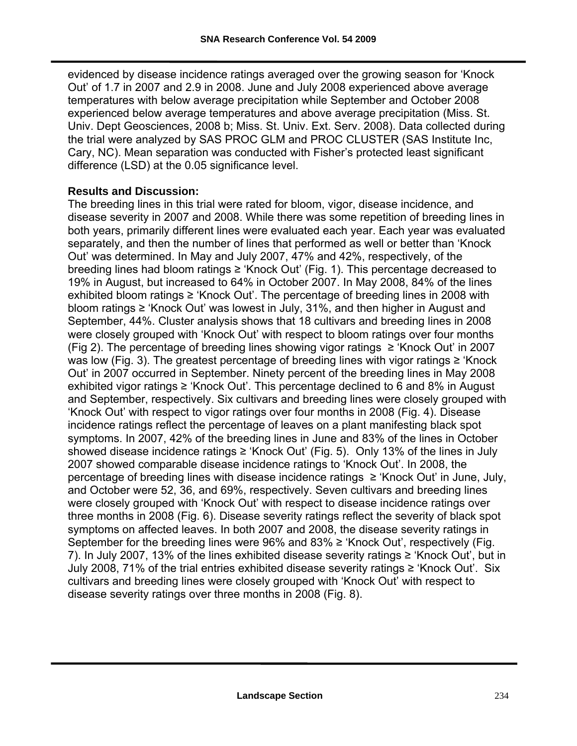evidenced by disease incidence ratings averaged over the growing season for 'Knock Out' of 1.7 in 2007 and 2.9 in 2008. June and July 2008 experienced above average temperatures with below average precipitation while September and October 2008 experienced below average temperatures and above average precipitation (Miss. St. Univ. Dept Geosciences, 2008 b; Miss. St. Univ. Ext. Serv. 2008). Data collected during the trial were analyzed by SAS PROC GLM and PROC CLUSTER (SAS Institute Inc, Cary, NC). Mean separation was conducted with Fisher's protected least significant difference (LSD) at the 0.05 significance level.

**Results and Discussion:**

The breeding lines in this trial were rated for bloom, vigor, disease incidence, and disease severity in 2007 and 2008. While there was some repetition of breeding lines in both years, primarily different lines were evaluated each year. Each year was evaluated separately, and then the number of lines that performed as well or better than 'Knock Out' was determined. In May and July 2007, 47% and 42%, respectively, of the breeding lines had bloom ratings ≥ 'Knock Out' (Fig. 1). This percentage decreased to 19% in August, but increased to 64% in October 2007. In May 2008, 84% of the lines exhibited bloom ratings ≥ 'Knock Out'. The percentage of breeding lines in 2008 with bloom ratings ≥ 'Knock Out' was lowest in July, 31%, and then higher in August and September, 44%. Cluster analysis shows that 18 cultivars and breeding lines in 2008 were closely grouped with 'Knock Out' with respect to bloom ratings over four months (Fig 2). The percentage of breeding lines showing vigor ratings ≥ 'Knock Out' in 2007 was low (Fig. 3). The greatest percentage of breeding lines with vigor ratings ≥ 'Knock Out' in 2007 occurred in September. Ninety percent of the breeding lines in May 2008 exhibited vigor ratings ≥ 'Knock Out'. This percentage declined to 6 and 8% in August and September, respectively. Six cultivars and breeding lines were closely grouped with 'Knock Out' with respect to vigor ratings over four months in 2008 (Fig. 4). Disease incidence ratings reflect the percentage of leaves on a plant manifesting black spot symptoms. In 2007, 42% of the breeding lines in June and 83% of the lines in October showed disease incidence ratings ≥ 'Knock Out' (Fig. 5). Only 13% of the lines in July 2007 showed comparable disease incidence ratings to 'Knock Out'. In 2008, the percentage of breeding lines with disease incidence ratings ≥ 'Knock Out' in June, July, and October were 52, 36, and 69%, respectively. Seven cultivars and breeding lines were closely grouped with 'Knock Out' with respect to disease incidence ratings over three months in 2008 (Fig. 6). Disease severity ratings reflect the severity of black spot symptoms on affected leaves. In both 2007 and 2008, the disease severity ratings in September for the breeding lines were 96% and 83% ≥ 'Knock Out', respectively (Fig. 7). In July 2007, 13% of the lines exhibited disease severity ratings ≥ 'Knock Out', but in July 2008, 71% of the trial entries exhibited disease severity ratings ≥ 'Knock Out'. Six cultivars and breeding lines were closely grouped with 'Knock Out' with respect to disease severity ratings over three months in 2008 (Fig. 8).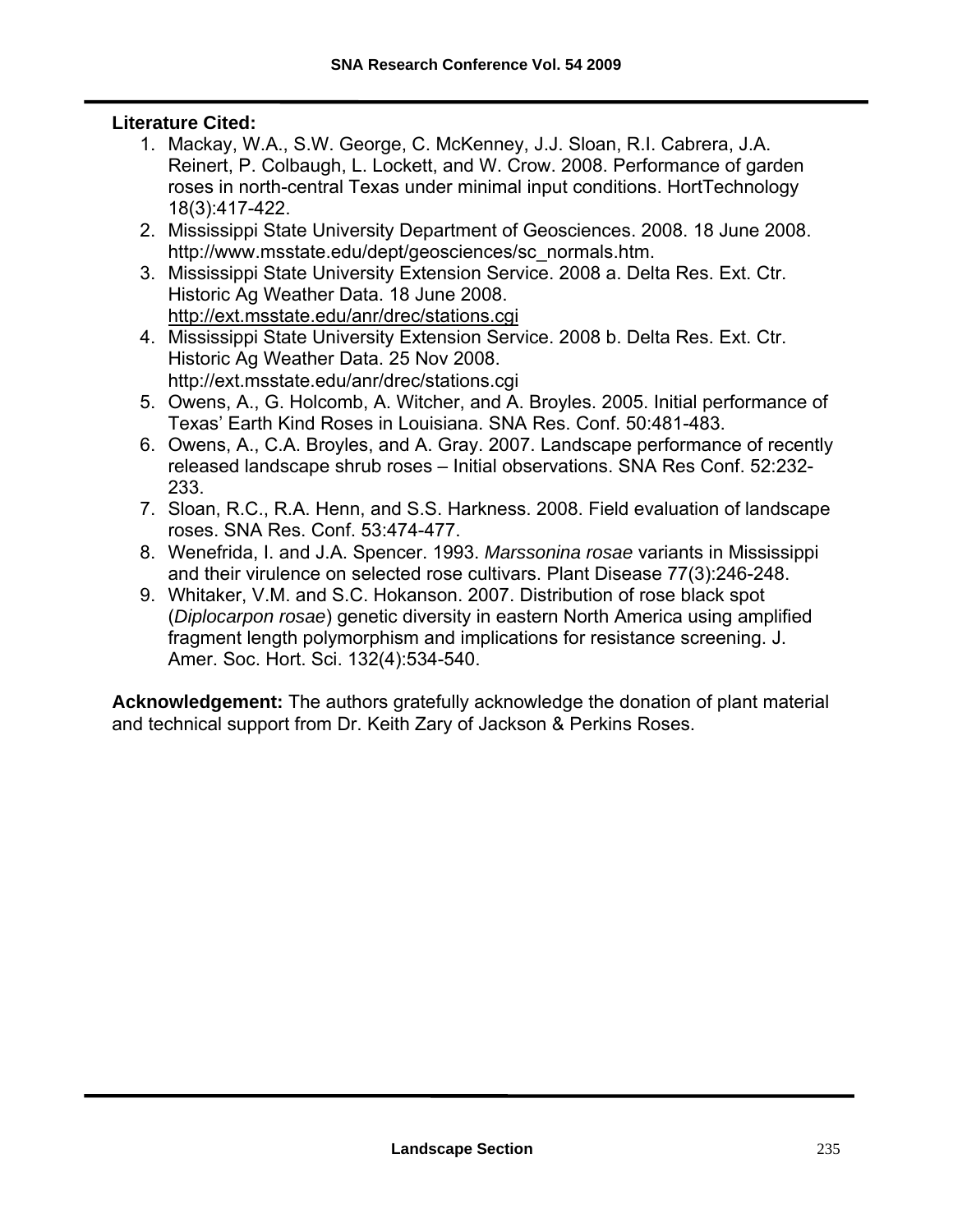**Literature Cited:**

1. Mackay, W.A., S.W. George, C. McKenney, J.J. Sloan, R.I. Cabrera, J.A. Reinert, P. Colbaugh, L. Lockett, and W. Crow. 2008. Performance of garden roses in north-central Texas under minimal input conditions. HortTechnology 18(3):417-422.
2. Mississippi State University Department of Geosciences. 2008. 18 June 2008. http://www.msstate.edu/dept/geosciences/sc_normals.htm.
3. Mississippi State University Extension Service. 2008 a. Delta Res. Ext. Ctr. Historic Ag Weather Data. 18 June 2008. http://ext.msstate.edu/anr/drec/stations.cgi
4. Mississippi State University Extension Service. 2008 b. Delta Res. Ext. Ctr. Historic Ag Weather Data. 25 Nov 2008. http://ext.msstate.edu/anr/drec/stations.cgi
5. Owens, A., G. Holcomb, A. Witcher, and A. Broyles. 2005. Initial performance of Texas' Earth Kind Roses in Louisiana. SNA Res. Conf. 50:481-483.
6. Owens, A., C.A. Broyles, and A. Gray. 2007. Landscape performance of recently released landscape shrub roses – Initial observations. SNA Res Conf. 52:232-233.
7. Sloan, R.C., R.A. Henn, and S.S. Harkness. 2008. Field evaluation of landscape roses. SNA Res. Conf. 53:474-477.
8. Wenefrida, I. and J.A. Spencer. 1993. *Marssonina rosae* variants in Mississippi and their virulence on selected rose cultivars. Plant Disease 77(3):246-248.
9. Whitaker, V.M. and S.C. Hokanson. 2007. Distribution of rose black spot (*Diplocarpon rosae*) genetic diversity in eastern North America using amplified fragment length polymorphism and implications for resistance screening. J. Amer. Soc. Hort. Sci. 132(4):534-540.

**Acknowledgement:** The authors gratefully acknowledge the donation of plant material and technical support from Dr. Keith Zary of Jackson & Perkins Roses.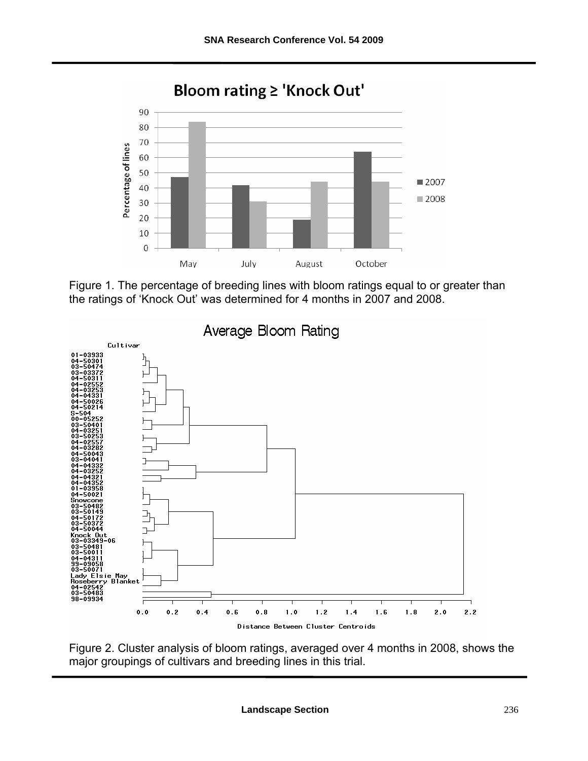Figure 1. The percentage of breeding lines with bloom ratings equal to or greater than the ratings of ‘Knock Out’ was determined for 4 months in 2007 and 2008.

Figure 2. Cluster analysis of bloom ratings, averaged over 4 months in 2008, shows the major groupings of cultivars and breeding lines in this trial.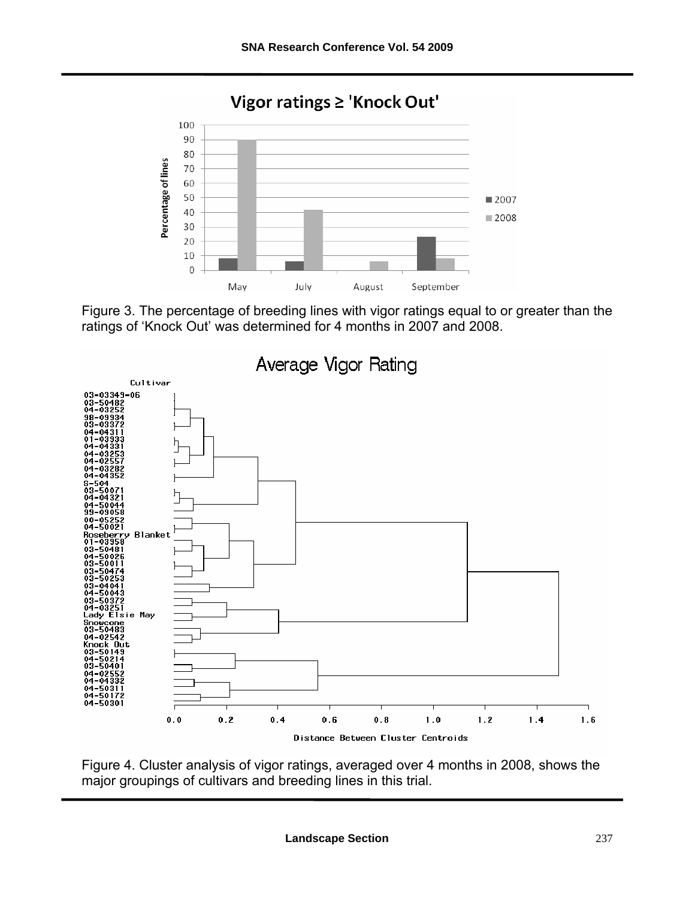Figure 3. The percentage of breeding lines with vigor ratings equal to or greater than the ratings of 'Knock Out' was determined for 4 months in 2007 and 2008.

Figure 4. Cluster analysis of vigor ratings, averaged over 4 months in 2008, shows the major groupings of cultivars and breeding lines in this trial.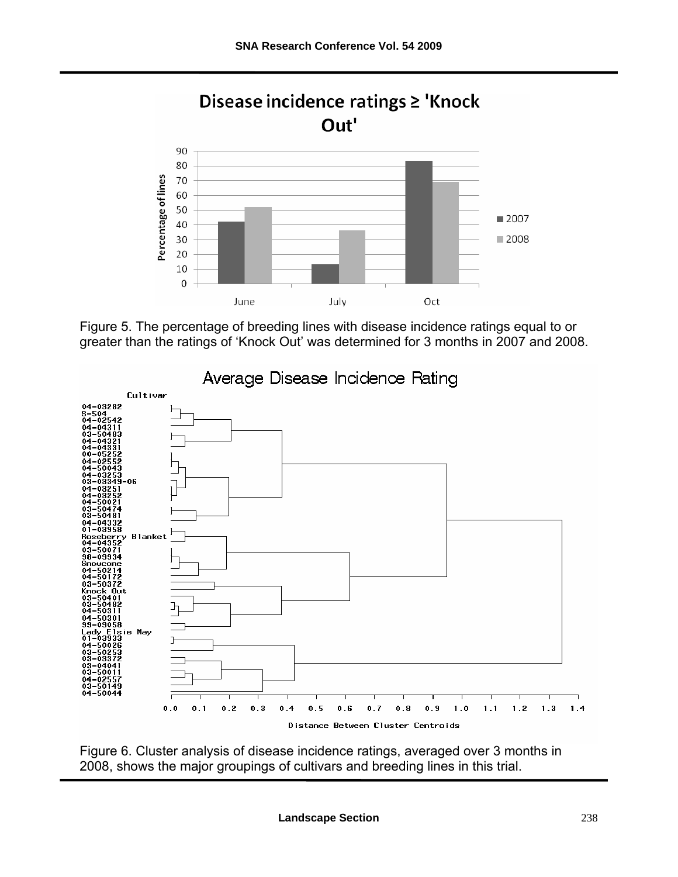Figure 5. The percentage of breeding lines with disease incidence ratings equal to or greater than the ratings of 'Knock Out' was determined for 3 months in 2007 and 2008.

Figure 6. Cluster analysis of disease incidence ratings, averaged over 3 months in 2008, shows the major groupings of cultivars and breeding lines in this trial.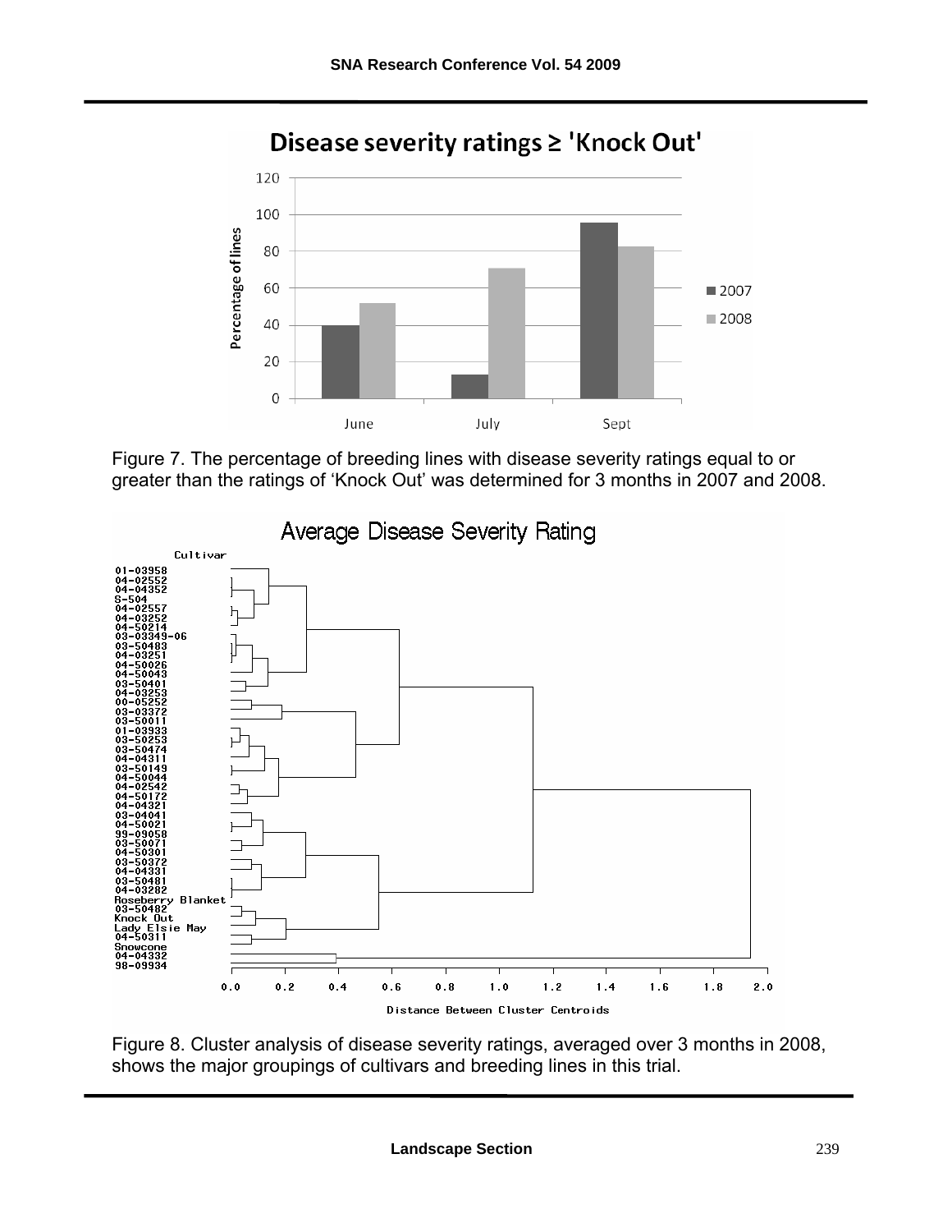Figure 7. The percentage of breeding lines with disease severity ratings equal to or greater than the ratings of ‘Knock Out’ was determined for 3 months in 2007 and 2008.

Figure 8. Cluster analysis of disease severity ratings, averaged over 3 months in 2008, shows the major groupings of cultivars and breeding lines in this trial.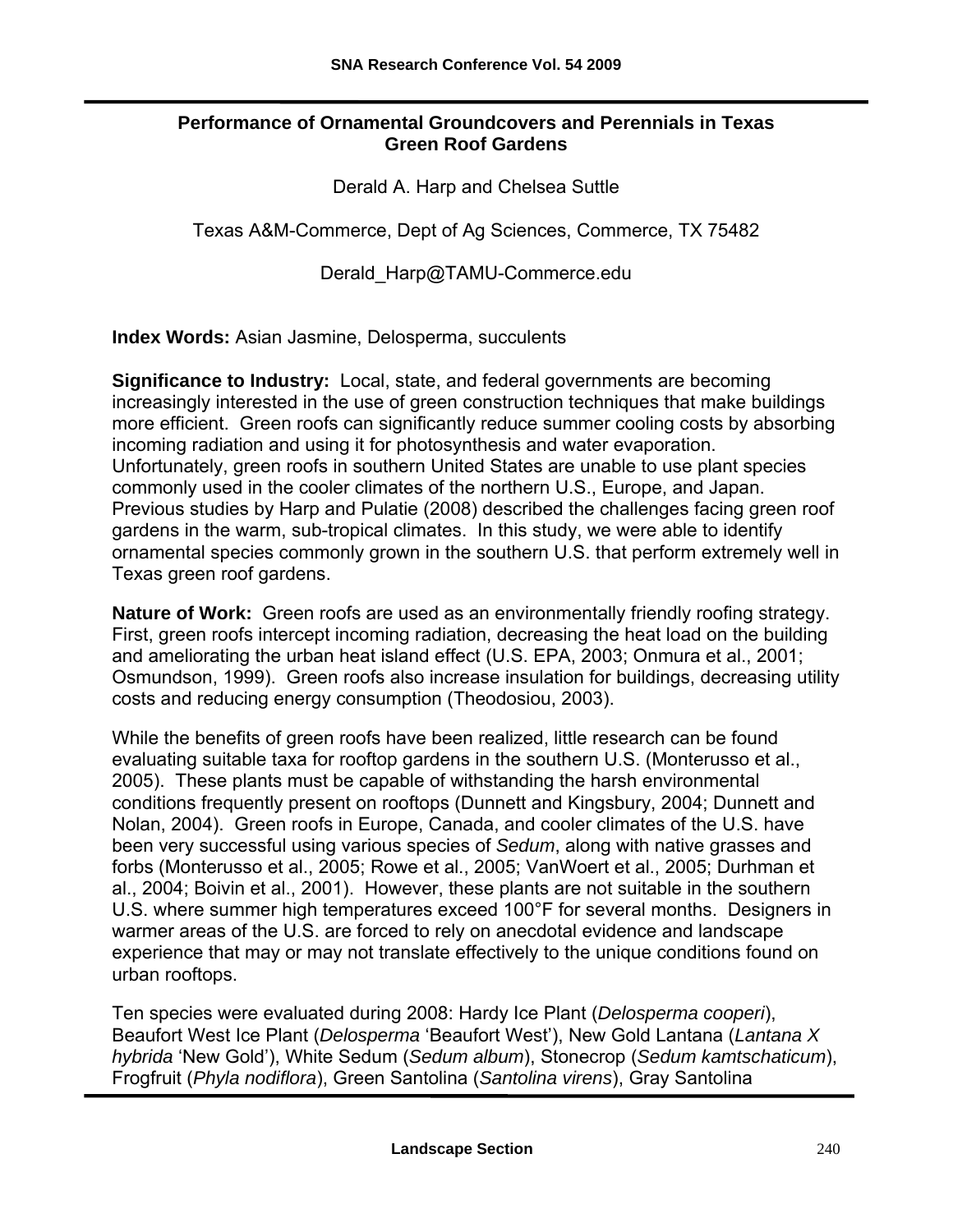## Performance of Ornamental Groundcovers and Perennials in Texas Green Roof Gardens

Derald A. Harp and Chelsea Suttle

Texas A&M-Commerce, Dept of Ag Sciences, Commerce, TX 75482

Derald_Harp@TAMU-Commerce.edu

**Index Words:** Asian Jasmine, Delosperma, succulents

**Significance to Industry:** Local, state, and federal governments are becoming increasingly interested in the use of green construction techniques that make buildings more efficient. Green roofs can significantly reduce summer cooling costs by absorbing incoming radiation and using it for photosynthesis and water evaporation. Unfortunately, green roofs in southern United States are unable to use plant species commonly used in the cooler climates of the northern U.S., Europe, and Japan. Previous studies by Harp and Pulatie (2008) described the challenges facing green roof gardens in the warm, sub-tropical climates. In this study, we were able to identify ornamental species commonly grown in the southern U.S. that perform extremely well in Texas green roof gardens.

**Nature of Work:** Green roofs are used as an environmentally friendly roofing strategy. First, green roofs intercept incoming radiation, decreasing the heat load on the building and ameliorating the urban heat island effect (U.S. EPA, 2003; Onmura et al., 2001; Osmundson, 1999). Green roofs also increase insulation for buildings, decreasing utility costs and reducing energy consumption (Theodosiou, 2003).

While the benefits of green roofs have been realized, little research can be found evaluating suitable taxa for rooftop gardens in the southern U.S. (Monterusso et al., 2005). These plants must be capable of withstanding the harsh environmental conditions frequently present on rooftops (Dunnett and Kingsbury, 2004; Dunnett and Nolan, 2004). Green roofs in Europe, Canada, and cooler climates of the U.S. have been very successful using various species of *Sedum*, along with native grasses and forbs (Monterusso et al., 2005; Rowe et al., 2005; VanWoert et al., 2005; Durhman et al., 2004; Boivin et al., 2001). However, these plants are not suitable in the southern U.S. where summer high temperatures exceed 100°F for several months. Designers in warmer areas of the U.S. are forced to rely on anecdotal evidence and landscape experience that may or may not translate effectively to the unique conditions found on urban rooftops.

Ten species were evaluated during 2008: Hardy Ice Plant (*Delosperma cooperi*), Beaufort West Ice Plant (*Delosperma* 'Beaufort West'), New Gold Lantana (*Lantana X hybrida* 'New Gold'), White Sedum (*Sedum album*), Stonecrop (*Sedum kamtschaticum*), Frogfruit (*Phyla nodiflora*), Green Santolina (*Santolina virens*), Gray Santolina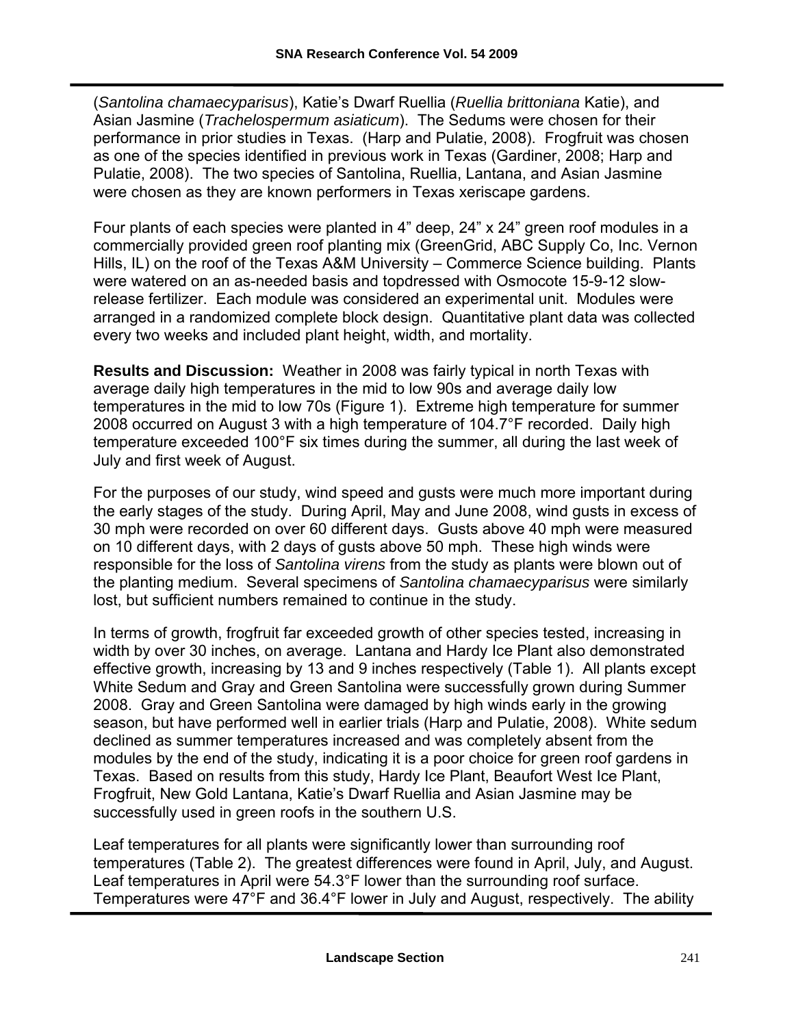(*Santolina chamaecyparisus*), Katie's Dwarf Ruellia (*Ruellia brittoniana* Katie), and Asian Jasmine (*Trachelospermum asiaticum*). The Sedums were chosen for their performance in prior studies in Texas. (Harp and Pulatie, 2008). Frogfruit was chosen as one of the species identified in previous work in Texas (Gardiner, 2008; Harp and Pulatie, 2008). The two species of Santolina, Ruellia, Lantana, and Asian Jasmine were chosen as they are known performers in Texas xeriscape gardens.

Four plants of each species were planted in 4" deep, 24" x 24" green roof modules in a commercially provided green roof planting mix (GreenGrid, ABC Supply Co, Inc. Vernon Hills, IL) on the roof of the Texas A&M University – Commerce Science building. Plants were watered on an as-needed basis and topdressed with Osmocote 15-9-12 slow-release fertilizer. Each module was considered an experimental unit. Modules were arranged in a randomized complete block design. Quantitative plant data was collected every two weeks and included plant height, width, and mortality.

**Results and Discussion:** Weather in 2008 was fairly typical in north Texas with average daily high temperatures in the mid to low 90s and average daily low temperatures in the mid to low 70s (Figure 1). Extreme high temperature for summer 2008 occurred on August 3 with a high temperature of 104.7°F recorded. Daily high temperature exceeded 100°F six times during the summer, all during the last week of July and first week of August.

For the purposes of our study, wind speed and gusts were much more important during the early stages of the study. During April, May and June 2008, wind gusts in excess of 30 mph were recorded on over 60 different days. Gusts above 40 mph were measured on 10 different days, with 2 days of gusts above 50 mph. These high winds were responsible for the loss of *Santolina virens* from the study as plants were blown out of the planting medium. Several specimens of *Santolina chamaecyparisus* were similarly lost, but sufficient numbers remained to continue in the study.

In terms of growth, frogfruit far exceeded growth of other species tested, increasing in width by over 30 inches, on average. Lantana and Hardy Ice Plant also demonstrated effective growth, increasing by 13 and 9 inches respectively (Table 1). All plants except White Sedum and Gray and Green Santolina were successfully grown during Summer 2008. Gray and Green Santolina were damaged by high winds early in the growing season, but have performed well in earlier trials (Harp and Pulatie, 2008). White sedum declined as summer temperatures increased and was completely absent from the modules by the end of the study, indicating it is a poor choice for green roof gardens in Texas. Based on results from this study, Hardy Ice Plant, Beaufort West Ice Plant, Frogfruit, New Gold Lantana, Katie's Dwarf Ruellia and Asian Jasmine may be successfully used in green roofs in the southern U.S.

Leaf temperatures for all plants were significantly lower than surrounding roof temperatures (Table 2). The greatest differences were found in April, July, and August. Leaf temperatures in April were 54.3°F lower than the surrounding roof surface. Temperatures were 47°F and 36.4°F lower in July and August, respectively. The ability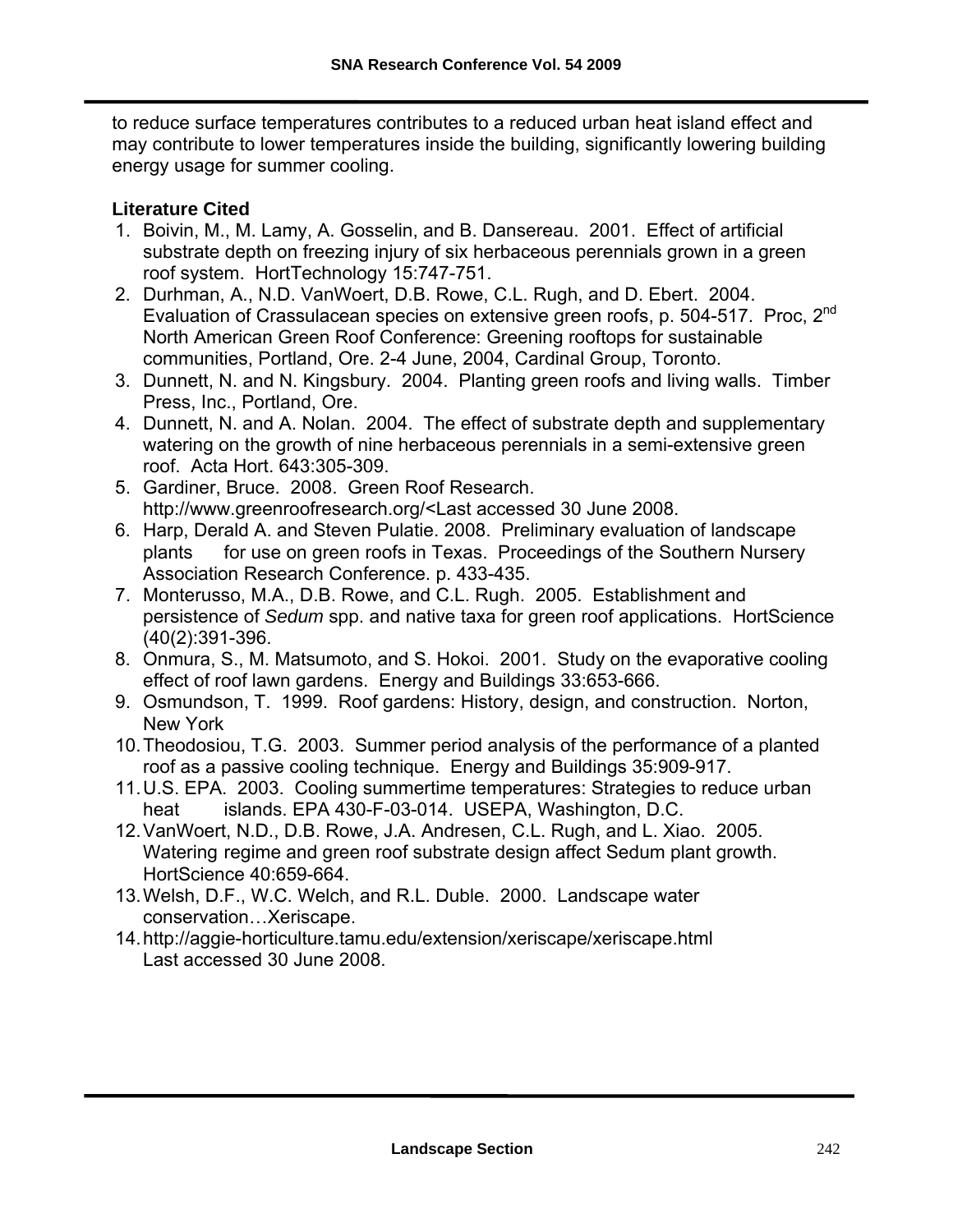to reduce surface temperatures contributes to a reduced urban heat island effect and may contribute to lower temperatures inside the building, significantly lowering building energy usage for summer cooling.

**Literature Cited**

1. Boivin, M., M. Lamy, A. Gosselin, and B. Dansereau. 2001. Effect of artificial substrate depth on freezing injury of six herbaceous perennials grown in a green roof system. HortTechnology 15:747-751.
2. Durhman, A., N.D. VanWoert, D.B. Rowe, C.L. Rugh, and D. Ebert. 2004. Evaluation of Crassulacean species on extensive green roofs, p. 504-517. Proc, 2nd North American Green Roof Conference: Greening rooftops for sustainable communities, Portland, Ore. 2-4 June, 2004, Cardinal Group, Toronto.
3. Dunnett, N. and N. Kingsbury. 2004. Planting green roofs and living walls. Timber Press, Inc., Portland, Ore.
4. Dunnett, N. and A. Nolan. 2004. The effect of substrate depth and supplementary watering on the growth of nine herbaceous perennials in a semi-extensive green roof. Acta Hort. 643:305-309.
5. Gardiner, Bruce. 2008. Green Roof Research. http://www.greenroofresearch.org/<Last accessed 30 June 2008.
6. Harp, Derald A. and Steven Pulatie. 2008. Preliminary evaluation of landscape plants for use on green roofs in Texas. Proceedings of the Southern Nursery Association Research Conference. p. 433-435.
7. Monterusso, M.A., D.B. Rowe, and C.L. Rugh. 2005. Establishment and persistence of *Sedum* spp. and native taxa for green roof applications. HortScience (40(2):391-396.
8. Onmura, S., M. Matsumoto, and S. Hokoi. 2001. Study on the evaporative cooling effect of roof lawn gardens. Energy and Buildings 33:653-666.
9. Osmundson, T. 1999. Roof gardens: History, design, and construction. Norton, New York
10. Theodosiou, T.G. 2003. Summer period analysis of the performance of a planted roof as a passive cooling technique. Energy and Buildings 35:909-917.
11. U.S. EPA. 2003. Cooling summertime temperatures: Strategies to reduce urban heat islands. EPA 430-F-03-014. USEPA, Washington, D.C.
12. VanWoert, N.D., D.B. Rowe, J.A. Andresen, C.L. Rugh, and L. Xiao. 2005. Watering regime and green roof substrate design affect Sedum plant growth. HortScience 40:659-664.
13. Welsh, D.F., W.C. Welch, and R.L. Duble. 2000. Landscape water conservation…Xeriscape.
14. http://aggie-horticulture.tamu.edu/extension/xeriscape/xeriscape.html Last accessed 30 June 2008.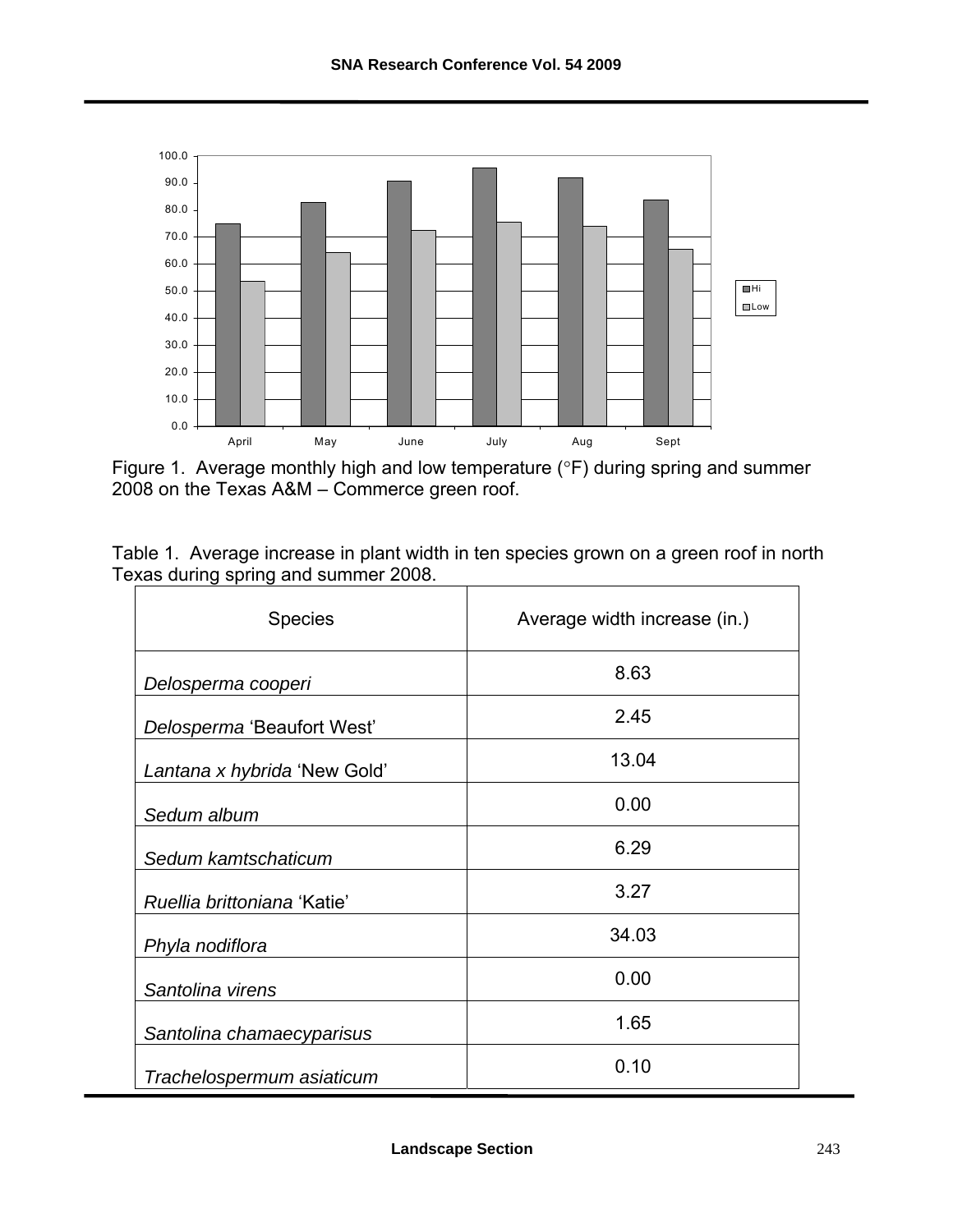Figure 1. Average monthly high and low temperature (°F) during spring and summer 2008 on the Texas A&M – Commerce green roof.

Table 1. Average increase in plant width in ten species grown on a green roof in north Texas during spring and summer 2008.

| Species | Average width increase (in.) |
|---|---|
| *Delosperma cooperi* | 8.63 |
| *Delosperma* 'Beaufort West' | 2.45 |
| *Lantana x hybrida* 'New Gold' | 13.04 |
| *Sedum album* | 0.00 |
| *Sedum kamtschaticum* | 6.29 |
| *Ruellia brittoniana* 'Katie' | 3.27 |
| *Phyla nodiflora* | 34.03 |
| *Santolina virens* | 0.00 |
| *Santolina chamaecyparisus* | 1.65 |
| *Trachelospermum asiaticum* | 0.10 |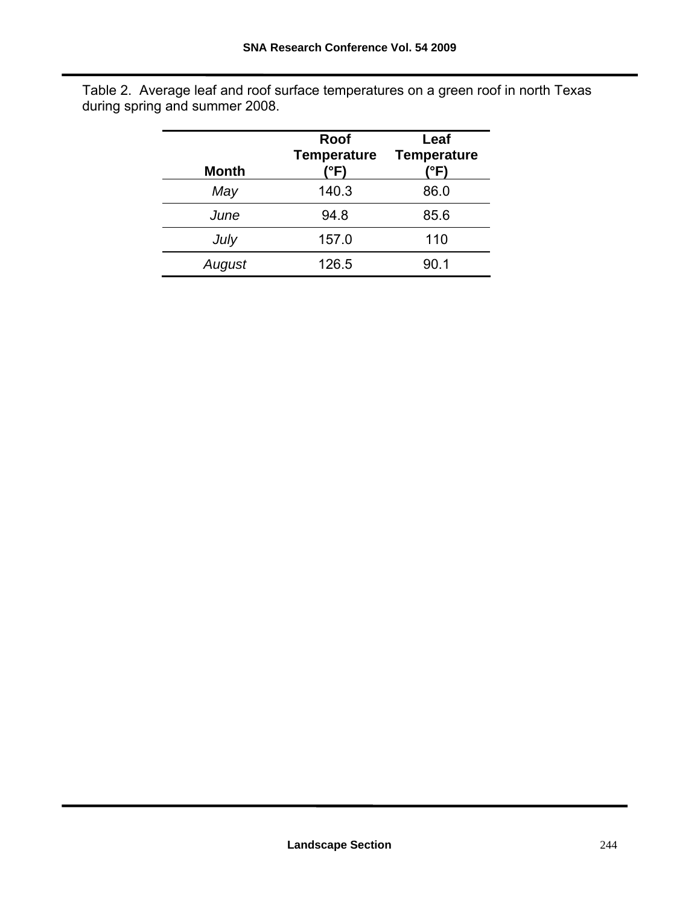Table 2. Average leaf and roof surface temperatures on a green roof in north Texas during spring and summer 2008.

| Month | Roof Temperature (°F) | Leaf Temperature (°F) |
|---|---|---|
| *May* | 140.3 | 86.0 |
| *June* | 94.8 | 85.6 |
| *July* | 157.0 | 110 |
| *August* | 126.5 | 90.1 |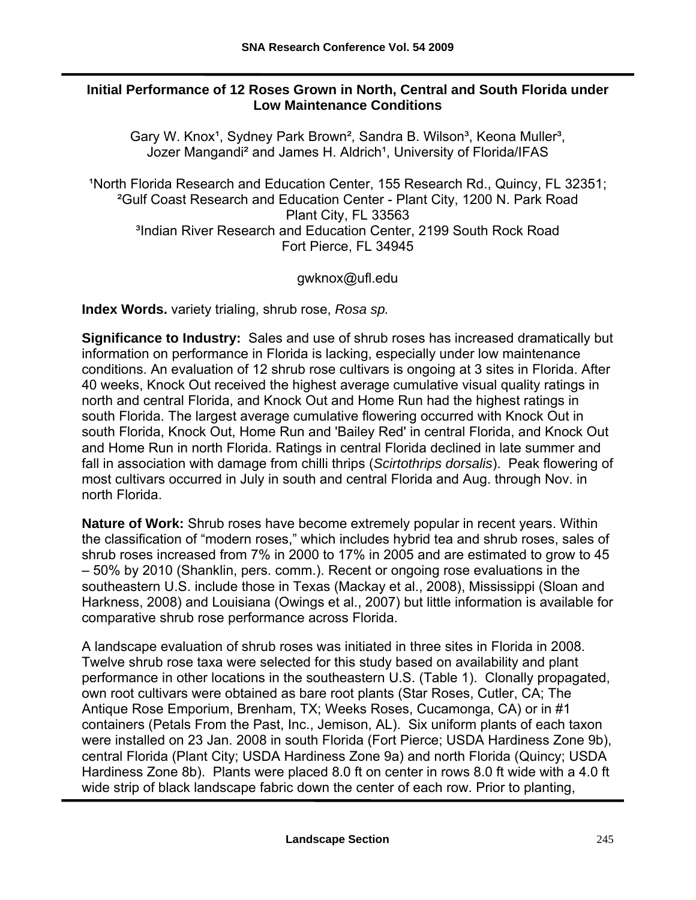## Initial Performance of 12 Roses Grown in North, Central and South Florida under Low Maintenance Conditions

Gary W. Knox[1], Sydney Park Brown[2], Sandra B. Wilson[3], Keona Muller[3], Jozer Mangandi[2] and James H. Aldrich[1], University of Florida/IFAS

[1]North Florida Research and Education Center, 155 Research Rd., Quincy, FL 32351;
[2]Gulf Coast Research and Education Center - Plant City, 1200 N. Park Road Plant City, FL 33563
[3]Indian River Research and Education Center, 2199 South Rock Road Fort Pierce, FL 34945

gwknox@ufl.edu

**Index Words.** variety trialing, shrub rose, *Rosa sp.*

**Significance to Industry:** Sales and use of shrub roses has increased dramatically but information on performance in Florida is lacking, especially under low maintenance conditions. An evaluation of 12 shrub rose cultivars is ongoing at 3 sites in Florida. After 40 weeks, Knock Out received the highest average cumulative visual quality ratings in north and central Florida, and Knock Out and Home Run had the highest ratings in south Florida. The largest average cumulative flowering occurred with Knock Out in south Florida, Knock Out, Home Run and 'Bailey Red' in central Florida, and Knock Out and Home Run in north Florida. Ratings in central Florida declined in late summer and fall in association with damage from chilli thrips (*Scirtothrips dorsalis*). Peak flowering of most cultivars occurred in July in south and central Florida and Aug. through Nov. in north Florida.

**Nature of Work:** Shrub roses have become extremely popular in recent years. Within the classification of "modern roses," which includes hybrid tea and shrub roses, sales of shrub roses increased from 7% in 2000 to 17% in 2005 and are estimated to grow to 45 – 50% by 2010 (Shanklin, pers. comm.). Recent or ongoing rose evaluations in the southeastern U.S. include those in Texas (Mackay et al., 2008), Mississippi (Sloan and Harkness, 2008) and Louisiana (Owings et al., 2007) but little information is available for comparative shrub rose performance across Florida.

A landscape evaluation of shrub roses was initiated in three sites in Florida in 2008. Twelve shrub rose taxa were selected for this study based on availability and plant performance in other locations in the southeastern U.S. (Table 1). Clonally propagated, own root cultivars were obtained as bare root plants (Star Roses, Cutler, CA; The Antique Rose Emporium, Brenham, TX; Weeks Roses, Cucamonga, CA) or in #1 containers (Petals From the Past, Inc., Jemison, AL). Six uniform plants of each taxon were installed on 23 Jan. 2008 in south Florida (Fort Pierce; USDA Hardiness Zone 9b), central Florida (Plant City; USDA Hardiness Zone 9a) and north Florida (Quincy; USDA Hardiness Zone 8b). Plants were placed 8.0 ft on center in rows 8.0 ft wide with a 4.0 ft wide strip of black landscape fabric down the center of each row. Prior to planting,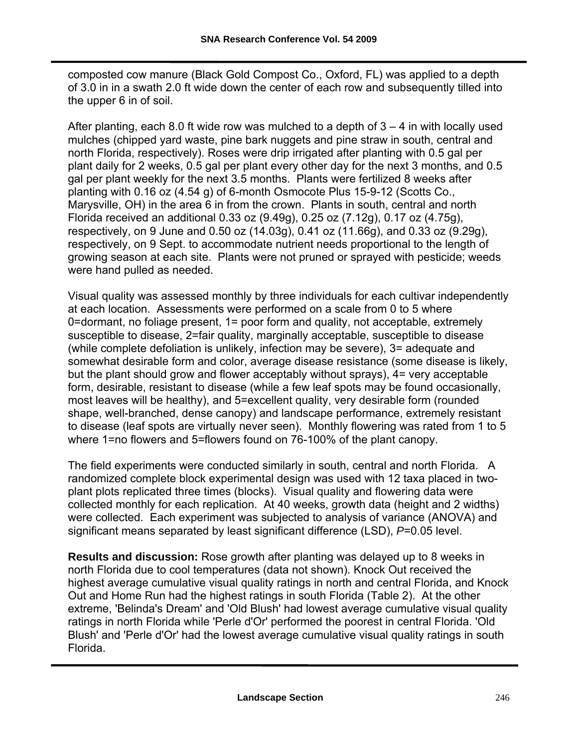composted cow manure (Black Gold Compost Co., Oxford, FL) was applied to a depth of 3.0 in in a swath 2.0 ft wide down the center of each row and subsequently tilled into the upper 6 in of soil.

After planting, each 8.0 ft wide row was mulched to a depth of 3 – 4 in with locally used mulches (chipped yard waste, pine bark nuggets and pine straw in south, central and north Florida, respectively). Roses were drip irrigated after planting with 0.5 gal per plant daily for 2 weeks, 0.5 gal per plant every other day for the next 3 months, and 0.5 gal per plant weekly for the next 3.5 months. Plants were fertilized 8 weeks after planting with 0.16 oz (4.54 g) of 6-month Osmocote Plus 15-9-12 (Scotts Co., Marysville, OH) in the area 6 in from the crown. Plants in south, central and north Florida received an additional 0.33 oz (9.49g), 0.25 oz (7.12g), 0.17 oz (4.75g), respectively, on 9 June and 0.50 oz (14.03g), 0.41 oz (11.66g), and 0.33 oz (9.29g), respectively, on 9 Sept. to accommodate nutrient needs proportional to the length of growing season at each site. Plants were not pruned or sprayed with pesticide; weeds were hand pulled as needed.

Visual quality was assessed monthly by three individuals for each cultivar independently at each location. Assessments were performed on a scale from 0 to 5 where 0=dormant, no foliage present, 1= poor form and quality, not acceptable, extremely susceptible to disease, 2=fair quality, marginally acceptable, susceptible to disease (while complete defoliation is unlikely, infection may be severe), 3= adequate and somewhat desirable form and color, average disease resistance (some disease is likely, but the plant should grow and flower acceptably without sprays), 4= very acceptable form, desirable, resistant to disease (while a few leaf spots may be found occasionally, most leaves will be healthy), and 5=excellent quality, very desirable form (rounded shape, well-branched, dense canopy) and landscape performance, extremely resistant to disease (leaf spots are virtually never seen). Monthly flowering was rated from 1 to 5 where 1=no flowers and 5=flowers found on 76-100% of the plant canopy.

The field experiments were conducted similarly in south, central and north Florida. A randomized complete block experimental design was used with 12 taxa placed in two-plant plots replicated three times (blocks). Visual quality and flowering data were collected monthly for each replication. At 40 weeks, growth data (height and 2 widths) were collected. Each experiment was subjected to analysis of variance (ANOVA) and significant means separated by least significant difference (LSD), $P$=0.05 level.

**Results and discussion:** Rose growth after planting was delayed up to 8 weeks in north Florida due to cool temperatures (data not shown). Knock Out received the highest average cumulative visual quality ratings in north and central Florida, and Knock Out and Home Run had the highest ratings in south Florida (Table 2). At the other extreme, 'Belinda's Dream' and 'Old Blush' had lowest average cumulative visual quality ratings in north Florida while 'Perle d'Or' performed the poorest in central Florida. 'Old Blush' and 'Perle d'Or' had the lowest average cumulative visual quality ratings in south Florida.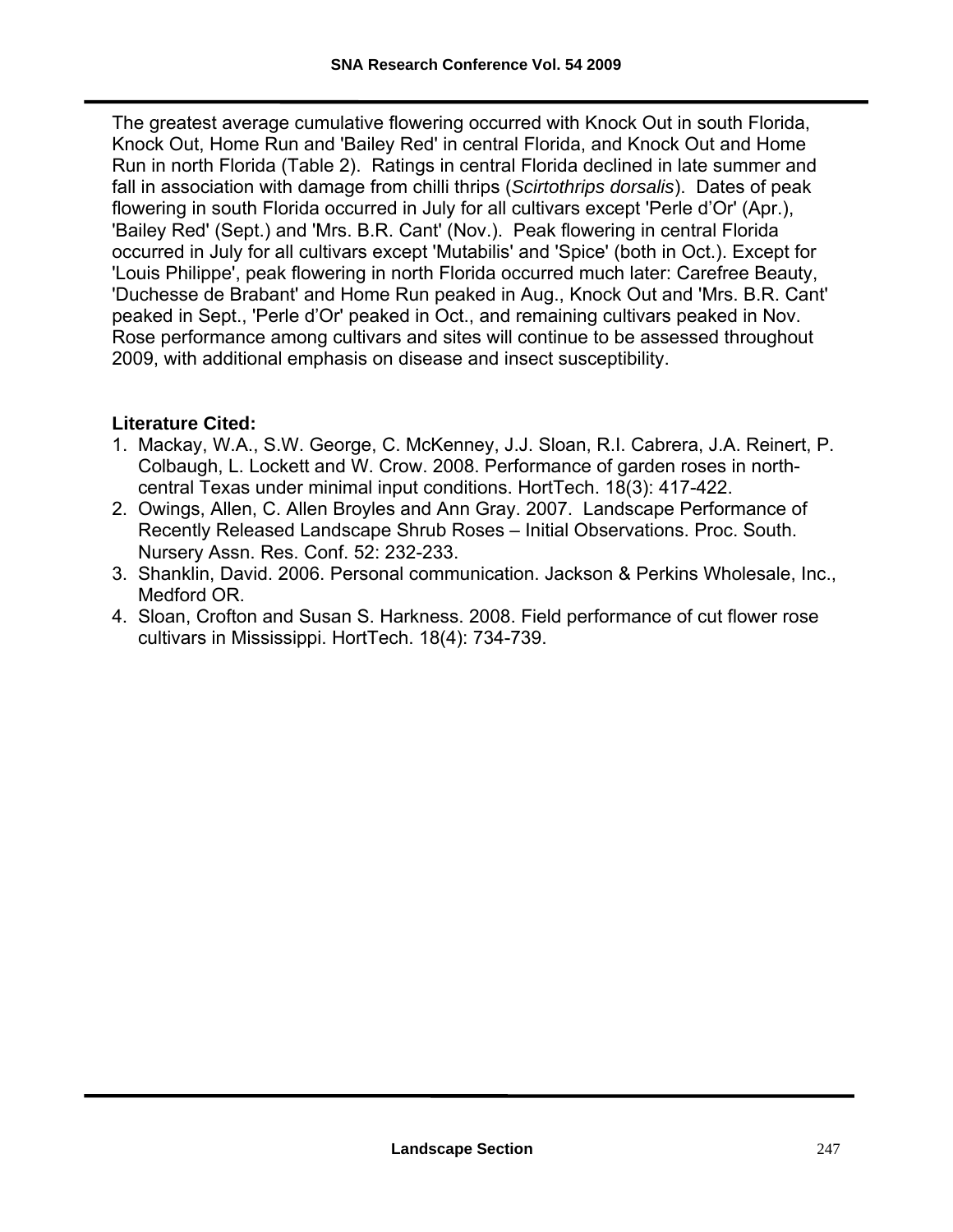The greatest average cumulative flowering occurred with Knock Out in south Florida, Knock Out, Home Run and 'Bailey Red' in central Florida, and Knock Out and Home Run in north Florida (Table 2). Ratings in central Florida declined in late summer and fall in association with damage from chilli thrips (*Scirtothrips dorsalis*). Dates of peak flowering in south Florida occurred in July for all cultivars except 'Perle d'Or' (Apr.), 'Bailey Red' (Sept.) and 'Mrs. B.R. Cant' (Nov.). Peak flowering in central Florida occurred in July for all cultivars except 'Mutabilis' and 'Spice' (both in Oct.). Except for 'Louis Philippe', peak flowering in north Florida occurred much later: Carefree Beauty, 'Duchesse de Brabant' and Home Run peaked in Aug., Knock Out and 'Mrs. B.R. Cant' peaked in Sept., 'Perle d'Or' peaked in Oct., and remaining cultivars peaked in Nov. Rose performance among cultivars and sites will continue to be assessed throughout 2009, with additional emphasis on disease and insect susceptibility.

**Literature Cited:**

1. Mackay, W.A., S.W. George, C. McKenney, J.J. Sloan, R.I. Cabrera, J.A. Reinert, P. Colbaugh, L. Lockett and W. Crow. 2008. Performance of garden roses in north-central Texas under minimal input conditions. HortTech. 18(3): 417-422.
2. Owings, Allen, C. Allen Broyles and Ann Gray. 2007. Landscape Performance of Recently Released Landscape Shrub Roses – Initial Observations. Proc. South. Nursery Assn. Res. Conf. 52: 232-233.
3. Shanklin, David. 2006. Personal communication. Jackson & Perkins Wholesale, Inc., Medford OR.
4. Sloan, Crofton and Susan S. Harkness. 2008. Field performance of cut flower rose cultivars in Mississippi. HortTech. 18(4): 734-739.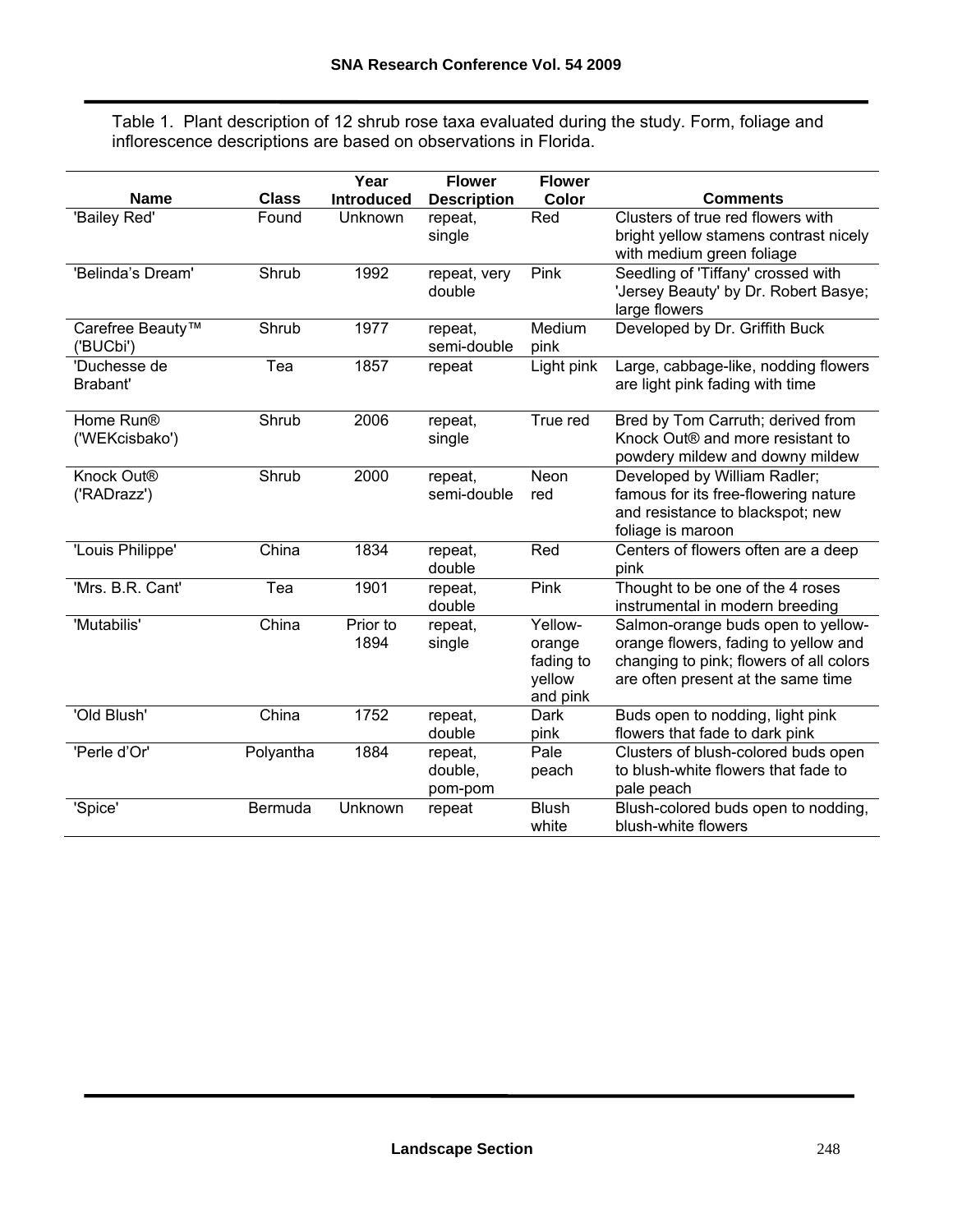Table 1. Plant description of 12 shrub rose taxa evaluated during the study. Form, foliage and inflorescence descriptions are based on observations in Florida.

| Name | Class | Year Introduced | Flower Description | Flower Color | Comments |
|---|---|---|---|---|---|
| 'Bailey Red' | Found | Unknown | repeat, single | Red | Clusters of true red flowers with bright yellow stamens contrast nicely with medium green foliage |
| 'Belinda's Dream' | Shrub | 1992 | repeat, very double | Pink | Seedling of 'Tiffany' crossed with 'Jersey Beauty' by Dr. Robert Basye; large flowers |
| Carefree Beauty™ ('BUCbi') | Shrub | 1977 | repeat, semi-double | Medium pink | Developed by Dr. Griffith Buck |
| 'Duchesse de Brabant' | Tea | 1857 | repeat | Light pink | Large, cabbage-like, nodding flowers are light pink fading with time |
| Home Run® ('WEKcisbako') | Shrub | 2006 | repeat, single | True red | Bred by Tom Carruth; derived from Knock Out® and more resistant to powdery mildew and downy mildew |
| Knock Out® ('RADrazz') | Shrub | 2000 | repeat, semi-double | Neon red | Developed by William Radler; famous for its free-flowering nature and resistance to blackspot; new foliage is maroon |
| 'Louis Philippe' | China | 1834 | repeat, double | Red | Centers of flowers often are a deep pink |
| 'Mrs. B.R. Cant' | Tea | 1901 | repeat, double | Pink | Thought to be one of the 4 roses instrumental in modern breeding |
| 'Mutabilis' | China | Prior to 1894 | repeat, single | Yellow-orange fading to yellow and pink | Salmon-orange buds open to yellow-orange flowers, fading to yellow and changing to pink; flowers of all colors are often present at the same time |
| 'Old Blush' | China | 1752 | repeat, double | Dark pink | Buds open to nodding, light pink flowers that fade to dark pink |
| 'Perle d'Or' | Polyantha | 1884 | repeat, double, pom-pom | Pale peach | Clusters of blush-colored buds open to blush-white flowers that fade to pale peach |
| 'Spice' | Bermuda | Unknown | repeat | Blush white | Blush-colored buds open to nodding, blush-white flowers |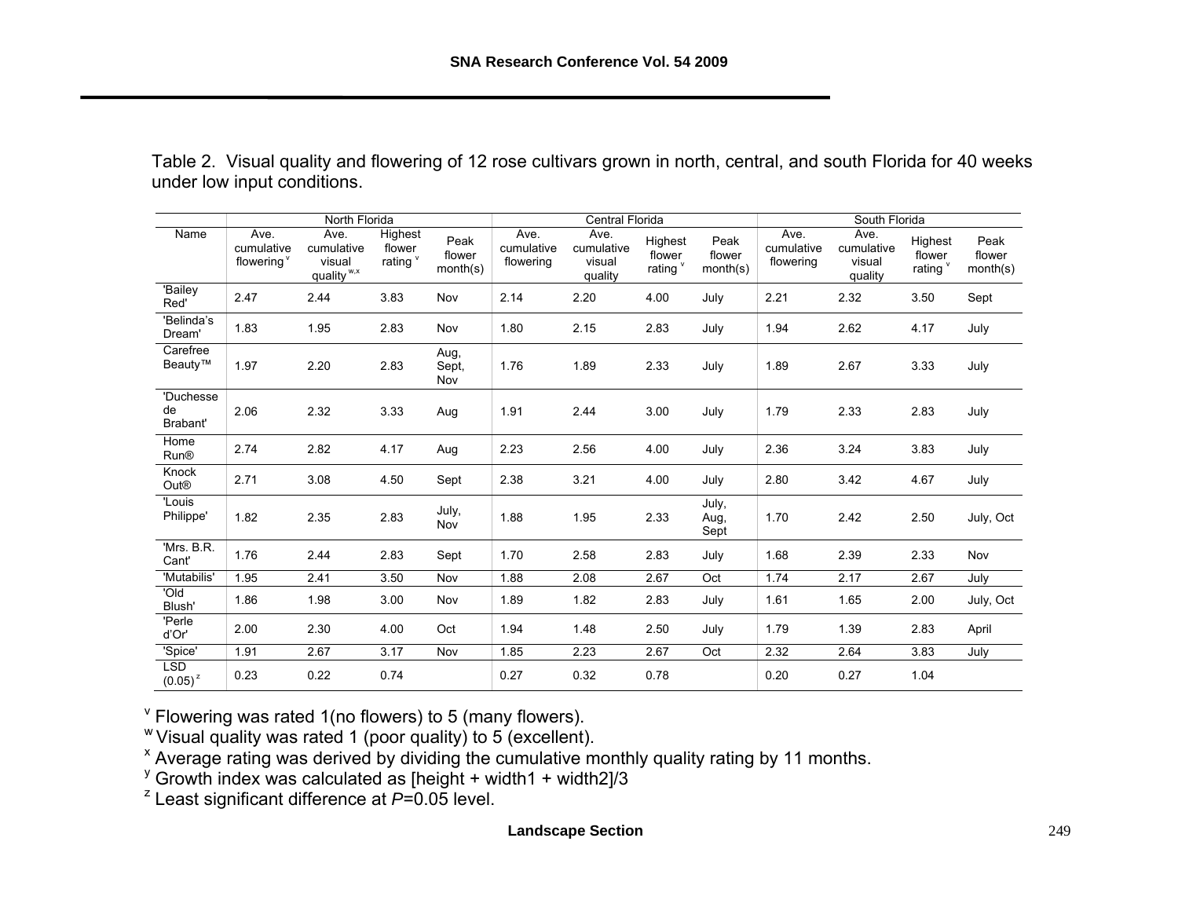Table 2. Visual quality and flowering of 12 rose cultivars grown in north, central, and south Florida for 40 weeks under low input conditions.

| | North Florida | | | | Central Florida | | | | South Florida | | | |
|---|---|---|---|---|---|---|---|---|---|---|---|---|
| Name | Ave. cumulative flowering [v] | Ave. cumulative visual quality [w,x] | Highest flower rating [v] | Peak flower month(s) | Ave. cumulative flowering | Ave. cumulative visual quality | Highest flower rating [v] | Peak flower month(s) | Ave. cumulative flowering | Ave. cumulative visual quality | Highest flower rating [v] | Peak flower month(s) |
| 'Bailey Red' | 2.47 | 2.44 | 3.83 | Nov | 2.14 | 2.20 | 4.00 | July | 2.21 | 2.32 | 3.50 | Sept |
| 'Belinda's Dream' | 1.83 | 1.95 | 2.83 | Nov | 1.80 | 2.15 | 2.83 | July | 1.94 | 2.62 | 4.17 | July |
| Carefree Beauty™ | 1.97 | 2.20 | 2.83 | Aug, Sept, Nov | 1.76 | 1.89 | 2.33 | July | 1.89 | 2.67 | 3.33 | July |
| 'Duchesse de Brabant' | 2.06 | 2.32 | 3.33 | Aug | 1.91 | 2.44 | 3.00 | July | 1.79 | 2.33 | 2.83 | July |
| Home Run® | 2.74 | 2.82 | 4.17 | Aug | 2.23 | 2.56 | 4.00 | July | 2.36 | 3.24 | 3.83 | July |
| Knock Out® | 2.71 | 3.08 | 4.50 | Sept | 2.38 | 3.21 | 4.00 | July | 2.80 | 3.42 | 4.67 | July |
| 'Louis Philippe' | 1.82 | 2.35 | 2.83 | July, Nov | 1.88 | 1.95 | 2.33 | July, Aug, Sept | 1.70 | 2.42 | 2.50 | July, Oct |
| 'Mrs. B.R. Cant' | 1.76 | 2.44 | 2.83 | Sept | 1.70 | 2.58 | 2.83 | July | 1.68 | 2.39 | 2.33 | Nov |
| 'Mutabilis' | 1.95 | 2.41 | 3.50 | Nov | 1.88 | 2.08 | 2.67 | Oct | 1.74 | 2.17 | 2.67 | July |
| 'Old Blush' | 1.86 | 1.98 | 3.00 | Nov | 1.89 | 1.82 | 2.83 | July | 1.61 | 1.65 | 2.00 | July, Oct |
| 'Perle d'Or' | 2.00 | 2.30 | 4.00 | Oct | 1.94 | 1.48 | 2.50 | July | 1.79 | 1.39 | 2.83 | April |
| 'Spice' | 1.91 | 2.67 | 3.17 | Nov | 1.85 | 2.23 | 2.67 | Oct | 2.32 | 2.64 | 3.83 | July |
| LSD (0.05) [z] | 0.23 | 0.22 | 0.74 | | 0.27 | 0.32 | 0.78 | | 0.20 | 0.27 | 1.04 | |

[v] Flowering was rated 1(no flowers) to 5 (many flowers).
[w] Visual quality was rated 1 (poor quality) to 5 (excellent).
[x] Average rating was derived by dividing the cumulative monthly quality rating by 11 months.
[y] Growth index was calculated as [height + width1 + width2]/3
[z] Least significant difference at *P*=0.05 level.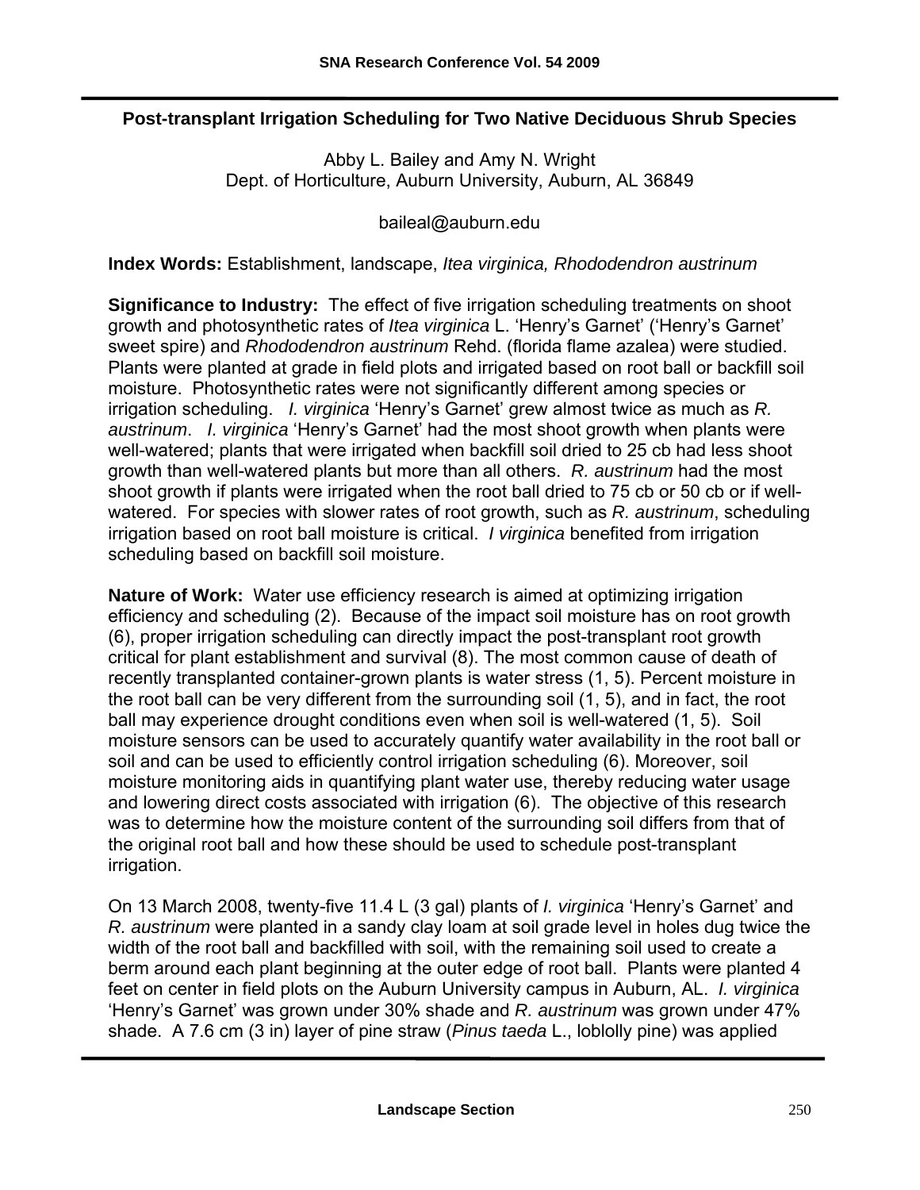## Post-transplant Irrigation Scheduling for Two Native Deciduous Shrub Species

Abby L. Bailey and Amy N. Wright
Dept. of Horticulture, Auburn University, Auburn, AL 36849

baileal@auburn.edu

**Index Words:** Establishment, landscape, *Itea virginica, Rhododendron austrinum*

**Significance to Industry:** The effect of five irrigation scheduling treatments on shoot growth and photosynthetic rates of *Itea virginica* L. 'Henry's Garnet' ('Henry's Garnet' sweet spire) and *Rhododendron austrinum* Rehd. (florida flame azalea) were studied. Plants were planted at grade in field plots and irrigated based on root ball or backfill soil moisture. Photosynthetic rates were not significantly different among species or irrigation scheduling. *I. virginica* 'Henry's Garnet' grew almost twice as much as *R. austrinum*. *I. virginica* 'Henry's Garnet' had the most shoot growth when plants were well-watered; plants that were irrigated when backfill soil dried to 25 cb had less shoot growth than well-watered plants but more than all others. *R. austrinum* had the most shoot growth if plants were irrigated when the root ball dried to 75 cb or 50 cb or if well-watered. For species with slower rates of root growth, such as *R. austrinum*, scheduling irrigation based on root ball moisture is critical. *I virginica* benefited from irrigation scheduling based on backfill soil moisture.

**Nature of Work:** Water use efficiency research is aimed at optimizing irrigation efficiency and scheduling (2). Because of the impact soil moisture has on root growth (6), proper irrigation scheduling can directly impact the post-transplant root growth critical for plant establishment and survival (8). The most common cause of death of recently transplanted container-grown plants is water stress (1, 5). Percent moisture in the root ball can be very different from the surrounding soil (1, 5), and in fact, the root ball may experience drought conditions even when soil is well-watered (1, 5). Soil moisture sensors can be used to accurately quantify water availability in the root ball or soil and can be used to efficiently control irrigation scheduling (6). Moreover, soil moisture monitoring aids in quantifying plant water use, thereby reducing water usage and lowering direct costs associated with irrigation (6). The objective of this research was to determine how the moisture content of the surrounding soil differs from that of the original root ball and how these should be used to schedule post-transplant irrigation.

On 13 March 2008, twenty-five 11.4 L (3 gal) plants of *I. virginica* 'Henry's Garnet' and *R. austrinum* were planted in a sandy clay loam at soil grade level in holes dug twice the width of the root ball and backfilled with soil, with the remaining soil used to create a berm around each plant beginning at the outer edge of root ball. Plants were planted 4 feet on center in field plots on the Auburn University campus in Auburn, AL. *I. virginica* 'Henry's Garnet' was grown under 30% shade and *R. austrinum* was grown under 47% shade. A 7.6 cm (3 in) layer of pine straw (*Pinus taeda* L., loblolly pine) was applied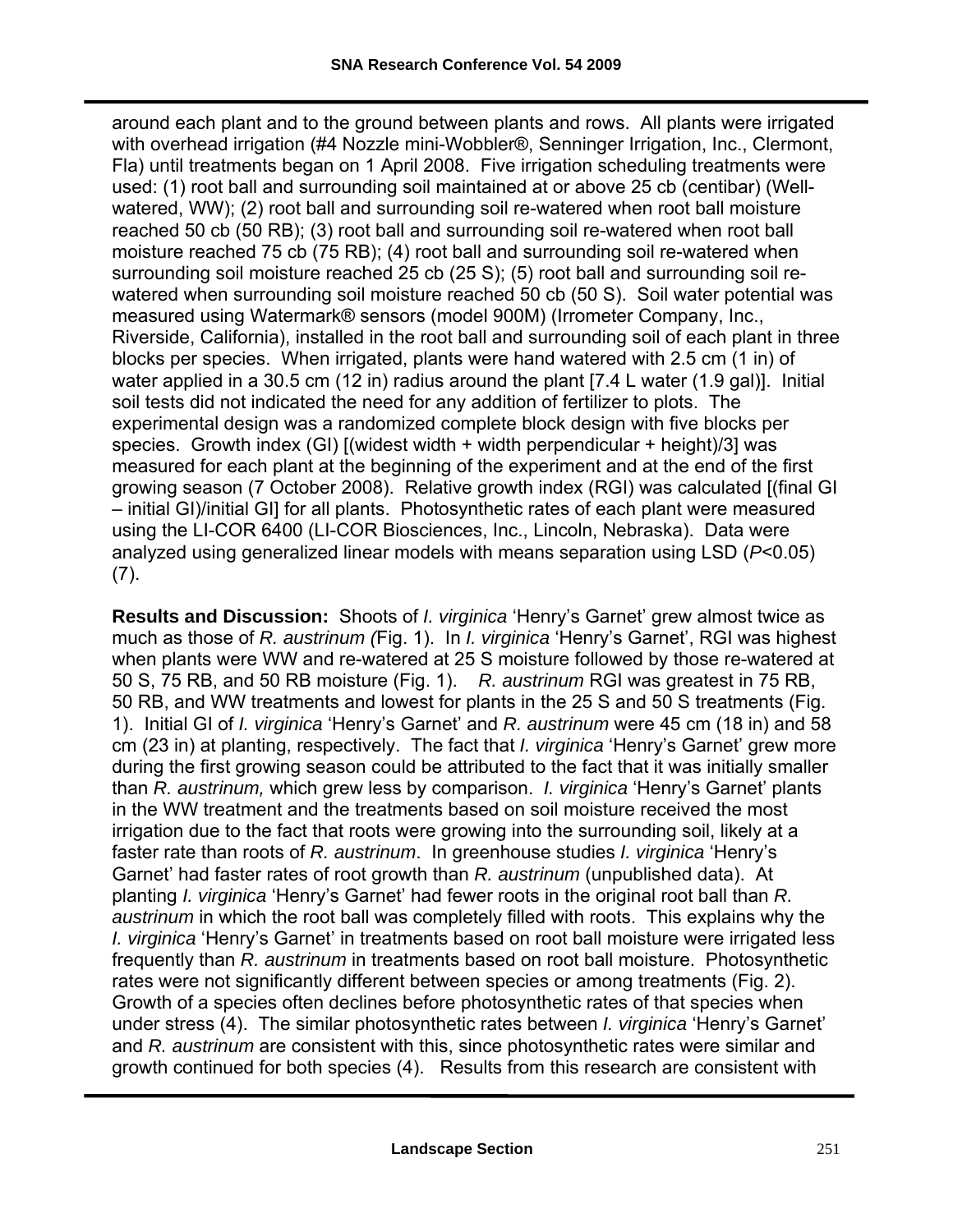around each plant and to the ground between plants and rows. All plants were irrigated with overhead irrigation (#4 Nozzle mini-Wobbler®, Senninger Irrigation, Inc., Clermont, Fla) until treatments began on 1 April 2008. Five irrigation scheduling treatments were used: (1) root ball and surrounding soil maintained at or above 25 cb (centibar) (Well-watered, WW); (2) root ball and surrounding soil re-watered when root ball moisture reached 50 cb (50 RB); (3) root ball and surrounding soil re-watered when root ball moisture reached 75 cb (75 RB); (4) root ball and surrounding soil re-watered when surrounding soil moisture reached 25 cb (25 S); (5) root ball and surrounding soil re-watered when surrounding soil moisture reached 50 cb (50 S). Soil water potential was measured using Watermark® sensors (model 900M) (Irrometer Company, Inc., Riverside, California), installed in the root ball and surrounding soil of each plant in three blocks per species. When irrigated, plants were hand watered with 2.5 cm (1 in) of water applied in a 30.5 cm (12 in) radius around the plant [7.4 L water (1.9 gal)]. Initial soil tests did not indicated the need for any addition of fertilizer to plots. The experimental design was a randomized complete block design with five blocks per species. Growth index (GI) [(widest width + width perpendicular + height)/3] was measured for each plant at the beginning of the experiment and at the end of the first growing season (7 October 2008). Relative growth index (RGI) was calculated [(final GI – initial GI)/initial GI] for all plants. Photosynthetic rates of each plant were measured using the LI-COR 6400 (LI-COR Biosciences, Inc., Lincoln, Nebraska). Data were analyzed using generalized linear models with means separation using LSD ($P$<0.05) (7).

**Results and Discussion:** Shoots of *I. virginica* 'Henry's Garnet' grew almost twice as much as those of *R. austrinum (*Fig. 1). In *I. virginica* 'Henry's Garnet', RGI was highest when plants were WW and re-watered at 25 S moisture followed by those re-watered at 50 S, 75 RB, and 50 RB moisture (Fig. 1). *R. austrinum* RGI was greatest in 75 RB, 50 RB, and WW treatments and lowest for plants in the 25 S and 50 S treatments (Fig. 1). Initial GI of *I. virginica* 'Henry's Garnet' and *R. austrinum* were 45 cm (18 in) and 58 cm (23 in) at planting, respectively. The fact that *I. virginica* 'Henry's Garnet' grew more during the first growing season could be attributed to the fact that it was initially smaller than *R. austrinum,* which grew less by comparison. *I. virginica* 'Henry's Garnet' plants in the WW treatment and the treatments based on soil moisture received the most irrigation due to the fact that roots were growing into the surrounding soil, likely at a faster rate than roots of *R. austrinum*. In greenhouse studies *I. virginica* 'Henry's Garnet' had faster rates of root growth than *R. austrinum* (unpublished data). At planting *I. virginica* 'Henry's Garnet' had fewer roots in the original root ball than *R. austrinum* in which the root ball was completely filled with roots. This explains why the *I. virginica* 'Henry's Garnet' in treatments based on root ball moisture were irrigated less frequently than *R. austrinum* in treatments based on root ball moisture. Photosynthetic rates were not significantly different between species or among treatments (Fig. 2). Growth of a species often declines before photosynthetic rates of that species when under stress (4). The similar photosynthetic rates between *I. virginica* 'Henry's Garnet' and *R. austrinum* are consistent with this, since photosynthetic rates were similar and growth continued for both species (4). Results from this research are consistent with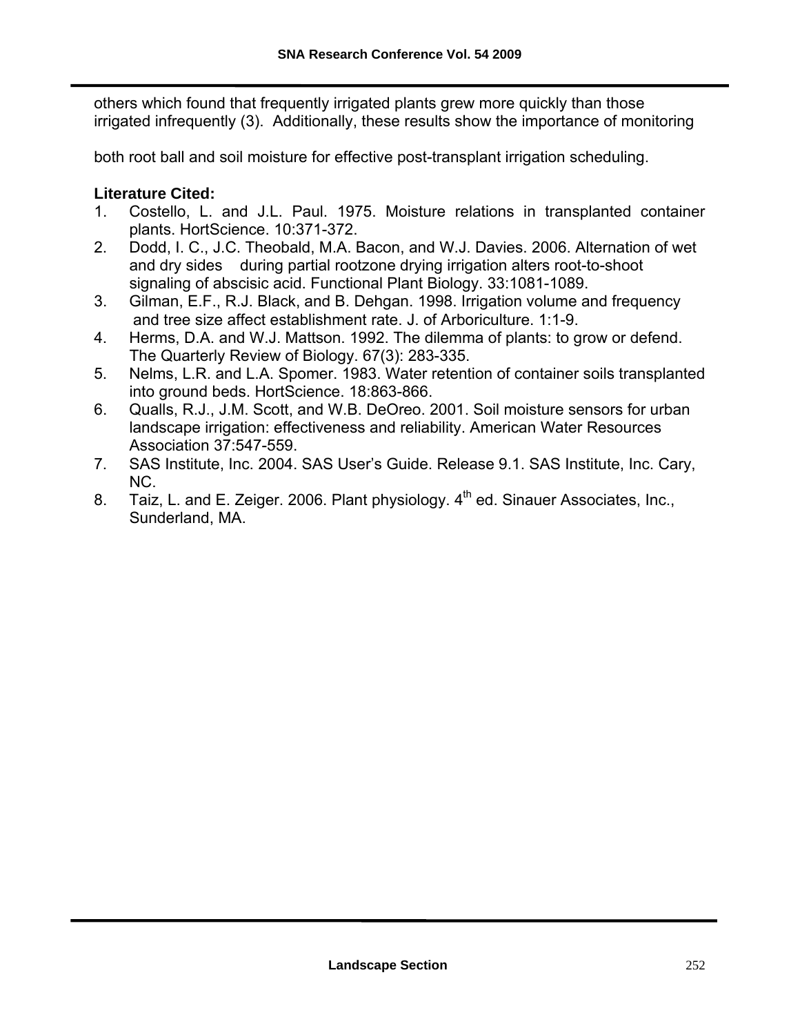others which found that frequently irrigated plants grew more quickly than those irrigated infrequently (3). Additionally, these results show the importance of monitoring both root ball and soil moisture for effective post-transplant irrigation scheduling.

**Literature Cited:**

1. Costello, L. and J.L. Paul. 1975. Moisture relations in transplanted container plants. HortScience. 10:371-372.
2. Dodd, I. C., J.C. Theobald, M.A. Bacon, and W.J. Davies. 2006. Alternation of wet and dry sides during partial rootzone drying irrigation alters root-to-shoot signaling of abscisic acid. Functional Plant Biology. 33:1081-1089.
3. Gilman, E.F., R.J. Black, and B. Dehgan. 1998. Irrigation volume and frequency and tree size affect establishment rate. J. of Arboriculture. 1:1-9.
4. Herms, D.A. and W.J. Mattson. 1992. The dilemma of plants: to grow or defend. The Quarterly Review of Biology. 67(3): 283-335.
5. Nelms, L.R. and L.A. Spomer. 1983. Water retention of container soils transplanted into ground beds. HortScience. 18:863-866.
6. Qualls, R.J., J.M. Scott, and W.B. DeOreo. 2001. Soil moisture sensors for urban landscape irrigation: effectiveness and reliability. American Water Resources Association 37:547-559.
7. SAS Institute, Inc. 2004. SAS User's Guide. Release 9.1. SAS Institute, Inc. Cary, NC.
8. Taiz, L. and E. Zeiger. 2006. Plant physiology. 4th ed. Sinauer Associates, Inc., Sunderland, MA.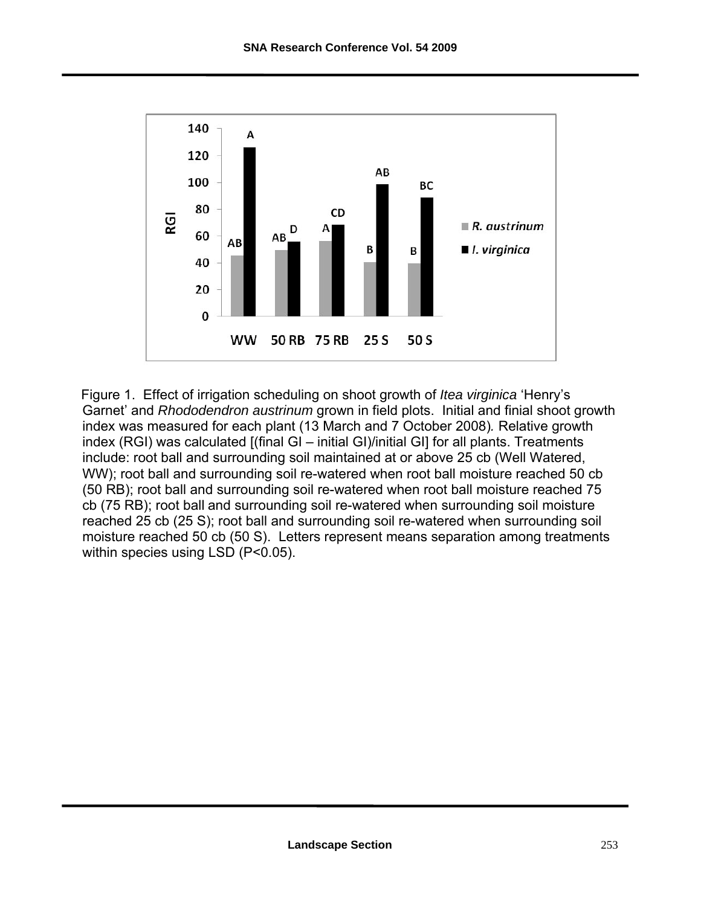Figure 1. Effect of irrigation scheduling on shoot growth of *Itea virginica* 'Henry's Garnet' and *Rhododendron austrinum* grown in field plots. Initial and finial shoot growth index was measured for each plant (13 March and 7 October 2008). Relative growth index (RGI) was calculated [(final GI – initial GI)/initial GI] for all plants. Treatments include: root ball and surrounding soil maintained at or above 25 cb (Well Watered, WW); root ball and surrounding soil re-watered when root ball moisture reached 50 cb (50 RB); root ball and surrounding soil re-watered when root ball moisture reached 75 cb (75 RB); root ball and surrounding soil re-watered when surrounding soil moisture reached 25 cb (25 S); root ball and surrounding soil re-watered when surrounding soil moisture reached 50 cb (50 S). Letters represent means separation among treatments within species using LSD ($P<0.05$).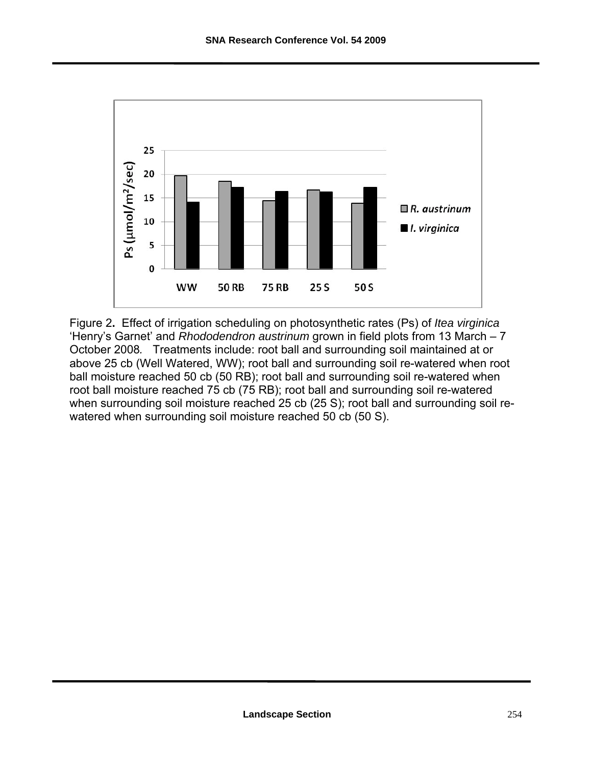Figure 2. Effect of irrigation scheduling on photosynthetic rates (Ps) of *Itea virginica* 'Henry's Garnet' and *Rhododendron austrinum* grown in field plots from 13 March – 7 October 2008. Treatments include: root ball and surrounding soil maintained at or above 25 cb (Well Watered, WW); root ball and surrounding soil re-watered when root ball moisture reached 50 cb (50 RB); root ball and surrounding soil re-watered when root ball moisture reached 75 cb (75 RB); root ball and surrounding soil re-watered when surrounding soil moisture reached 25 cb (25 S); root ball and surrounding soil re-watered when surrounding soil moisture reached 50 cb (50 S).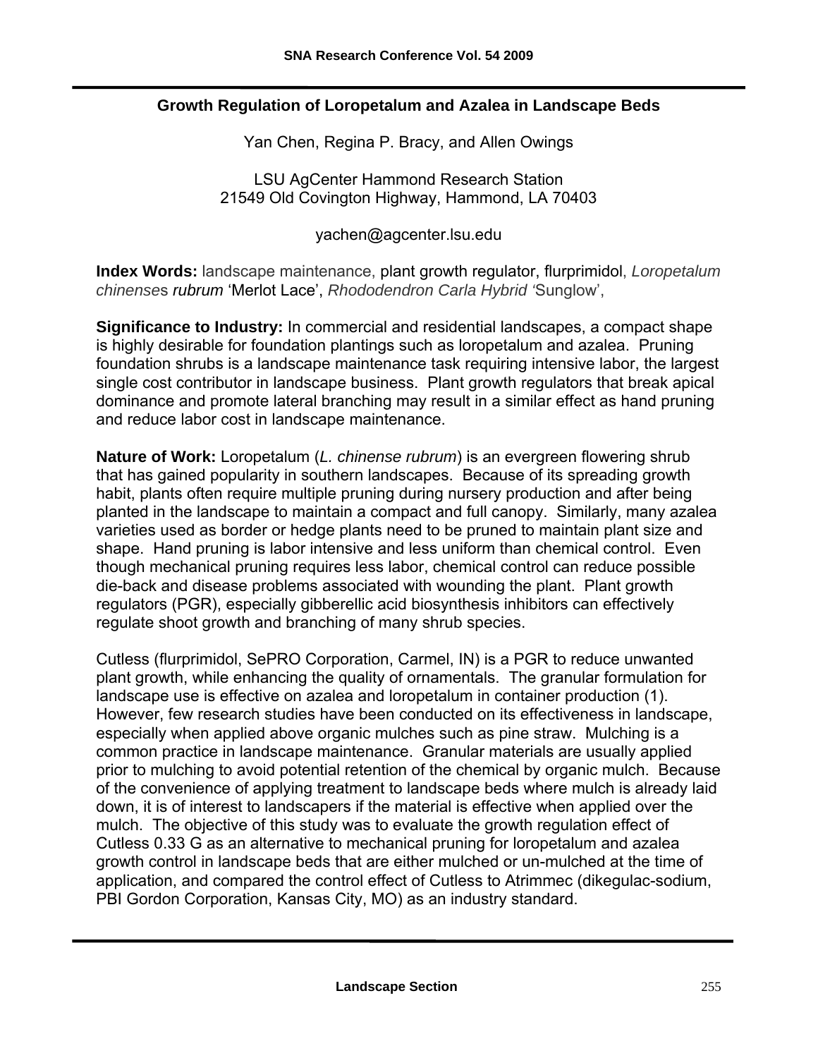## Growth Regulation of Loropetalum and Azalea in Landscape Beds

Yan Chen, Regina P. Bracy, and Allen Owings

LSU AgCenter Hammond Research Station
21549 Old Covington Highway, Hammond, LA 70403

yachen@agcenter.lsu.edu

**Index Words:** landscape maintenance, plant growth regulator, flurprimidol, *Loropetalum chinense*s *rubrum* 'Merlot Lace', *Rhododendron Carla Hybrid '*Sunglow',

**Significance to Industry:** In commercial and residential landscapes, a compact shape is highly desirable for foundation plantings such as loropetalum and azalea. Pruning foundation shrubs is a landscape maintenance task requiring intensive labor, the largest single cost contributor in landscape business. Plant growth regulators that break apical dominance and promote lateral branching may result in a similar effect as hand pruning and reduce labor cost in landscape maintenance.

**Nature of Work:** Loropetalum (*L. chinense rubrum*) is an evergreen flowering shrub that has gained popularity in southern landscapes. Because of its spreading growth habit, plants often require multiple pruning during nursery production and after being planted in the landscape to maintain a compact and full canopy. Similarly, many azalea varieties used as border or hedge plants need to be pruned to maintain plant size and shape. Hand pruning is labor intensive and less uniform than chemical control. Even though mechanical pruning requires less labor, chemical control can reduce possible die-back and disease problems associated with wounding the plant. Plant growth regulators (PGR), especially gibberellic acid biosynthesis inhibitors can effectively regulate shoot growth and branching of many shrub species.

Cutless (flurprimidol, SePRO Corporation, Carmel, IN) is a PGR to reduce unwanted plant growth, while enhancing the quality of ornamentals. The granular formulation for landscape use is effective on azalea and loropetalum in container production (1). However, few research studies have been conducted on its effectiveness in landscape, especially when applied above organic mulches such as pine straw. Mulching is a common practice in landscape maintenance. Granular materials are usually applied prior to mulching to avoid potential retention of the chemical by organic mulch. Because of the convenience of applying treatment to landscape beds where mulch is already laid down, it is of interest to landscapers if the material is effective when applied over the mulch. The objective of this study was to evaluate the growth regulation effect of Cutless 0.33 G as an alternative to mechanical pruning for loropetalum and azalea growth control in landscape beds that are either mulched or un-mulched at the time of application, and compared the control effect of Cutless to Atrimmec (dikegulac-sodium, PBI Gordon Corporation, Kansas City, MO) as an industry standard.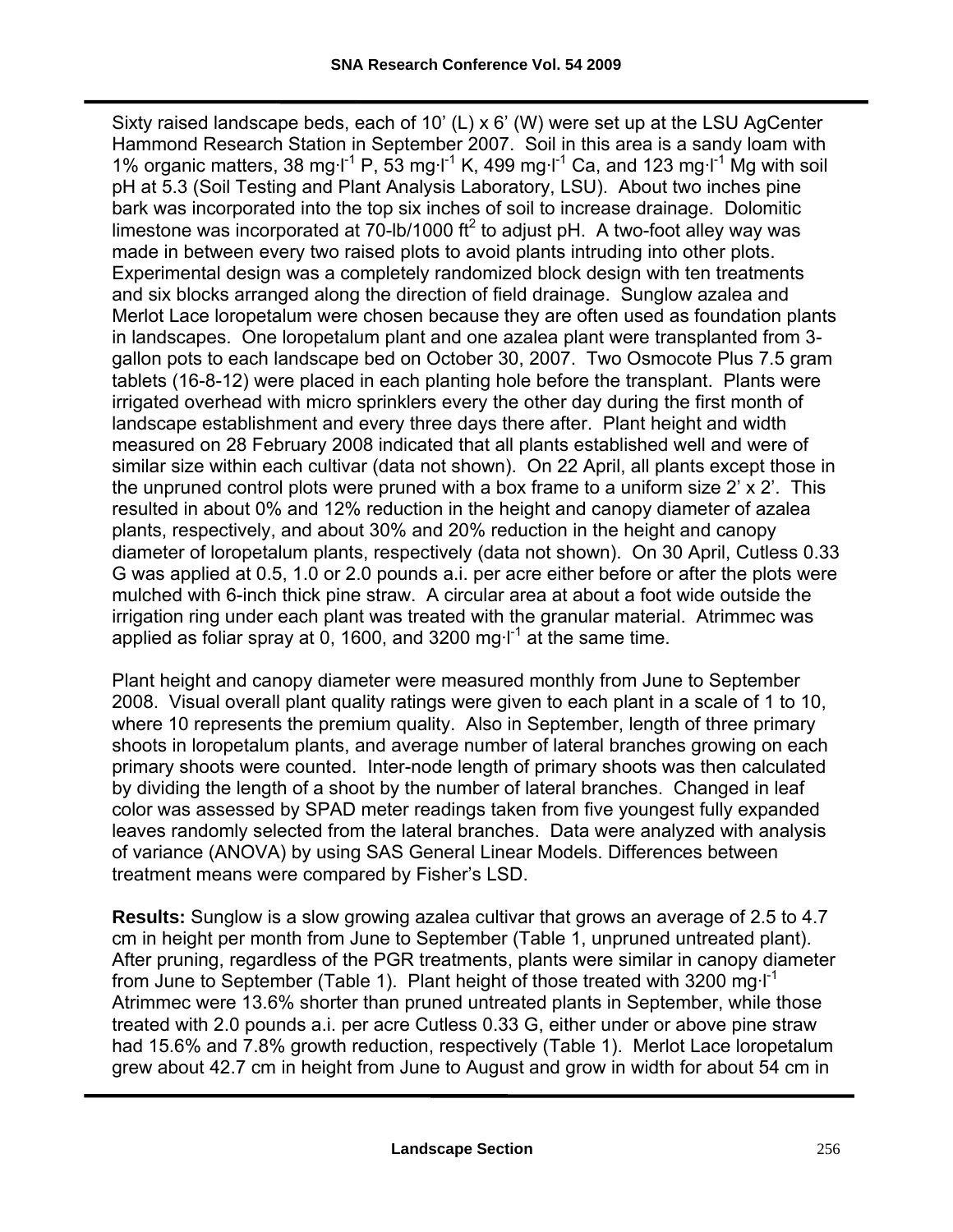Sixty raised landscape beds, each of 10' (L) x 6' (W) were set up at the LSU AgCenter Hammond Research Station in September 2007. Soil in this area is a sandy loam with 1% organic matters, 38 mg·l$^{-1}$ P, 53 mg·l$^{-1}$ K, 499 mg·l$^{-1}$ Ca, and 123 mg·l$^{-1}$ Mg with soil pH at 5.3 (Soil Testing and Plant Analysis Laboratory, LSU). About two inches pine bark was incorporated into the top six inches of soil to increase drainage. Dolomitic limestone was incorporated at 70-lb/1000 ft$^2$ to adjust pH. A two-foot alley way was made in between every two raised plots to avoid plants intruding into other plots. Experimental design was a completely randomized block design with ten treatments and six blocks arranged along the direction of field drainage. Sunglow azalea and Merlot Lace loropetalum were chosen because they are often used as foundation plants in landscapes. One loropetalum plant and one azalea plant were transplanted from 3-gallon pots to each landscape bed on October 30, 2007. Two Osmocote Plus 7.5 gram tablets (16-8-12) were placed in each planting hole before the transplant. Plants were irrigated overhead with micro sprinklers every the other day during the first month of landscape establishment and every three days there after. Plant height and width measured on 28 February 2008 indicated that all plants established well and were of similar size within each cultivar (data not shown). On 22 April, all plants except those in the unpruned control plots were pruned with a box frame to a uniform size 2' x 2'. This resulted in about 0% and 12% reduction in the height and canopy diameter of azalea plants, respectively, and about 30% and 20% reduction in the height and canopy diameter of loropetalum plants, respectively (data not shown). On 30 April, Cutless 0.33 G was applied at 0.5, 1.0 or 2.0 pounds a.i. per acre either before or after the plots were mulched with 6-inch thick pine straw. A circular area at about a foot wide outside the irrigation ring under each plant was treated with the granular material. Atrimmec was applied as foliar spray at 0, 1600, and 3200 mg·l$^{-1}$ at the same time.

Plant height and canopy diameter were measured monthly from June to September 2008. Visual overall plant quality ratings were given to each plant in a scale of 1 to 10, where 10 represents the premium quality. Also in September, length of three primary shoots in loropetalum plants, and average number of lateral branches growing on each primary shoots were counted. Inter-node length of primary shoots was then calculated by dividing the length of a shoot by the number of lateral branches. Changed in leaf color was assessed by SPAD meter readings taken from five youngest fully expanded leaves randomly selected from the lateral branches. Data were analyzed with analysis of variance (ANOVA) by using SAS General Linear Models. Differences between treatment means were compared by Fisher's LSD.

**Results:** Sunglow is a slow growing azalea cultivar that grows an average of 2.5 to 4.7 cm in height per month from June to September (Table 1, unpruned untreated plant). After pruning, regardless of the PGR treatments, plants were similar in canopy diameter from June to September (Table 1). Plant height of those treated with 3200 mg·l$^{-1}$ Atrimmec were 13.6% shorter than pruned untreated plants in September, while those treated with 2.0 pounds a.i. per acre Cutless 0.33 G, either under or above pine straw had 15.6% and 7.8% growth reduction, respectively (Table 1). Merlot Lace loropetalum grew about 42.7 cm in height from June to August and grow in width for about 54 cm in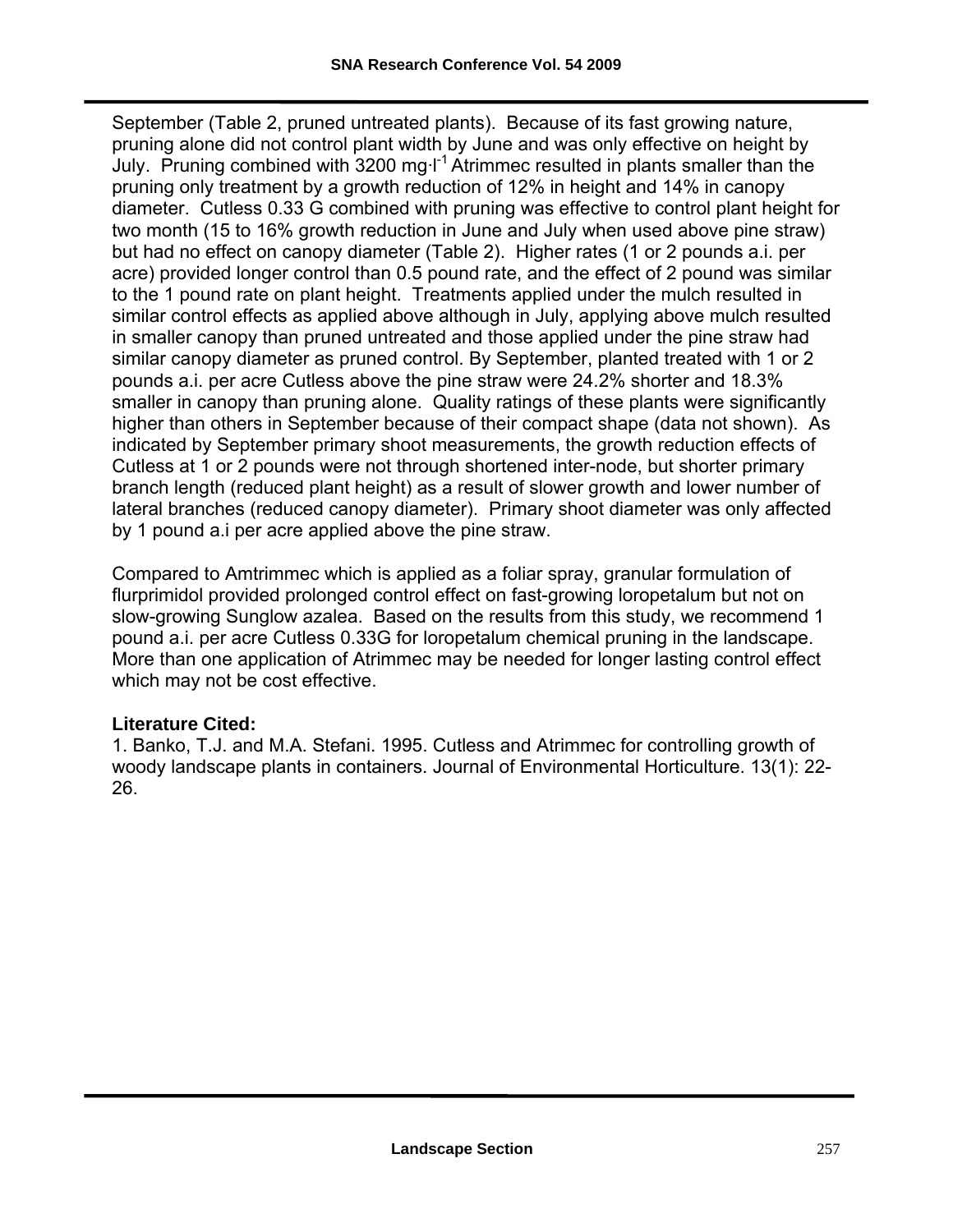September (Table 2, pruned untreated plants). Because of its fast growing nature, pruning alone did not control plant width by June and was only effective on height by July. Pruning combined with 3200 $mg \cdot l^{-1}$ Atrimmec resulted in plants smaller than the pruning only treatment by a growth reduction of 12% in height and 14% in canopy diameter. Cutless 0.33 G combined with pruning was effective to control plant height for two month (15 to 16% growth reduction in June and July when used above pine straw) but had no effect on canopy diameter (Table 2). Higher rates (1 or 2 pounds a.i. per acre) provided longer control than 0.5 pound rate, and the effect of 2 pound was similar to the 1 pound rate on plant height. Treatments applied under the mulch resulted in similar control effects as applied above although in July, applying above mulch resulted in smaller canopy than pruned untreated and those applied under the pine straw had similar canopy diameter as pruned control. By September, planted treated with 1 or 2 pounds a.i. per acre Cutless above the pine straw were 24.2% shorter and 18.3% smaller in canopy than pruning alone. Quality ratings of these plants were significantly higher than others in September because of their compact shape (data not shown). As indicated by September primary shoot measurements, the growth reduction effects of Cutless at 1 or 2 pounds were not through shortened inter-node, but shorter primary branch length (reduced plant height) as a result of slower growth and lower number of lateral branches (reduced canopy diameter). Primary shoot diameter was only affected by 1 pound a.i per acre applied above the pine straw.

Compared to Amtrimmec which is applied as a foliar spray, granular formulation of flurprimidol provided prolonged control effect on fast-growing loropetalum but not on slow-growing Sunglow azalea. Based on the results from this study, we recommend 1 pound a.i. per acre Cutless 0.33G for loropetalum chemical pruning in the landscape. More than one application of Atrimmec may be needed for longer lasting control effect which may not be cost effective.

**Literature Cited:**

1. Banko, T.J. and M.A. Stefani. 1995. Cutless and Atrimmec for controlling growth of woody landscape plants in containers. Journal of Environmental Horticulture. 13(1): 22-26.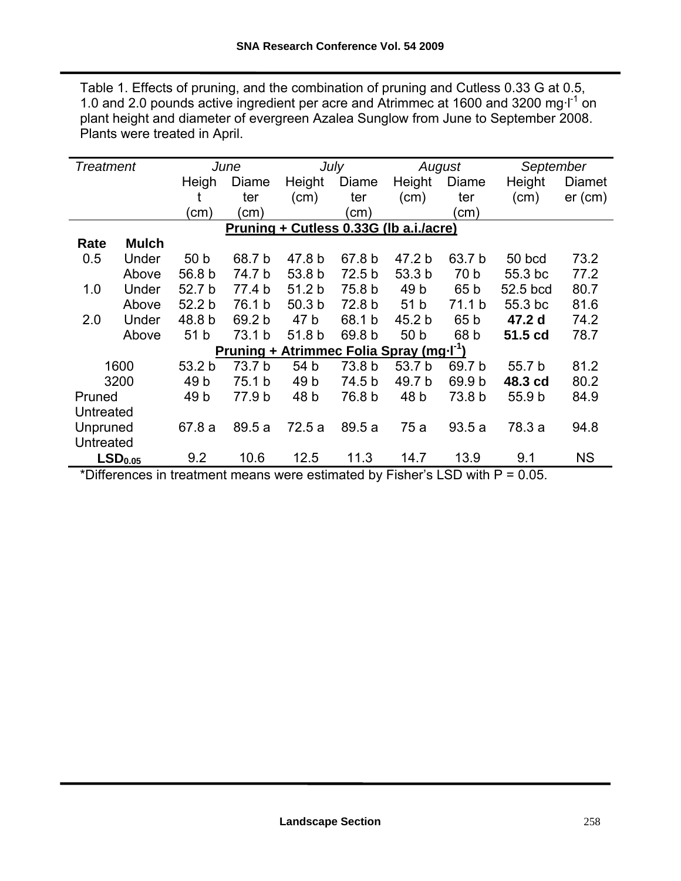Table 1. Effects of pruning, and the combination of pruning and Cutless 0.33 G at 0.5, 1.0 and 2.0 pounds active ingredient per acre and Atrimmec at 1600 and 3200 mg·l$^{-1}$ on plant height and diameter of evergreen Azalea Sunglow from June to September 2008. Plants were treated in April.

| *Treatment* | | *June* | | *July* | | *August* | | *September* | |
|---|---|---|---|---|---|---|---|---|---|
| | | Height (cm) | Diameter (cm) | Height (cm) | Diameter (cm) | Height (cm) | Diameter (cm) | Height (cm) | Diameter (cm) |
| **Pruning + Cutless 0.33G (lb a.i./acre)** | | | | | | | | | |
| **Rate** | **Mulch** | | | | | | | | |
| 0.5 | Under | 50 b | 68.7 b | 47.8 b | 67.8 b | 47.2 b | 63.7 b | 50 bcd | 73.2 |
| | Above | 56.8 b | 74.7 b | 53.8 b | 72.5 b | 53.3 b | 70 b | 55.3 bc | 77.2 |
| 1.0 | Under | 52.7 b | 77.4 b | 51.2 b | 75.8 b | 49 b | 65 b | 52.5 bcd | 80.7 |
| | Above | 52.2 b | 76.1 b | 50.3 b | 72.8 b | 51 b | 71.1 b | 55.3 bc | 81.6 |
| 2.0 | Under | 48.8 b | 69.2 b | 47 b | 68.1 b | 45.2 b | 65 b | **47.2 d** | 74.2 |
| | Above | 51 b | 73.1 b | 51.8 b | 69.8 b | 50 b | 68 b | **51.5 cd** | 78.7 |
| **Pruning + Atrimmec Folia Spray (mg·l$^{-1}$)** | | | | | | | | | |
| 1600 | | 53.2 b | 73.7 b | 54 b | 73.8 b | 53.7 b | 69.7 b | 55.7 b | 81.2 |
| 3200 | | 49 b | 75.1 b | 49 b | 74.5 b | 49.7 b | 69.9 b | **48.3 cd** | 80.2 |
| Pruned Untreated | | 49 b | 77.9 b | 48 b | 76.8 b | 48 b | 73.8 b | 55.9 b | 84.9 |
| Unpruned Untreated | | 67.8 a | 89.5 a | 72.5 a | 89.5 a | 75 a | 93.5 a | 78.3 a | 94.8 |
| **$LSD_{0.05}$** | | 9.2 | 10.6 | 12.5 | 11.3 | 14.7 | 13.9 | 9.1 | NS |

*Differences in treatment means were estimated by Fisher's LSD with P = 0.05.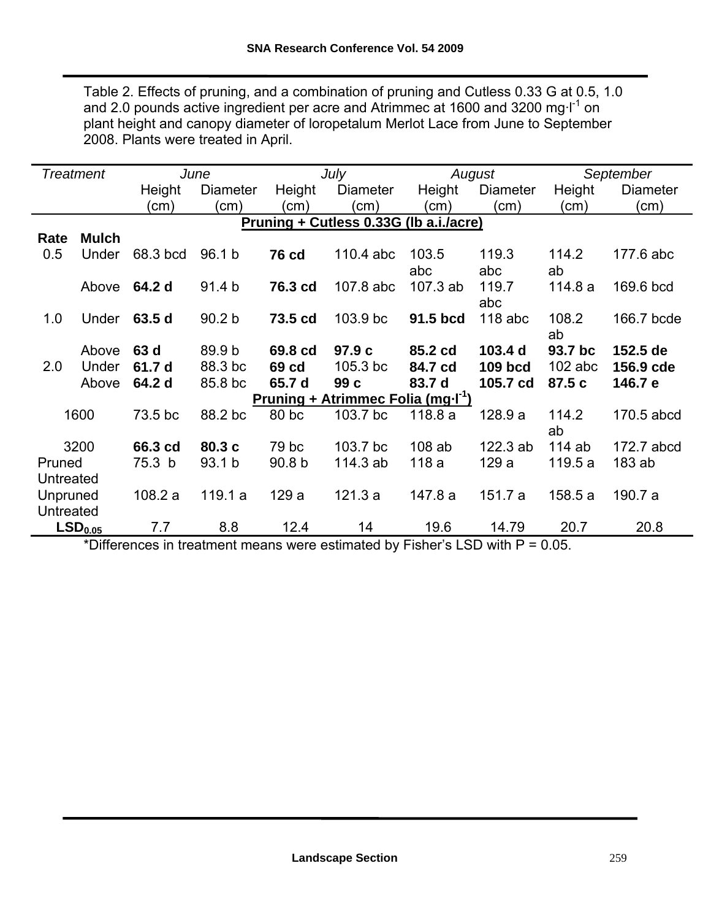Table 2. Effects of pruning, and a combination of pruning and Cutless 0.33 G at 0.5, 1.0 and 2.0 pounds active ingredient per acre and Atrimmec at 1600 and 3200 mg·l$^{-1}$ on plant height and canopy diameter of loropetalum Merlot Lace from June to September 2008. Plants were treated in April.

| *Treatment* | | *June* | | *July* | | *August* | | *September* | |
|---|---|---|---|---|---|---|---|---|---|
| | | Height (cm) | Diameter (cm) | Height (cm) | Diameter (cm) | Height (cm) | Diameter (cm) | Height (cm) | Diameter (cm) |
| **Pruning + Cutless 0.33G (lb a.i./acre)** | | | | | | | | | |
| **Rate** | **Mulch** | | | | | | | | |
| 0.5 | Under | 68.3 bcd | 96.1 b | **76 cd** | 110.4 abc | 103.5 abc | 119.3 abc | 114.2 ab | 177.6 abc |
| | Above | **64.2 d** | 91.4 b | **76.3 cd** | 107.8 abc | 107.3 ab | 119.7 abc | 114.8 a | 169.6 bcd |
| 1.0 | Under | **63.5 d** | 90.2 b | **73.5 cd** | 103.9 bc | **91.5 bcd** | 118 abc | 108.2 ab | 166.7 bcde |
| | Above | **63 d** | 89.9 b | **69.8 cd** | **97.9 c** | **85.2 cd** | **103.4 d** | **93.7 bc** | **152.5 de** |
| 2.0 | Under | **61.7 d** | 88.3 bc | **69 cd** | 105.3 bc | **84.7 cd** | **109 bcd** | 102 abc | **156.9 cde** |
| | Above | **64.2 d** | 85.8 bc | **65.7 d** | **99 c** | **83.7 d** | **105.7 cd** | **87.5 c** | **146.7 e** |
| **Pruning + Atrimmec Folia (mg·l$^{-1}$)** | | | | | | | | | |
| 1600 | | 73.5 bc | 88.2 bc | 80 bc | 103.7 bc | 118.8 a | 128.9 a | 114.2 ab | 170.5 abcd |
| 3200 | | **66.3 cd** | **80.3 c** | 79 bc | 103.7 bc | 108 ab | 122.3 ab | 114 ab | 172.7 abcd |
| Pruned Untreated | | 75.3 b | 93.1 b | 90.8 b | 114.3 ab | 118 a | 129 a | 119.5 a | 183 ab |
| Unpruned Untreated | | 108.2 a | 119.1 a | 129 a | 121.3 a | 147.8 a | 151.7 a | 158.5 a | 190.7 a |
| **$LSD_{0.05}$** | | 7.7 | 8.8 | 12.4 | 14 | 19.6 | 14.79 | 20.7 | 20.8 |

*Differences in treatment means were estimated by Fisher's LSD with P = 0.05.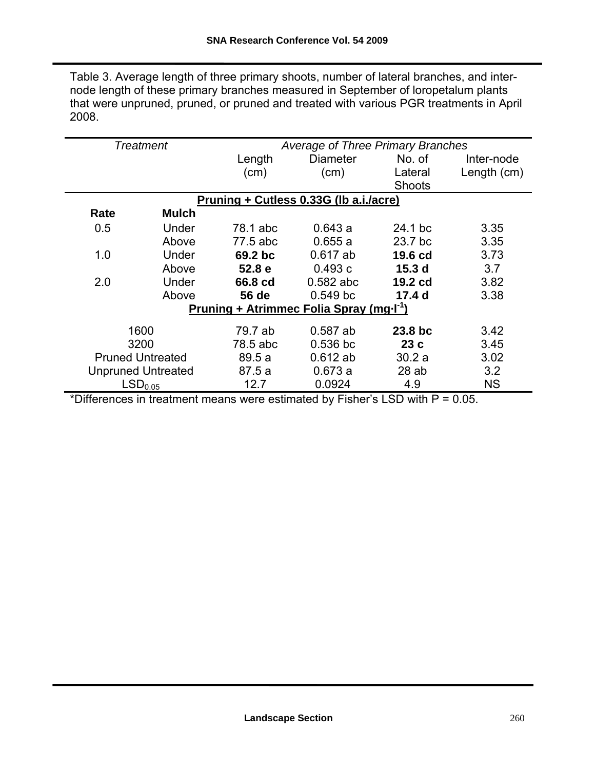Table 3. Average length of three primary shoots, number of lateral branches, and inter-node length of these primary branches measured in September of loropetalum plants that were unpruned, pruned, or pruned and treated with various PGR treatments in April 2008.

| *Treatment* | | *Average of Three Primary Branches* | | | |
|---|---|---|---|---|---|
| | | Length (cm) | Diameter (cm) | No. of Lateral Shoots | Inter-node Length (cm) |
| **Pruning + Cutless 0.33G (lb a.i./acre)** | | | | | |
| **Rate** | **Mulch** | | | | |
| 0.5 | Under | 78.1 abc | 0.643 a | 24.1 bc | 3.35 |
| | Above | 77.5 abc | 0.655 a | 23.7 bc | 3.35 |
| 1.0 | Under | **69.2 bc** | 0.617 ab | **19.6 cd** | 3.73 |
| | Above | **52.8 e** | 0.493 c | **15.3 d** | 3.7 |
| 2.0 | Under | **66.8 cd** | 0.582 abc | **19.2 cd** | 3.82 |
| | Above | **56 de** | 0.549 bc | **17.4 d** | 3.38 |
| **Pruning + Atrimmec Folia Spray ($mg{\cdot}l^{-1}$)** | | | | | |
| 1600 | | 79.7 ab | 0.587 ab | **23.8 bc** | 3.42 |
| 3200 | | 78.5 abc | 0.536 bc | **23 c** | 3.45 |
| Pruned Untreated | | 89.5 a | 0.612 ab | 30.2 a | 3.02 |
| Unpruned Untreated | | 87.5 a | 0.673 a | 28 ab | 3.2 |
| $LSD_{0.05}$ | | 12.7 | 0.0924 | 4.9 | NS |

*Differences in treatment means were estimated by Fisher's LSD with P = 0.05.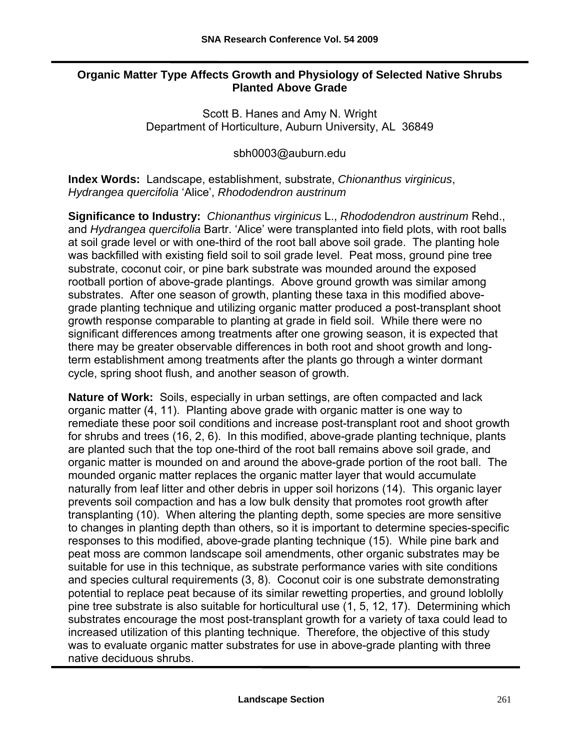## Organic Matter Type Affects Growth and Physiology of Selected Native Shrubs Planted Above Grade

Scott B. Hanes and Amy N. Wright
Department of Horticulture, Auburn University, AL 36849

sbh0003@auburn.edu

**Index Words:** Landscape, establishment, substrate, *Chionanthus virginicus*, *Hydrangea quercifolia* 'Alice', *Rhododendron austrinum*

**Significance to Industry:** *Chionanthus virginicus* L., *Rhododendron austrinum* Rehd., and *Hydrangea quercifolia* Bartr. 'Alice' were transplanted into field plots, with root balls at soil grade level or with one-third of the root ball above soil grade. The planting hole was backfilled with existing field soil to soil grade level. Peat moss, ground pine tree substrate, coconut coir, or pine bark substrate was mounded around the exposed rootball portion of above-grade plantings. Above ground growth was similar among substrates. After one season of growth, planting these taxa in this modified above-grade planting technique and utilizing organic matter produced a post-transplant shoot growth response comparable to planting at grade in field soil. While there were no significant differences among treatments after one growing season, it is expected that there may be greater observable differences in both root and shoot growth and long-term establishment among treatments after the plants go through a winter dormant cycle, spring shoot flush, and another season of growth.

**Nature of Work:** Soils, especially in urban settings, are often compacted and lack organic matter (4, 11). Planting above grade with organic matter is one way to remediate these poor soil conditions and increase post-transplant root and shoot growth for shrubs and trees (16, 2, 6). In this modified, above-grade planting technique, plants are planted such that the top one-third of the root ball remains above soil grade, and organic matter is mounded on and around the above-grade portion of the root ball. The mounded organic matter replaces the organic matter layer that would accumulate naturally from leaf litter and other debris in upper soil horizons (14). This organic layer prevents soil compaction and has a low bulk density that promotes root growth after transplanting (10). When altering the planting depth, some species are more sensitive to changes in planting depth than others, so it is important to determine species-specific responses to this modified, above-grade planting technique (15). While pine bark and peat moss are common landscape soil amendments, other organic substrates may be suitable for use in this technique, as substrate performance varies with site conditions and species cultural requirements (3, 8). Coconut coir is one substrate demonstrating potential to replace peat because of its similar rewetting properties, and ground loblolly pine tree substrate is also suitable for horticultural use (1, 5, 12, 17). Determining which substrates encourage the most post-transplant growth for a variety of taxa could lead to increased utilization of this planting technique. Therefore, the objective of this study was to evaluate organic matter substrates for use in above-grade planting with three native deciduous shrubs.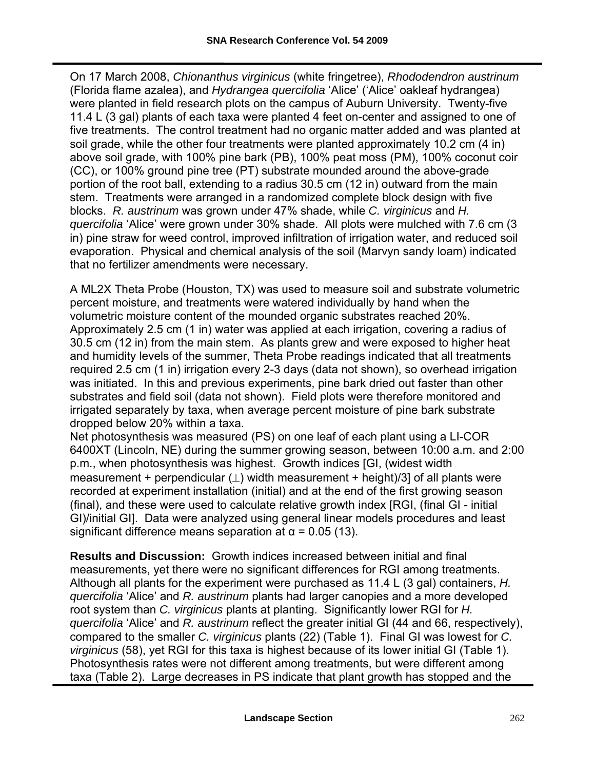On 17 March 2008, *Chionanthus virginicus* (white fringetree), *Rhododendron austrinum* (Florida flame azalea), and *Hydrangea quercifolia* 'Alice' ('Alice' oakleaf hydrangea) were planted in field research plots on the campus of Auburn University. Twenty-five 11.4 L (3 gal) plants of each taxa were planted 4 feet on-center and assigned to one of five treatments. The control treatment had no organic matter added and was planted at soil grade, while the other four treatments were planted approximately 10.2 cm (4 in) above soil grade, with 100% pine bark (PB), 100% peat moss (PM), 100% coconut coir (CC), or 100% ground pine tree (PT) substrate mounded around the above-grade portion of the root ball, extending to a radius 30.5 cm (12 in) outward from the main stem. Treatments were arranged in a randomized complete block design with five blocks. *R. austrinum* was grown under 47% shade, while *C. virginicus* and *H. quercifolia* 'Alice' were grown under 30% shade. All plots were mulched with 7.6 cm (3 in) pine straw for weed control, improved infiltration of irrigation water, and reduced soil evaporation. Physical and chemical analysis of the soil (Marvyn sandy loam) indicated that no fertilizer amendments were necessary.

A ML2X Theta Probe (Houston, TX) was used to measure soil and substrate volumetric percent moisture, and treatments were watered individually by hand when the volumetric moisture content of the mounded organic substrates reached 20%. Approximately 2.5 cm (1 in) water was applied at each irrigation, covering a radius of 30.5 cm (12 in) from the main stem. As plants grew and were exposed to higher heat and humidity levels of the summer, Theta Probe readings indicated that all treatments required 2.5 cm (1 in) irrigation every 2-3 days (data not shown), so overhead irrigation was initiated. In this and previous experiments, pine bark dried out faster than other substrates and field soil (data not shown). Field plots were therefore monitored and irrigated separately by taxa, when average percent moisture of pine bark substrate dropped below 20% within a taxa.

Net photosynthesis was measured (PS) on one leaf of each plant using a LI-COR 6400XT (Lincoln, NE) during the summer growing season, between 10:00 a.m. and 2:00 p.m., when photosynthesis was highest. Growth indices [GI, (widest width measurement + perpendicular (⊥) width measurement + height)/3] of all plants were recorded at experiment installation (initial) and at the end of the first growing season (final), and these were used to calculate relative growth index [RGI, (final GI - initial GI)/initial GI]. Data were analyzed using general linear models procedures and least significant difference means separation at $\alpha = 0.05$ (13).

**Results and Discussion:** Growth indices increased between initial and final measurements, yet there were no significant differences for RGI among treatments. Although all plants for the experiment were purchased as 11.4 L (3 gal) containers, *H. quercifolia* 'Alice' and *R. austrinum* plants had larger canopies and a more developed root system than *C. virginicus* plants at planting. Significantly lower RGI for *H. quercifolia* 'Alice' and *R. austrinum* reflect the greater initial GI (44 and 66, respectively), compared to the smaller *C. virginicus* plants (22) (Table 1). Final GI was lowest for *C. virginicus* (58), yet RGI for this taxa is highest because of its lower initial GI (Table 1). Photosynthesis rates were not different among treatments, but were different among taxa (Table 2). Large decreases in PS indicate that plant growth has stopped and the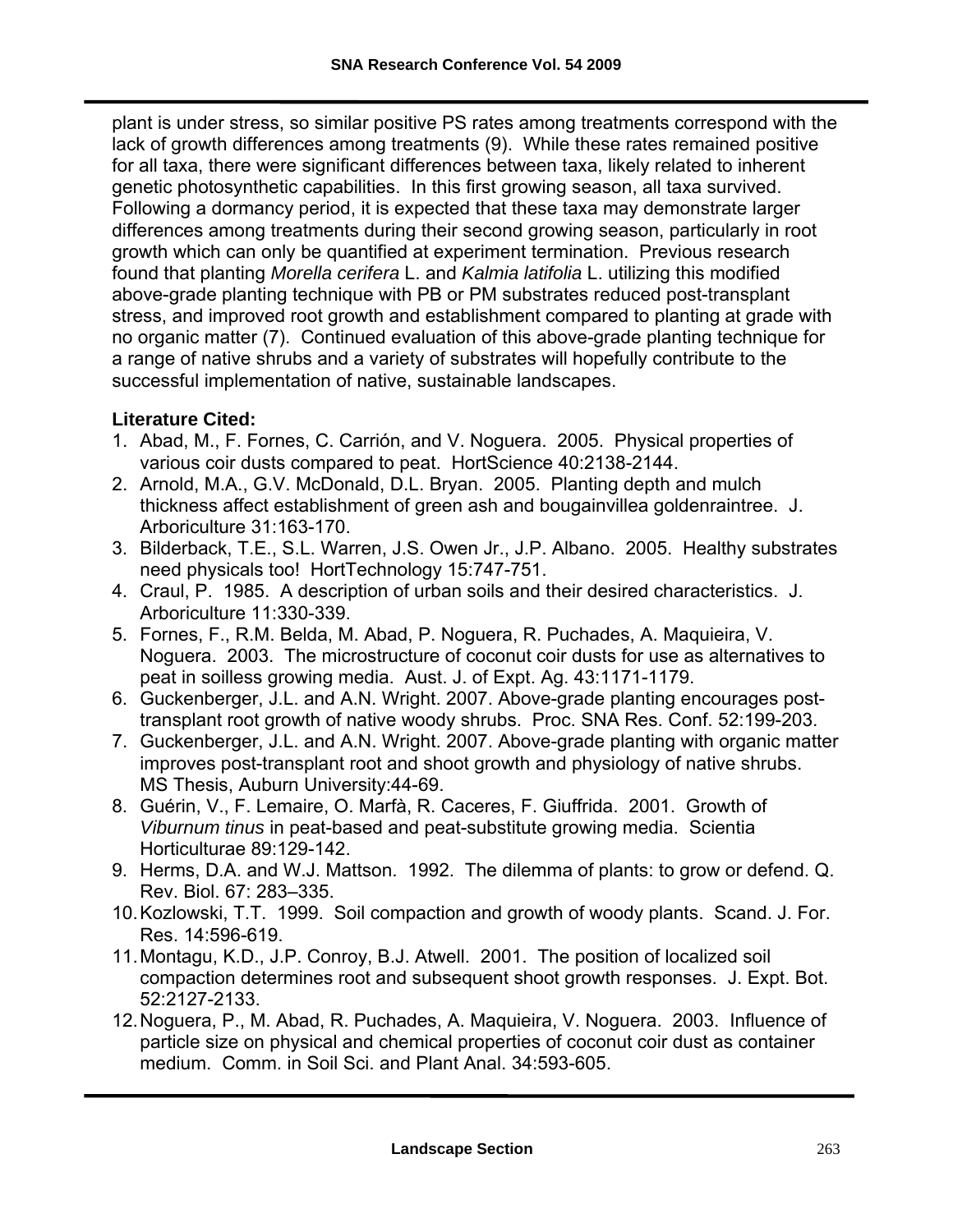plant is under stress, so similar positive PS rates among treatments correspond with the lack of growth differences among treatments (9). While these rates remained positive for all taxa, there were significant differences between taxa, likely related to inherent genetic photosynthetic capabilities. In this first growing season, all taxa survived. Following a dormancy period, it is expected that these taxa may demonstrate larger differences among treatments during their second growing season, particularly in root growth which can only be quantified at experiment termination. Previous research found that planting *Morella cerifera* L. and *Kalmia latifolia* L. utilizing this modified above-grade planting technique with PB or PM substrates reduced post-transplant stress, and improved root growth and establishment compared to planting at grade with no organic matter (7). Continued evaluation of this above-grade planting technique for a range of native shrubs and a variety of substrates will hopefully contribute to the successful implementation of native, sustainable landscapes.

**Literature Cited:**

1. Abad, M., F. Fornes, C. Carrión, and V. Noguera. 2005. Physical properties of various coir dusts compared to peat. HortScience 40:2138-2144.
2. Arnold, M.A., G.V. McDonald, D.L. Bryan. 2005. Planting depth and mulch thickness affect establishment of green ash and bougainvillea goldenraintree. J. Arboriculture 31:163-170.
3. Bilderback, T.E., S.L. Warren, J.S. Owen Jr., J.P. Albano. 2005. Healthy substrates need physicals too! HortTechnology 15:747-751.
4. Craul, P. 1985. A description of urban soils and their desired characteristics. J. Arboriculture 11:330-339.
5. Fornes, F., R.M. Belda, M. Abad, P. Noguera, R. Puchades, A. Maquieira, V. Noguera. 2003. The microstructure of coconut coir dusts for use as alternatives to peat in soilless growing media. Aust. J. of Expt. Ag. 43:1171-1179.
6. Guckenberger, J.L. and A.N. Wright. 2007. Above-grade planting encourages post-transplant root growth of native woody shrubs. Proc. SNA Res. Conf. 52:199-203.
7. Guckenberger, J.L. and A.N. Wright. 2007. Above-grade planting with organic matter improves post-transplant root and shoot growth and physiology of native shrubs. MS Thesis, Auburn University:44-69.
8. Guérin, V., F. Lemaire, O. Marfà, R. Caceres, F. Giuffrida. 2001. Growth of *Viburnum tinus* in peat-based and peat-substitute growing media. Scientia Horticulturae 89:129-142.
9. Herms, D.A. and W.J. Mattson. 1992. The dilemma of plants: to grow or defend. Q. Rev. Biol. 67: 283–335.
10. Kozlowski, T.T. 1999. Soil compaction and growth of woody plants. Scand. J. For. Res. 14:596-619.
11. Montagu, K.D., J.P. Conroy, B.J. Atwell. 2001. The position of localized soil compaction determines root and subsequent shoot growth responses. J. Expt. Bot. 52:2127-2133.
12. Noguera, P., M. Abad, R. Puchades, A. Maquieira, V. Noguera. 2003. Influence of particle size on physical and chemical properties of coconut coir dust as container medium. Comm. in Soil Sci. and Plant Anal. 34:593-605.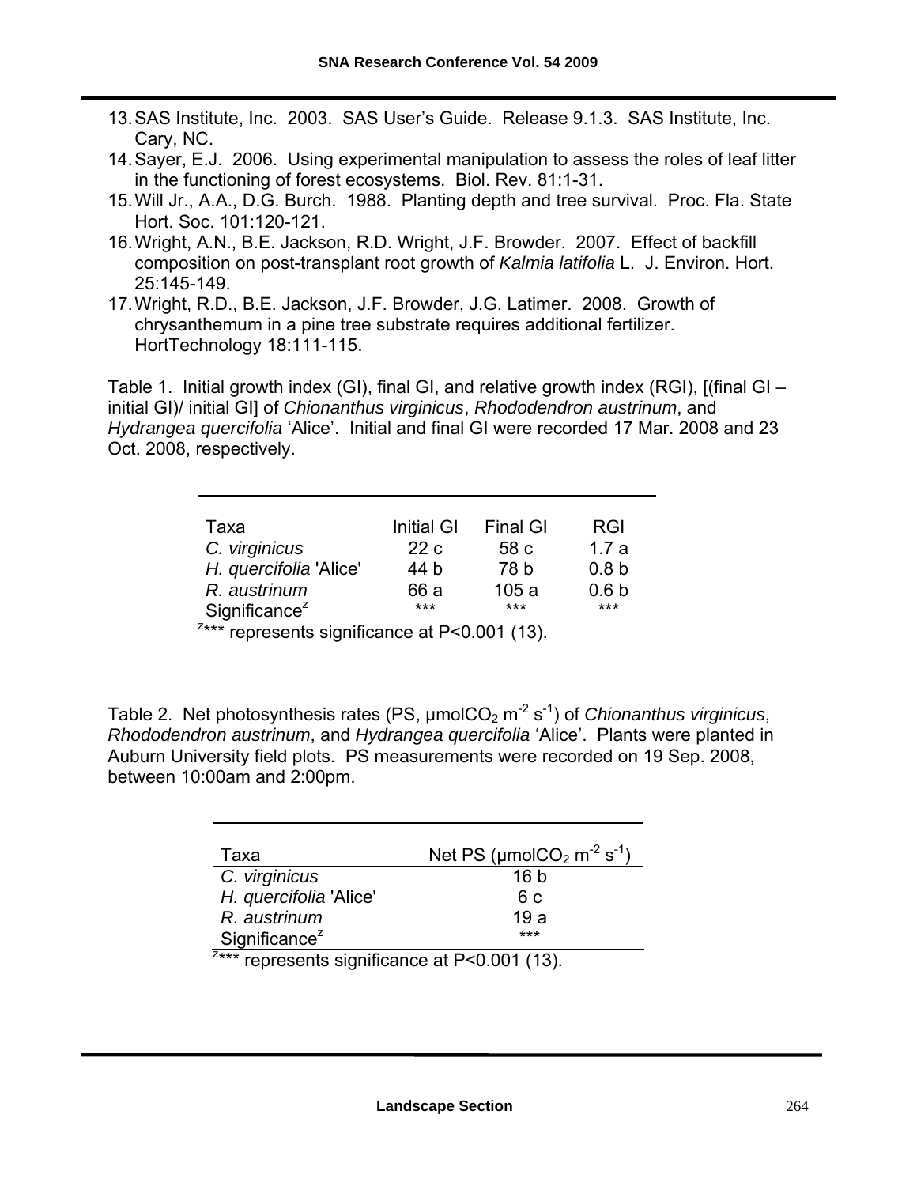13. SAS Institute, Inc. 2003. SAS User's Guide. Release 9.1.3. SAS Institute, Inc. Cary, NC.
14. Sayer, E.J. 2006. Using experimental manipulation to assess the roles of leaf litter in the functioning of forest ecosystems. Biol. Rev. 81:1-31.
15. Will Jr., A.A., D.G. Burch. 1988. Planting depth and tree survival. Proc. Fla. State Hort. Soc. 101:120-121.
16. Wright, A.N., B.E. Jackson, R.D. Wright, J.F. Browder. 2007. Effect of backfill composition on post-transplant root growth of *Kalmia latifolia* L. J. Environ. Hort. 25:145-149.
17. Wright, R.D., B.E. Jackson, J.F. Browder, J.G. Latimer. 2008. Growth of chrysanthemum in a pine tree substrate requires additional fertilizer. HortTechnology 18:111-115.

Table 1. Initial growth index (GI), final GI, and relative growth index (RGI), [(final GI – initial GI)/ initial GI] of *Chionanthus virginicus*, *Rhododendron austrinum*, and *Hydrangea quercifolia* 'Alice'. Initial and final GI were recorded 17 Mar. 2008 and 23 Oct. 2008, respectively.

| Taxa | Initial GI | Final GI | RGI |
|---|---|---|---|
| *C. virginicus* | 22 c | 58 c | 1.7 a |
| *H. quercifolia* 'Alice' | 44 b | 78 b | 0.8 b |
| *R. austrinum* | 66 a | 105 a | 0.6 b |
| Significance[z] | *** | *** | *** |

[z]*** represents significance at $P<0.001$ (13).

Table 2. Net photosynthesis rates (PS, μmol$CO_2$ $m^{-2}$ $s^{-1}$) of *Chionanthus virginicus*, *Rhododendron austrinum*, and *Hydrangea quercifolia* 'Alice'. Plants were planted in Auburn University field plots. PS measurements were recorded on 19 Sep. 2008, between 10:00am and 2:00pm.

| Taxa | Net PS (μmol$CO_2$ $m^{-2}$ $s^{-1}$) |
|---|---|
| *C. virginicus* | 16 b |
| *H. quercifolia* 'Alice' | 6 c |
| *R. austrinum* | 19 a |
| Significance[z] | *** |

[z]*** represents significance at $P<0.001$ (13).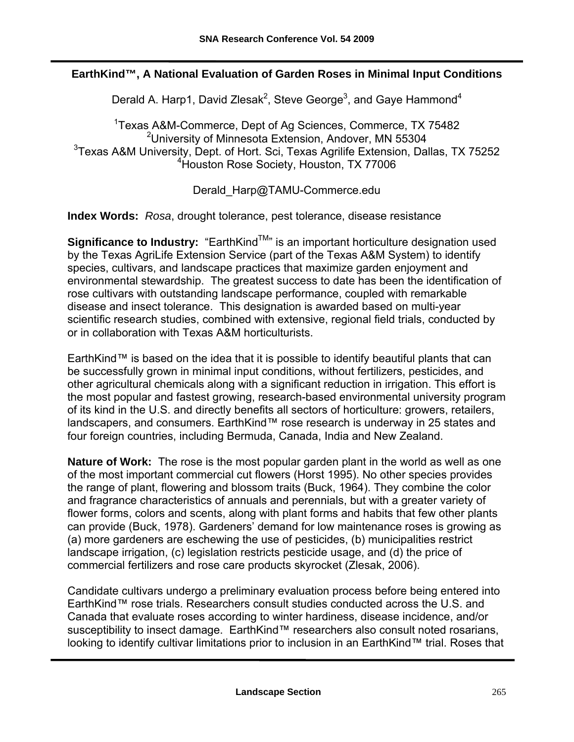# EarthKind™, A National Evaluation of Garden Roses in Minimal Input Conditions

Derald A. Harp1, David Zlesak[2], Steve George[3], and Gaye Hammond[4]

[1]Texas A&M-Commerce, Dept of Ag Sciences, Commerce, TX 75482
[2]University of Minnesota Extension, Andover, MN 55304
[3]Texas A&M University, Dept. of Hort. Sci, Texas Agrilife Extension, Dallas, TX 75252
[4]Houston Rose Society, Houston, TX 77006

Derald_Harp@TAMU-Commerce.edu

**Index Words:** *Rosa*, drought tolerance, pest tolerance, disease resistance

**Significance to Industry:** "EarthKind™" is an important horticulture designation used by the Texas AgriLife Extension Service (part of the Texas A&M System) to identify species, cultivars, and landscape practices that maximize garden enjoyment and environmental stewardship. The greatest success to date has been the identification of rose cultivars with outstanding landscape performance, coupled with remarkable disease and insect tolerance. This designation is awarded based on multi-year scientific research studies, combined with extensive, regional field trials, conducted by or in collaboration with Texas A&M horticulturists.

EarthKind™ is based on the idea that it is possible to identify beautiful plants that can be successfully grown in minimal input conditions, without fertilizers, pesticides, and other agricultural chemicals along with a significant reduction in irrigation. This effort is the most popular and fastest growing, research-based environmental university program of its kind in the U.S. and directly benefits all sectors of horticulture: growers, retailers, landscapers, and consumers. EarthKind™ rose research is underway in 25 states and four foreign countries, including Bermuda, Canada, India and New Zealand.

**Nature of Work:** The rose is the most popular garden plant in the world as well as one of the most important commercial cut flowers (Horst 1995). No other species provides the range of plant, flowering and blossom traits (Buck, 1964). They combine the color and fragrance characteristics of annuals and perennials, but with a greater variety of flower forms, colors and scents, along with plant forms and habits that few other plants can provide (Buck, 1978). Gardeners' demand for low maintenance roses is growing as (a) more gardeners are eschewing the use of pesticides, (b) municipalities restrict landscape irrigation, (c) legislation restricts pesticide usage, and (d) the price of commercial fertilizers and rose care products skyrocket (Zlesak, 2006).

Candidate cultivars undergo a preliminary evaluation process before being entered into EarthKind™ rose trials. Researchers consult studies conducted across the U.S. and Canada that evaluate roses according to winter hardiness, disease incidence, and/or susceptibility to insect damage. EarthKind™ researchers also consult noted rosarians, looking to identify cultivar limitations prior to inclusion in an EarthKind™ trial. Roses that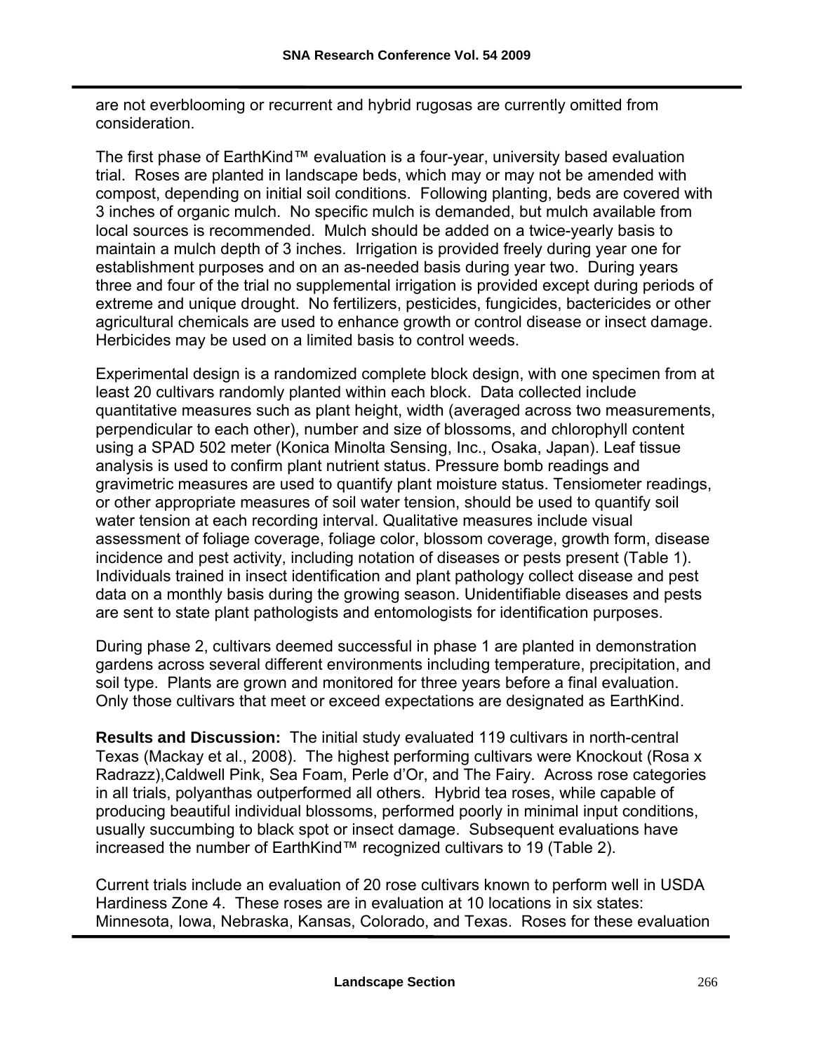are not everblooming or recurrent and hybrid rugosas are currently omitted from consideration.

The first phase of EarthKind™ evaluation is a four-year, university based evaluation trial. Roses are planted in landscape beds, which may or may not be amended with compost, depending on initial soil conditions. Following planting, beds are covered with 3 inches of organic mulch. No specific mulch is demanded, but mulch available from local sources is recommended. Mulch should be added on a twice-yearly basis to maintain a mulch depth of 3 inches. Irrigation is provided freely during year one for establishment purposes and on an as-needed basis during year two. During years three and four of the trial no supplemental irrigation is provided except during periods of extreme and unique drought. No fertilizers, pesticides, fungicides, bactericides or other agricultural chemicals are used to enhance growth or control disease or insect damage. Herbicides may be used on a limited basis to control weeds.

Experimental design is a randomized complete block design, with one specimen from at least 20 cultivars randomly planted within each block. Data collected include quantitative measures such as plant height, width (averaged across two measurements, perpendicular to each other), number and size of blossoms, and chlorophyll content using a SPAD 502 meter (Konica Minolta Sensing, Inc., Osaka, Japan). Leaf tissue analysis is used to confirm plant nutrient status. Pressure bomb readings and gravimetric measures are used to quantify plant moisture status. Tensiometer readings, or other appropriate measures of soil water tension, should be used to quantify soil water tension at each recording interval. Qualitative measures include visual assessment of foliage coverage, foliage color, blossom coverage, growth form, disease incidence and pest activity, including notation of diseases or pests present (Table 1). Individuals trained in insect identification and plant pathology collect disease and pest data on a monthly basis during the growing season. Unidentifiable diseases and pests are sent to state plant pathologists and entomologists for identification purposes.

During phase 2, cultivars deemed successful in phase 1 are planted in demonstration gardens across several different environments including temperature, precipitation, and soil type. Plants are grown and monitored for three years before a final evaluation. Only those cultivars that meet or exceed expectations are designated as EarthKind.

**Results and Discussion:** The initial study evaluated 119 cultivars in north-central Texas (Mackay et al., 2008). The highest performing cultivars were Knockout (Rosa x Radrazz),Caldwell Pink, Sea Foam, Perle d'Or, and The Fairy. Across rose categories in all trials, polyanthas outperformed all others. Hybrid tea roses, while capable of producing beautiful individual blossoms, performed poorly in minimal input conditions, usually succumbing to black spot or insect damage. Subsequent evaluations have increased the number of EarthKind™ recognized cultivars to 19 (Table 2).

Current trials include an evaluation of 20 rose cultivars known to perform well in USDA Hardiness Zone 4. These roses are in evaluation at 10 locations in six states: Minnesota, Iowa, Nebraska, Kansas, Colorado, and Texas. Roses for these evaluation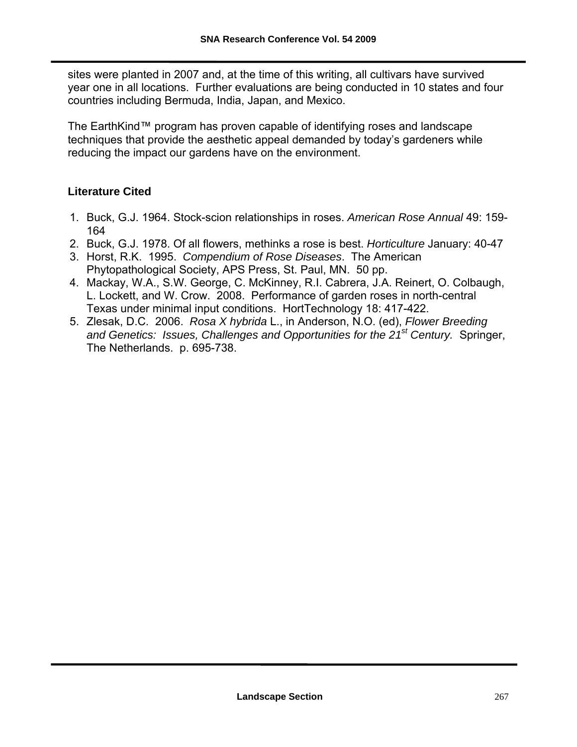sites were planted in 2007 and, at the time of this writing, all cultivars have survived year one in all locations. Further evaluations are being conducted in 10 states and four countries including Bermuda, India, Japan, and Mexico.

The EarthKind™ program has proven capable of identifying roses and landscape techniques that provide the aesthetic appeal demanded by today's gardeners while reducing the impact our gardens have on the environment.

## Literature Cited

1. Buck, G.J. 1964. Stock-scion relationships in roses. *American Rose Annual* 49: 159-164
2. Buck, G.J. 1978. Of all flowers, methinks a rose is best. *Horticulture* January: 40-47
3. Horst, R.K. 1995. *Compendium of Rose Diseases*. The American Phytopathological Society, APS Press, St. Paul, MN. 50 pp.
4. Mackay, W.A., S.W. George, C. McKinney, R.I. Cabrera, J.A. Reinert, O. Colbaugh, L. Lockett, and W. Crow. 2008. Performance of garden roses in north-central Texas under minimal input conditions. HortTechnology 18: 417-422.
5. Zlesak, D.C. 2006. *Rosa X hybrida* L., in Anderson, N.O. (ed), *Flower Breeding and Genetics: Issues, Challenges and Opportunities for the 21st Century.* Springer, The Netherlands. p. 695-738.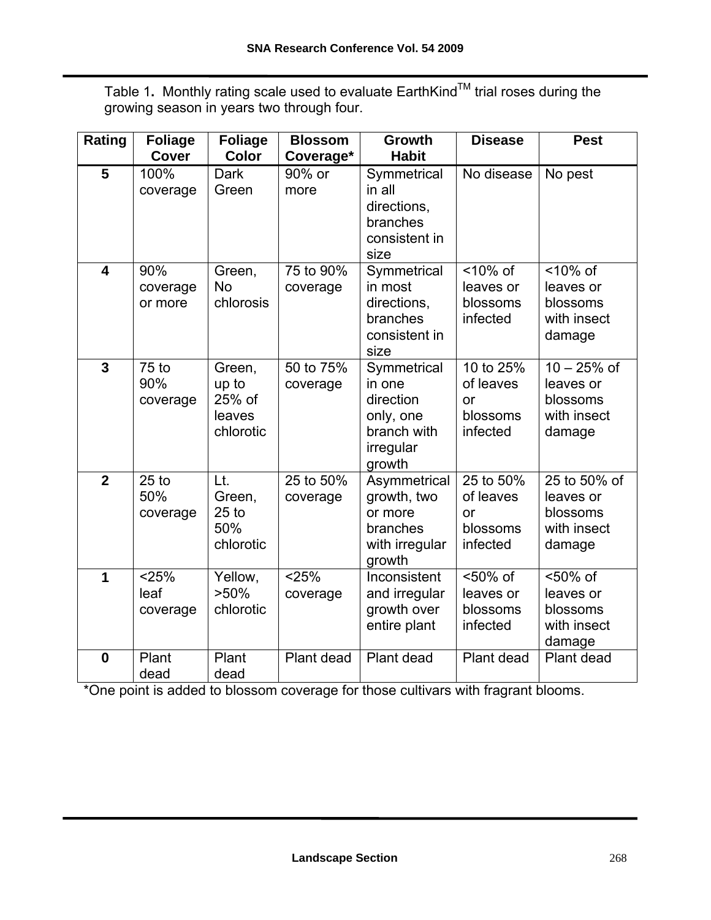Table 1. Monthly rating scale used to evaluate EarthKind™ trial roses during the growing season in years two through four.

| Rating | Foliage Cover | Foliage Color | Blossom Coverage* | Growth Habit | Disease | Pest |
|---|---|---|---|---|---|---|
| **5** | 100% coverage | Dark Green | 90% or more | Symmetrical in all directions, branches consistent in size | No disease | No pest |
| **4** | 90% coverage or more | Green, No chlorosis | 75 to 90% coverage | Symmetrical in most directions, branches consistent in size | <10% of leaves or blossoms infected | <10% of leaves or blossoms with insect damage |
| **3** | 75 to 90% coverage | Green, up to 25% of leaves chlorotic | 50 to 75% coverage | Symmetrical in one direction only, one branch with irregular growth | 10 to 25% of leaves or blossoms infected | 10 – 25% of leaves or blossoms with insect damage |
| **2** | 25 to 50% coverage | Lt. Green, 25 to 50% chlorotic | 25 to 50% coverage | Asymmetrical growth, two or more branches with irregular growth | 25 to 50% of leaves or blossoms infected | 25 to 50% of leaves or blossoms with insect damage |
| **1** | <25% leaf coverage | Yellow, >50% chlorotic | <25% coverage | Inconsistent and irregular growth over entire plant | <50% of leaves or blossoms infected | <50% of leaves or blossoms with insect damage |
| **0** | Plant dead | Plant dead | Plant dead | Plant dead | Plant dead | Plant dead |

*One point is added to blossom coverage for those cultivars with fragrant blooms.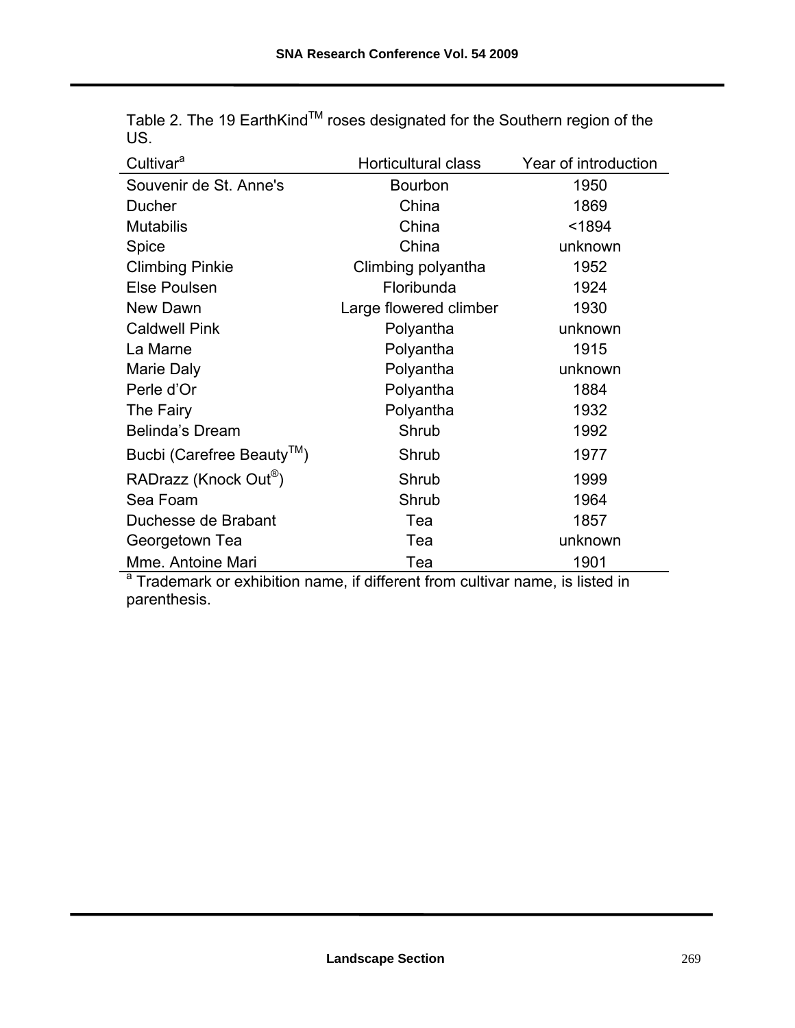Table 2. The 19 EarthKind[TM] roses designated for the Southern region of the US.

| Cultivar[a] | Horticultural class | Year of introduction |
|---|---|---|
| Souvenir de St. Anne's | Bourbon | 1950 |
| Ducher | China | 1869 |
| Mutabilis | China | <1894 |
| Spice | China | unknown |
| Climbing Pinkie | Climbing polyantha | 1952 |
| Else Poulsen | Floribunda | 1924 |
| New Dawn | Large flowered climber | 1930 |
| Caldwell Pink | Polyantha | unknown |
| La Marne | Polyantha | 1915 |
| Marie Daly | Polyantha | unknown |
| Perle d'Or | Polyantha | 1884 |
| The Fairy | Polyantha | 1932 |
| Belinda's Dream | Shrub | 1992 |
| Bucbi (Carefree Beauty[TM]) | Shrub | 1977 |
| RADrazz (Knock Out®) | Shrub | 1999 |
| Sea Foam | Shrub | 1964 |
| Duchesse de Brabant | Tea | 1857 |
| Georgetown Tea | Tea | unknown |
| Mme. Antoine Mari | Tea | 1901 |

[a] Trademark or exhibition name, if different from cultivar name, is listed in parenthesis.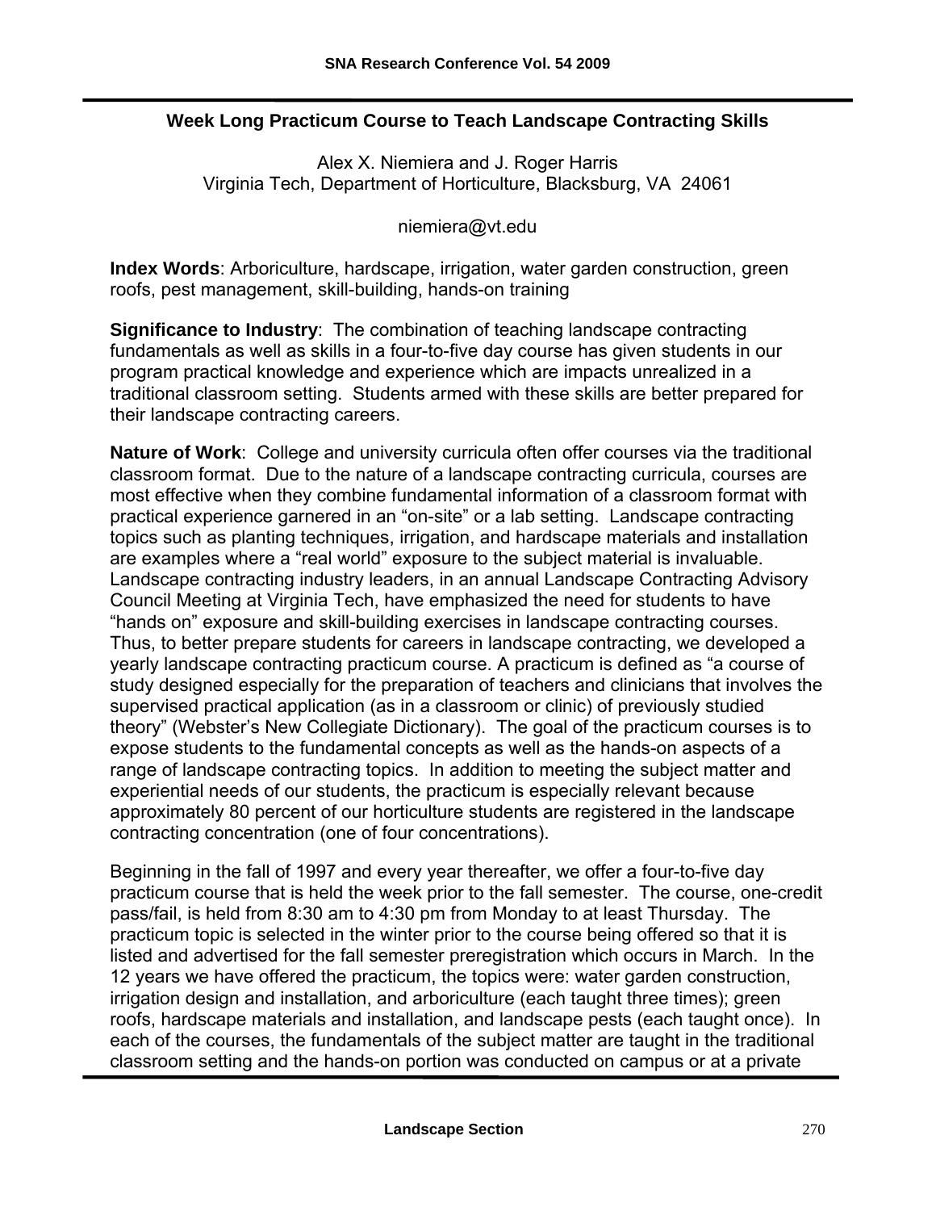# Week Long Practicum Course to Teach Landscape Contracting Skills

Alex X. Niemiera and J. Roger Harris
Virginia Tech, Department of Horticulture, Blacksburg, VA 24061

niemiera@vt.edu

**Index Words**: Arboriculture, hardscape, irrigation, water garden construction, green roofs, pest management, skill-building, hands-on training

**Significance to Industry**: The combination of teaching landscape contracting fundamentals as well as skills in a four-to-five day course has given students in our program practical knowledge and experience which are impacts unrealized in a traditional classroom setting. Students armed with these skills are better prepared for their landscape contracting careers.

**Nature of Work**: College and university curricula often offer courses via the traditional classroom format. Due to the nature of a landscape contracting curricula, courses are most effective when they combine fundamental information of a classroom format with practical experience garnered in an "on-site" or a lab setting. Landscape contracting topics such as planting techniques, irrigation, and hardscape materials and installation are examples where a "real world" exposure to the subject material is invaluable. Landscape contracting industry leaders, in an annual Landscape Contracting Advisory Council Meeting at Virginia Tech, have emphasized the need for students to have "hands on" exposure and skill-building exercises in landscape contracting courses. Thus, to better prepare students for careers in landscape contracting, we developed a yearly landscape contracting practicum course. A practicum is defined as "a course of study designed especially for the preparation of teachers and clinicians that involves the supervised practical application (as in a classroom or clinic) of previously studied theory" (Webster's New Collegiate Dictionary). The goal of the practicum courses is to expose students to the fundamental concepts as well as the hands-on aspects of a range of landscape contracting topics. In addition to meeting the subject matter and experiential needs of our students, the practicum is especially relevant because approximately 80 percent of our horticulture students are registered in the landscape contracting concentration (one of four concentrations).

Beginning in the fall of 1997 and every year thereafter, we offer a four-to-five day practicum course that is held the week prior to the fall semester. The course, one-credit pass/fail, is held from 8:30 am to 4:30 pm from Monday to at least Thursday. The practicum topic is selected in the winter prior to the course being offered so that it is listed and advertised for the fall semester preregistration which occurs in March. In the 12 years we have offered the practicum, the topics were: water garden construction, irrigation design and installation, and arboriculture (each taught three times); green roofs, hardscape materials and installation, and landscape pests (each taught once). In each of the courses, the fundamentals of the subject matter are taught in the traditional classroom setting and the hands-on portion was conducted on campus or at a private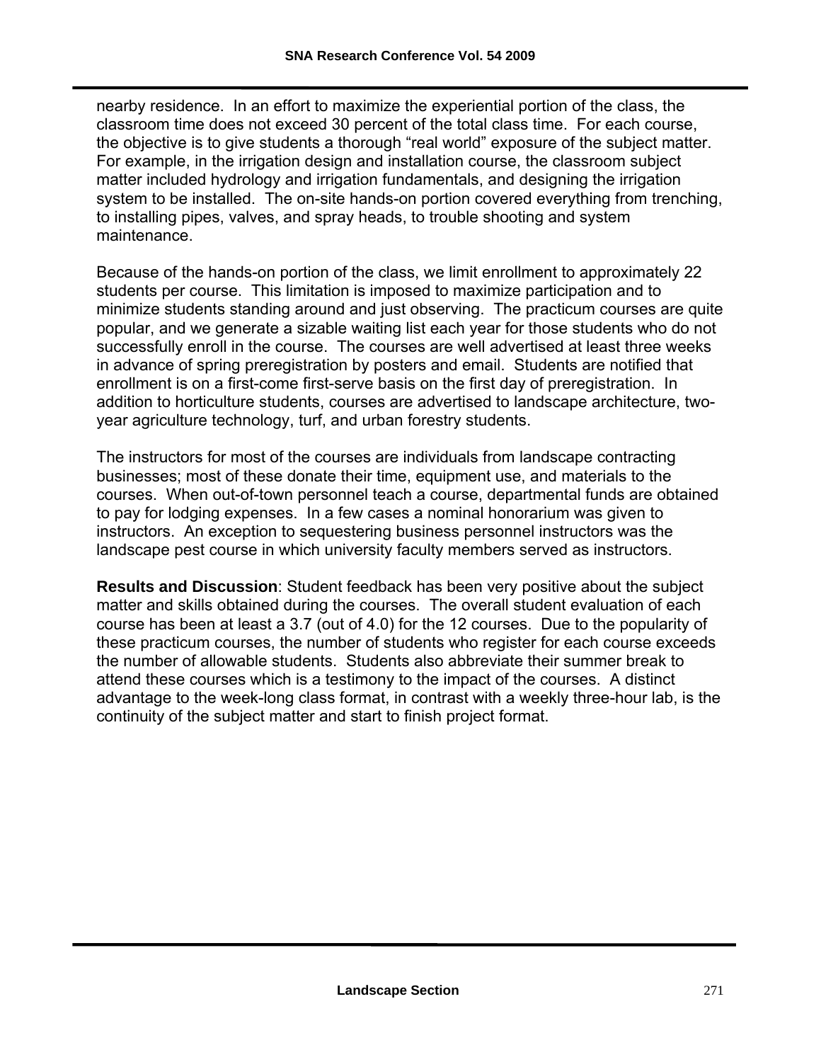nearby residence. In an effort to maximize the experiential portion of the class, the classroom time does not exceed 30 percent of the total class time. For each course, the objective is to give students a thorough "real world" exposure of the subject matter. For example, in the irrigation design and installation course, the classroom subject matter included hydrology and irrigation fundamentals, and designing the irrigation system to be installed. The on-site hands-on portion covered everything from trenching, to installing pipes, valves, and spray heads, to trouble shooting and system maintenance.

Because of the hands-on portion of the class, we limit enrollment to approximately 22 students per course. This limitation is imposed to maximize participation and to minimize students standing around and just observing. The practicum courses are quite popular, and we generate a sizable waiting list each year for those students who do not successfully enroll in the course. The courses are well advertised at least three weeks in advance of spring preregistration by posters and email. Students are notified that enrollment is on a first-come first-serve basis on the first day of preregistration. In addition to horticulture students, courses are advertised to landscape architecture, two-year agriculture technology, turf, and urban forestry students.

The instructors for most of the courses are individuals from landscape contracting businesses; most of these donate their time, equipment use, and materials to the courses. When out-of-town personnel teach a course, departmental funds are obtained to pay for lodging expenses. In a few cases a nominal honorarium was given to instructors. An exception to sequestering business personnel instructors was the landscape pest course in which university faculty members served as instructors.

**Results and Discussion**: Student feedback has been very positive about the subject matter and skills obtained during the courses. The overall student evaluation of each course has been at least a 3.7 (out of 4.0) for the 12 courses. Due to the popularity of these practicum courses, the number of students who register for each course exceeds the number of allowable students. Students also abbreviate their summer break to attend these courses which is a testimony to the impact of the courses. A distinct advantage to the week-long class format, in contrast with a weekly three-hour lab, is the continuity of the subject matter and start to finish project format.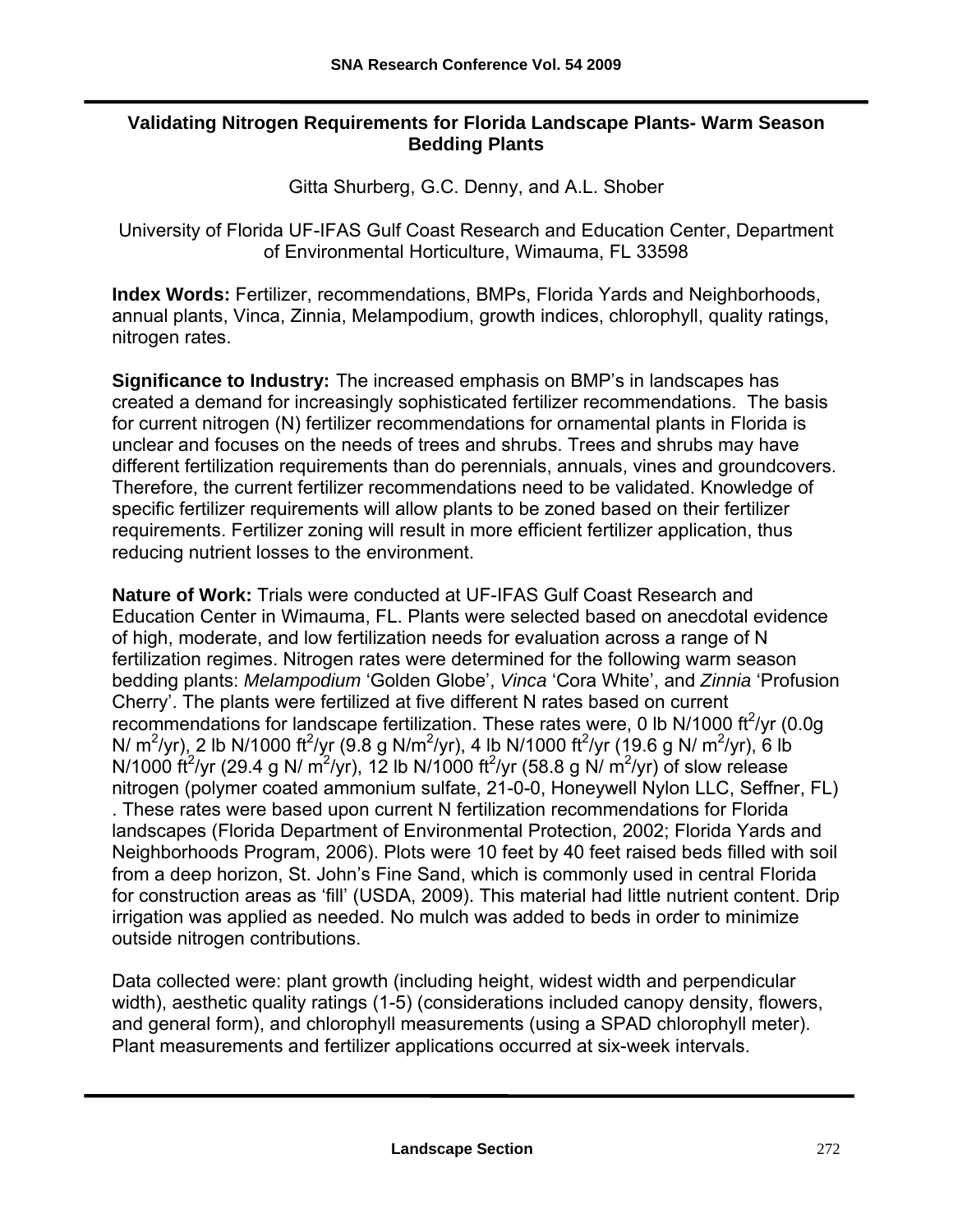## Validating Nitrogen Requirements for Florida Landscape Plants- Warm Season Bedding Plants

Gitta Shurberg, G.C. Denny, and A.L. Shober

University of Florida UF-IFAS Gulf Coast Research and Education Center, Department of Environmental Horticulture, Wimauma, FL 33598

**Index Words:** Fertilizer, recommendations, BMPs, Florida Yards and Neighborhoods, annual plants, Vinca, Zinnia, Melampodium, growth indices, chlorophyll, quality ratings, nitrogen rates.

**Significance to Industry:** The increased emphasis on BMP's in landscapes has created a demand for increasingly sophisticated fertilizer recommendations. The basis for current nitrogen (N) fertilizer recommendations for ornamental plants in Florida is unclear and focuses on the needs of trees and shrubs. Trees and shrubs may have different fertilization requirements than do perennials, annuals, vines and groundcovers. Therefore, the current fertilizer recommendations need to be validated. Knowledge of specific fertilizer requirements will allow plants to be zoned based on their fertilizer requirements. Fertilizer zoning will result in more efficient fertilizer application, thus reducing nutrient losses to the environment.

**Nature of Work:** Trials were conducted at UF-IFAS Gulf Coast Research and Education Center in Wimauma, FL. Plants were selected based on anecdotal evidence of high, moderate, and low fertilization needs for evaluation across a range of N fertilization regimes. Nitrogen rates were determined for the following warm season bedding plants: *Melampodium* 'Golden Globe', *Vinca* 'Cora White', and *Zinnia* 'Profusion Cherry'. The plants were fertilized at five different N rates based on current recommendations for landscape fertilization. These rates were, 0 lb N/1000 $ft^2$/yr (0.0g N/ $m^2$/yr), 2 lb N/1000 $ft^2$/yr (9.8 g N/$m^2$/yr), 4 lb N/1000 $ft^2$/yr (19.6 g N/ $m^2$/yr), 6 lb N/1000 $ft^2$/yr (29.4 g N/ $m^2$/yr), 12 lb N/1000 $ft^2$/yr (58.8 g N/ $m^2$/yr) of slow release nitrogen (polymer coated ammonium sulfate, 21-0-0, Honeywell Nylon LLC, Seffner, FL) . These rates were based upon current N fertilization recommendations for Florida landscapes (Florida Department of Environmental Protection, 2002; Florida Yards and Neighborhoods Program, 2006). Plots were 10 feet by 40 feet raised beds filled with soil from a deep horizon, St. John's Fine Sand, which is commonly used in central Florida for construction areas as 'fill' (USDA, 2009). This material had little nutrient content. Drip irrigation was applied as needed. No mulch was added to beds in order to minimize outside nitrogen contributions.

Data collected were: plant growth (including height, widest width and perpendicular width), aesthetic quality ratings (1-5) (considerations included canopy density, flowers, and general form), and chlorophyll measurements (using a SPAD chlorophyll meter). Plant measurements and fertilizer applications occurred at six-week intervals.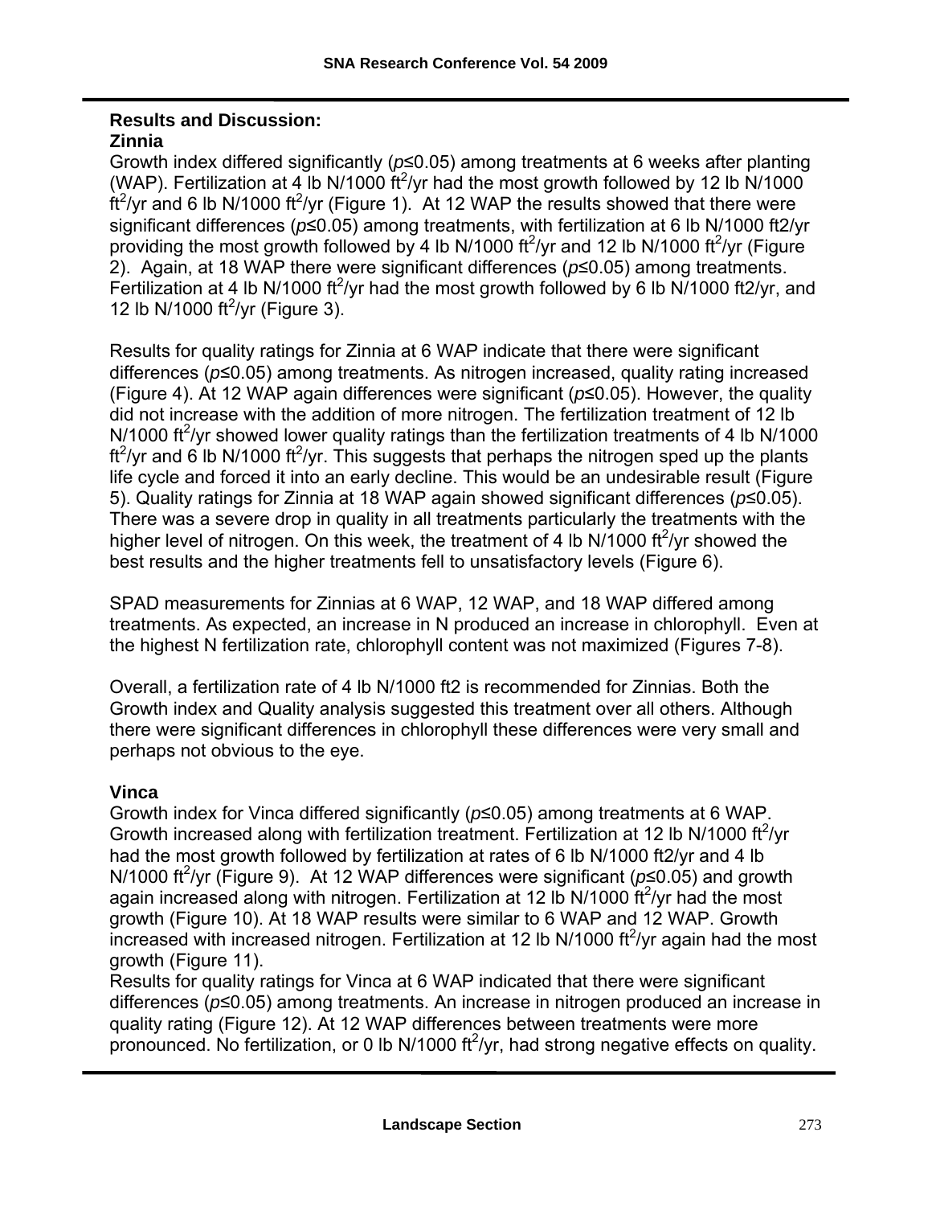**Results and Discussion:**

**Zinnia**

Growth index differed significantly (*p*≤0.05) among treatments at 6 weeks after planting (WAP). Fertilization at 4 lb N/1000 $ft^2$/yr had the most growth followed by 12 lb N/1000 $ft^2$/yr and 6 lb N/1000 $ft^2$/yr (Figure 1). At 12 WAP the results showed that there were significant differences (*p*≤0.05) among treatments, with fertilization at 6 lb N/1000 ft2/yr providing the most growth followed by 4 lb N/1000 $ft^2$/yr and 12 lb N/1000 $ft^2$/yr (Figure 2). Again, at 18 WAP there were significant differences (*p*≤0.05) among treatments. Fertilization at 4 lb N/1000 $ft^2$/yr had the most growth followed by 6 lb N/1000 ft2/yr, and 12 lb N/1000 $ft^2$/yr (Figure 3).

Results for quality ratings for Zinnia at 6 WAP indicate that there were significant differences (*p*≤0.05) among treatments. As nitrogen increased, quality rating increased (Figure 4). At 12 WAP again differences were significant (*p*≤0.05). However, the quality did not increase with the addition of more nitrogen. The fertilization treatment of 12 lb N/1000 $ft^2$/yr showed lower quality ratings than the fertilization treatments of 4 lb N/1000 $ft^2$/yr and 6 lb N/1000 $ft^2$/yr. This suggests that perhaps the nitrogen sped up the plants life cycle and forced it into an early decline. This would be an undesirable result (Figure 5). Quality ratings for Zinnia at 18 WAP again showed significant differences (*p*≤0.05). There was a severe drop in quality in all treatments particularly the treatments with the higher level of nitrogen. On this week, the treatment of 4 lb N/1000 $ft^2$/yr showed the best results and the higher treatments fell to unsatisfactory levels (Figure 6).

SPAD measurements for Zinnias at 6 WAP, 12 WAP, and 18 WAP differed among treatments. As expected, an increase in N produced an increase in chlorophyll. Even at the highest N fertilization rate, chlorophyll content was not maximized (Figures 7-8).

Overall, a fertilization rate of 4 lb N/1000 ft2 is recommended for Zinnias. Both the Growth index and Quality analysis suggested this treatment over all others. Although there were significant differences in chlorophyll these differences were very small and perhaps not obvious to the eye.

**Vinca**

Growth index for Vinca differed significantly (*p*≤0.05) among treatments at 6 WAP. Growth increased along with fertilization treatment. Fertilization at 12 lb N/1000 $ft^2$/yr had the most growth followed by fertilization at rates of 6 lb N/1000 ft2/yr and 4 lb N/1000 $ft^2$/yr (Figure 9). At 12 WAP differences were significant (*p*≤0.05) and growth again increased along with nitrogen. Fertilization at 12 lb N/1000 $ft^2$/yr had the most growth (Figure 10). At 18 WAP results were similar to 6 WAP and 12 WAP. Growth increased with increased nitrogen. Fertilization at 12 lb N/1000 $ft^2$/yr again had the most growth (Figure 11).

Results for quality ratings for Vinca at 6 WAP indicated that there were significant differences (*p*≤0.05) among treatments. An increase in nitrogen produced an increase in quality rating (Figure 12). At 12 WAP differences between treatments were more pronounced. No fertilization, or 0 lb N/1000 $ft^2$/yr, had strong negative effects on quality.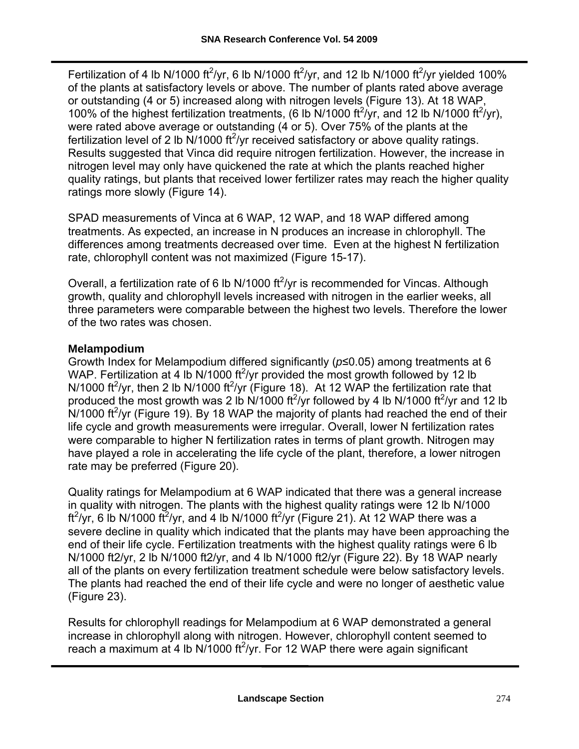Fertilization of 4 lb N/1000 $ft^2$/yr, 6 lb N/1000 $ft^2$/yr, and 12 lb N/1000 $ft^2$/yr yielded 100% of the plants at satisfactory levels or above. The number of plants rated above average or outstanding (4 or 5) increased along with nitrogen levels (Figure 13). At 18 WAP, 100% of the highest fertilization treatments, (6 lb N/1000 $ft^2$/yr, and 12 lb N/1000 $ft^2$/yr), were rated above average or outstanding (4 or 5). Over 75% of the plants at the fertilization level of 2 lb N/1000 $ft^2$/yr received satisfactory or above quality ratings. Results suggested that Vinca did require nitrogen fertilization. However, the increase in nitrogen level may only have quickened the rate at which the plants reached higher quality ratings, but plants that received lower fertilizer rates may reach the higher quality ratings more slowly (Figure 14).

SPAD measurements of Vinca at 6 WAP, 12 WAP, and 18 WAP differed among treatments. As expected, an increase in N produces an increase in chlorophyll. The differences among treatments decreased over time. Even at the highest N fertilization rate, chlorophyll content was not maximized (Figure 15-17).

Overall, a fertilization rate of 6 lb N/1000 $ft^2$/yr is recommended for Vincas. Although growth, quality and chlorophyll levels increased with nitrogen in the earlier weeks, all three parameters were comparable between the highest two levels. Therefore the lower of the two rates was chosen.

**Melampodium**

Growth Index for Melampodium differed significantly (*p*≤0.05) among treatments at 6 WAP. Fertilization at 4 lb N/1000 $ft^2$/yr provided the most growth followed by 12 lb N/1000 $ft^2$/yr, then 2 lb N/1000 $ft^2$/yr (Figure 18). At 12 WAP the fertilization rate that produced the most growth was 2 lb N/1000 $ft^2$/yr followed by 4 lb N/1000 $ft^2$/yr and 12 lb N/1000 $ft^2$/yr (Figure 19). By 18 WAP the majority of plants had reached the end of their life cycle and growth measurements were irregular. Overall, lower N fertilization rates were comparable to higher N fertilization rates in terms of plant growth. Nitrogen may have played a role in accelerating the life cycle of the plant, therefore, a lower nitrogen rate may be preferred (Figure 20).

Quality ratings for Melampodium at 6 WAP indicated that there was a general increase in quality with nitrogen. The plants with the highest quality ratings were 12 lb N/1000 $ft^2$/yr, 6 lb N/1000 $ft^2$/yr, and 4 lb N/1000 $ft^2$/yr (Figure 21). At 12 WAP there was a severe decline in quality which indicated that the plants may have been approaching the end of their life cycle. Fertilization treatments with the highest quality ratings were 6 lb N/1000 ft2/yr, 2 lb N/1000 ft2/yr, and 4 lb N/1000 ft2/yr (Figure 22). By 18 WAP nearly all of the plants on every fertilization treatment schedule were below satisfactory levels. The plants had reached the end of their life cycle and were no longer of aesthetic value (Figure 23).

Results for chlorophyll readings for Melampodium at 6 WAP demonstrated a general increase in chlorophyll along with nitrogen. However, chlorophyll content seemed to reach a maximum at 4 lb N/1000 $ft^2$/yr. For 12 WAP there were again significant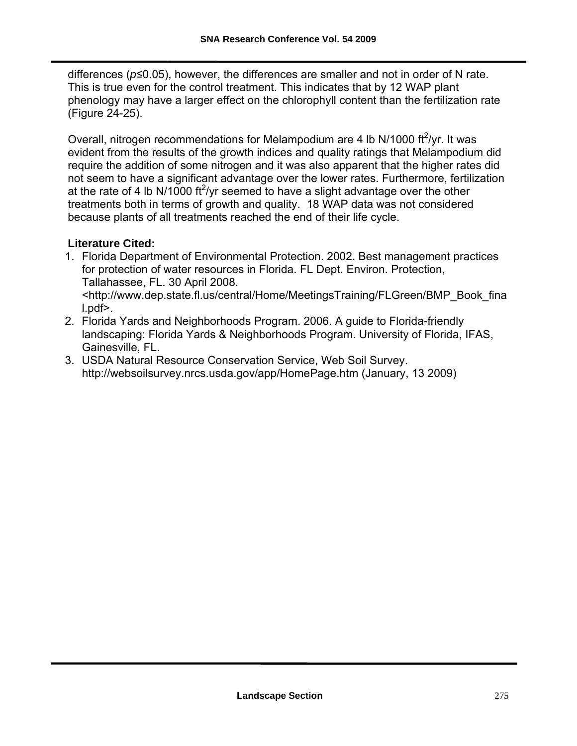differences ($p \leq 0.05$), however, the differences are smaller and not in order of N rate. This is true even for the control treatment. This indicates that by 12 WAP plant phenology may have a larger effect on the chlorophyll content than the fertilization rate (Figure 24-25).

Overall, nitrogen recommendations for Melampodium are 4 lb N/1000 $ft^2$/yr. It was evident from the results of the growth indices and quality ratings that Melampodium did require the addition of some nitrogen and it was also apparent that the higher rates did not seem to have a significant advantage over the lower rates. Furthermore, fertilization at the rate of 4 lb N/1000 $ft^2$/yr seemed to have a slight advantage over the other treatments both in terms of growth and quality. 18 WAP data was not considered because plants of all treatments reached the end of their life cycle.

**Literature Cited:**

1. Florida Department of Environmental Protection. 2002. Best management practices for protection of water resources in Florida. FL Dept. Environ. Protection, Tallahassee, FL. 30 April 2008. <http://www.dep.state.fl.us/central/Home/MeetingsTraining/FLGreen/BMP_Book_final.pdf>.
2. Florida Yards and Neighborhoods Program. 2006. A guide to Florida-friendly landscaping: Florida Yards & Neighborhoods Program. University of Florida, IFAS, Gainesville, FL.
3. USDA Natural Resource Conservation Service, Web Soil Survey. http://websoilsurvey.nrcs.usda.gov/app/HomePage.htm (January, 13 2009)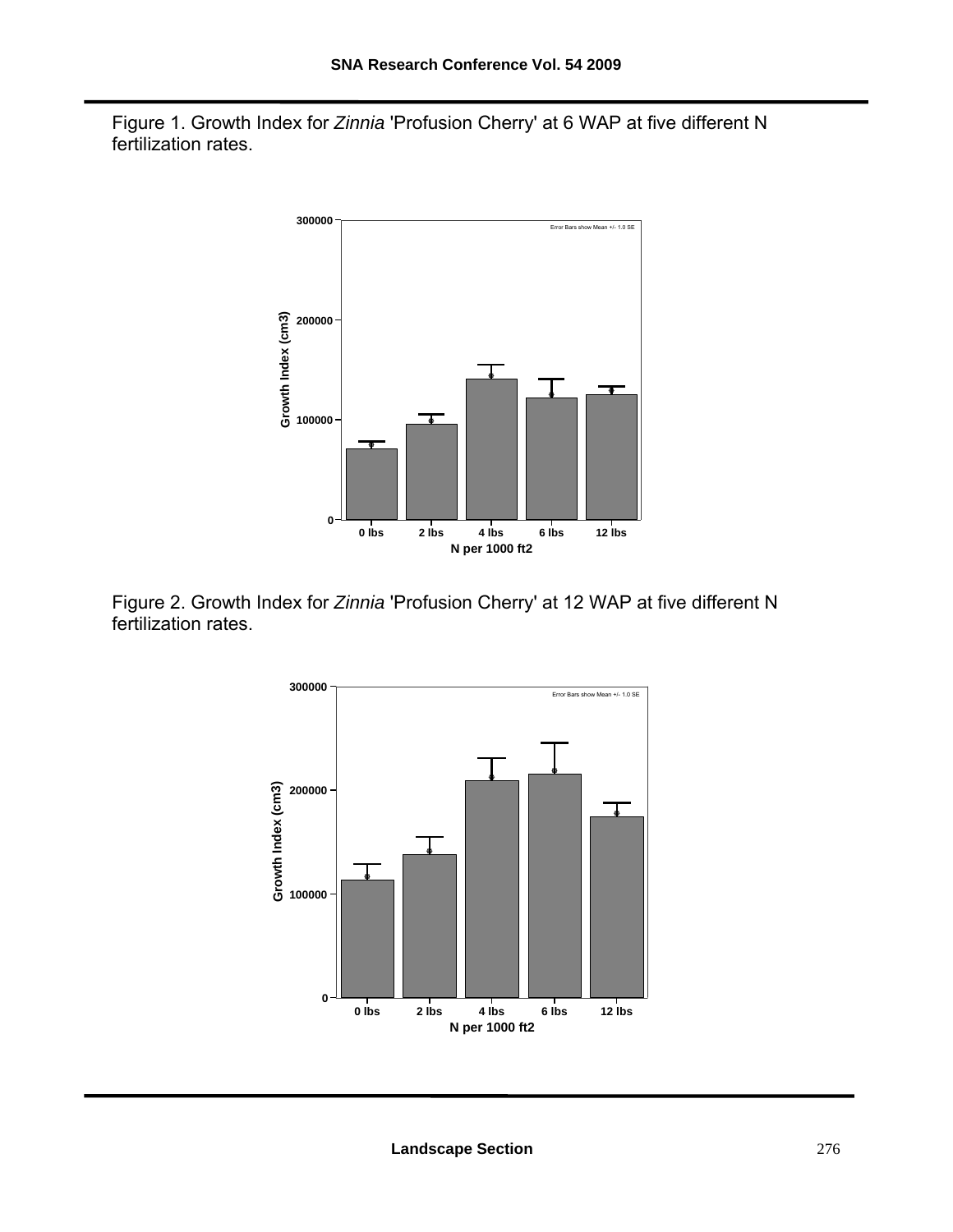Figure 1. Growth Index for *Zinnia* 'Profusion Cherry' at 6 WAP at five different N fertilization rates.

Figure 2. Growth Index for *Zinnia* 'Profusion Cherry' at 12 WAP at five different N fertilization rates.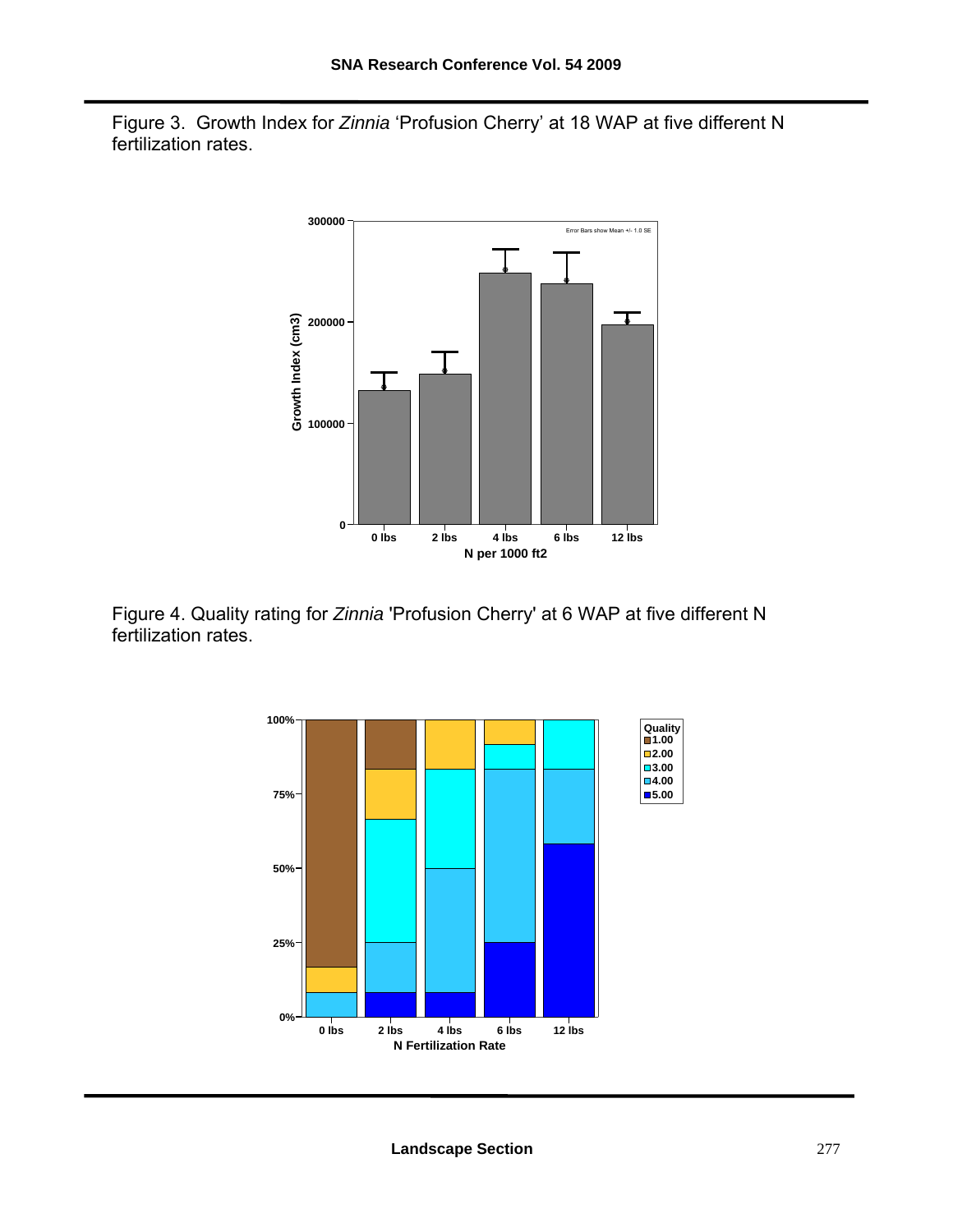Figure 3. Growth Index for *Zinnia* 'Profusion Cherry' at 18 WAP at five different N fertilization rates.

Figure 4. Quality rating for *Zinnia* 'Profusion Cherry' at 6 WAP at five different N fertilization rates.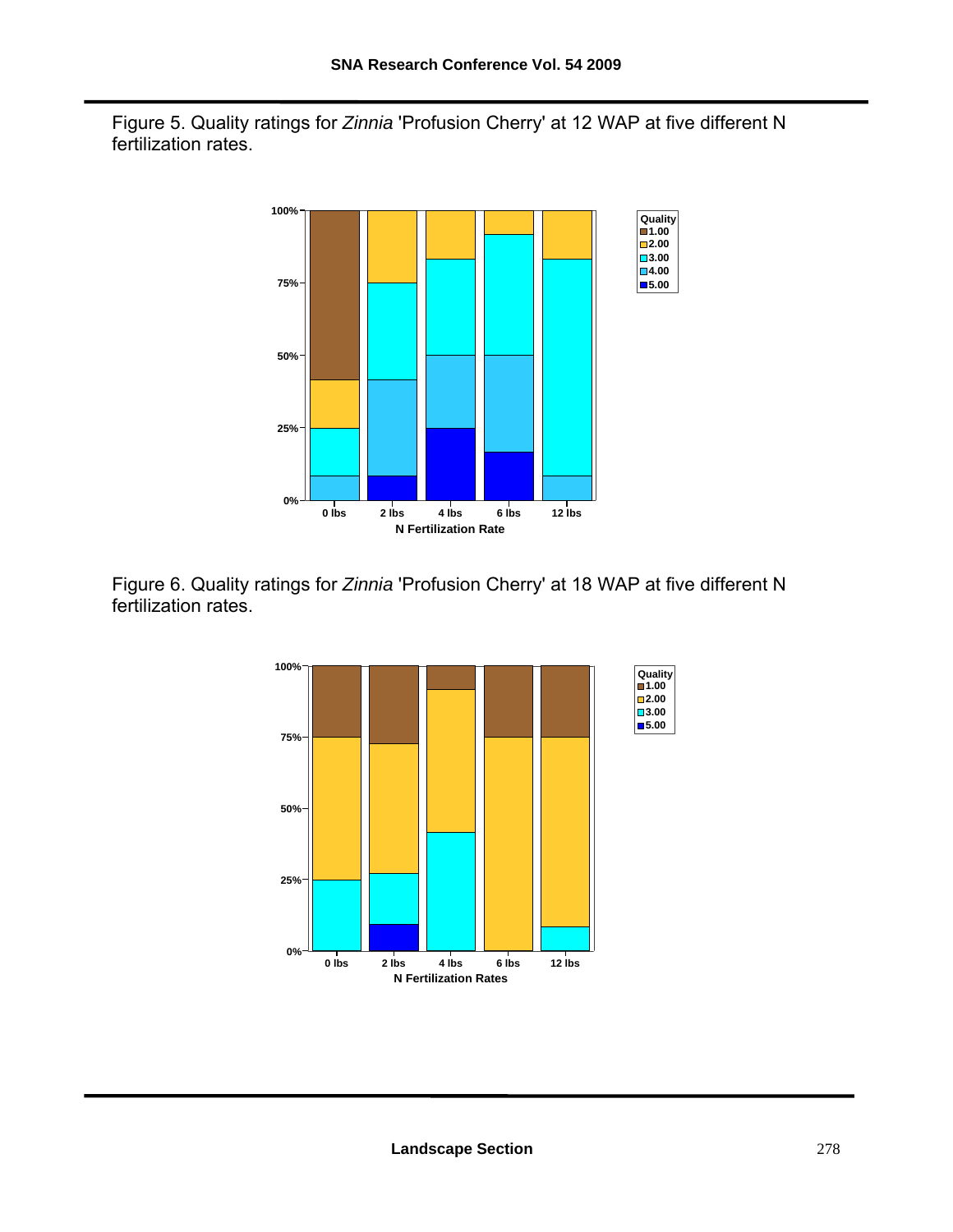Figure 5. Quality ratings for *Zinnia* 'Profusion Cherry' at 12 WAP at five different N fertilization rates.

Figure 6. Quality ratings for *Zinnia* 'Profusion Cherry' at 18 WAP at five different N fertilization rates.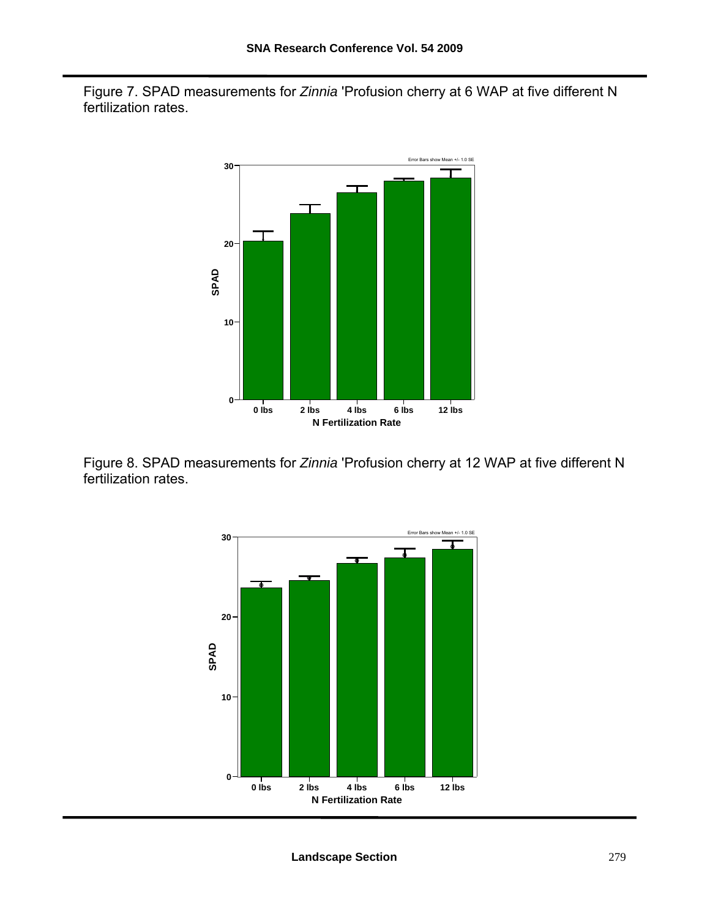Figure 7. SPAD measurements for *Zinnia* 'Profusion cherry at 6 WAP at five different N fertilization rates.

Figure 8. SPAD measurements for *Zinnia* 'Profusion cherry at 12 WAP at five different N fertilization rates.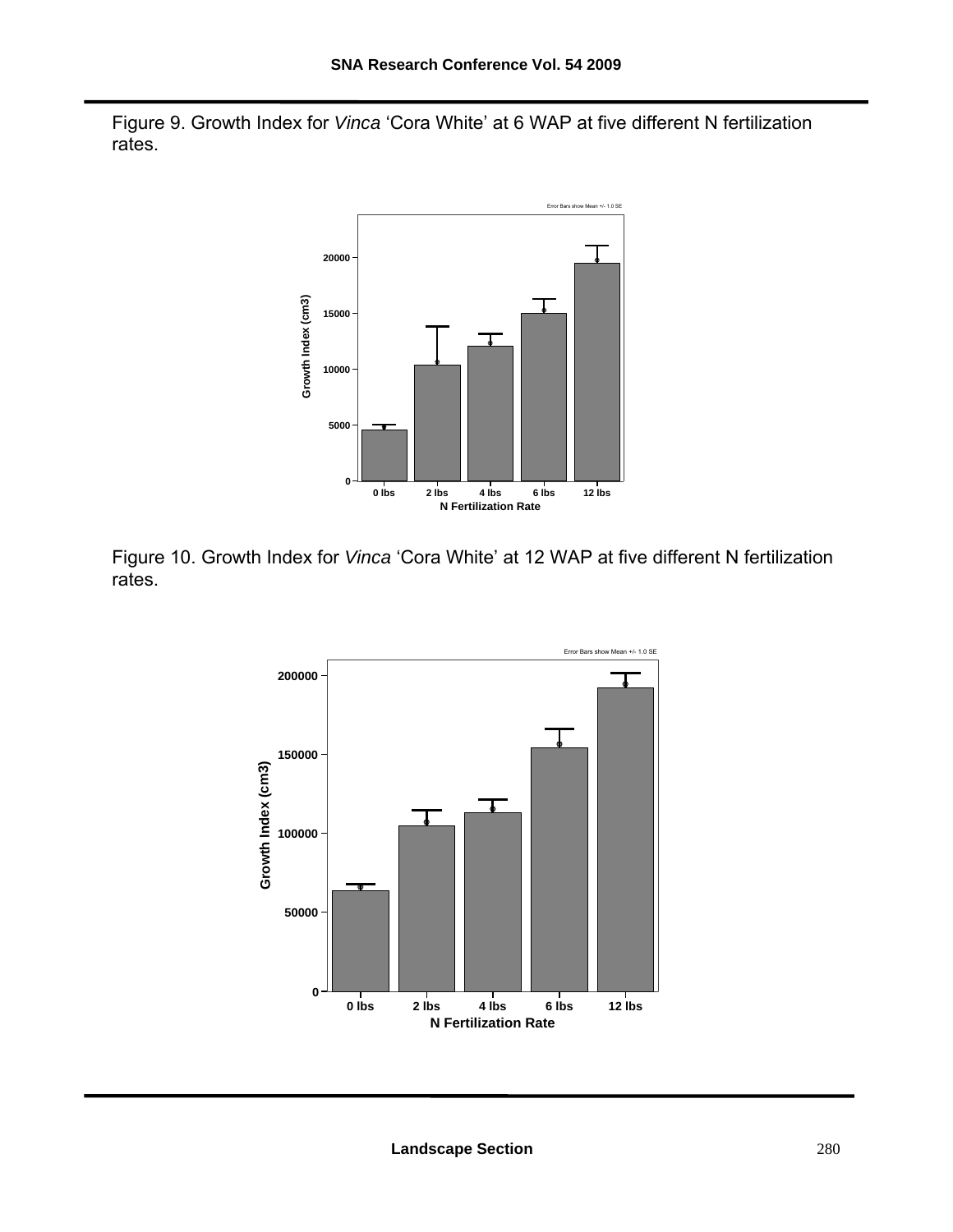Figure 9. Growth Index for *Vinca* 'Cora White' at 6 WAP at five different N fertilization rates.

Figure 10. Growth Index for *Vinca* 'Cora White' at 12 WAP at five different N fertilization rates.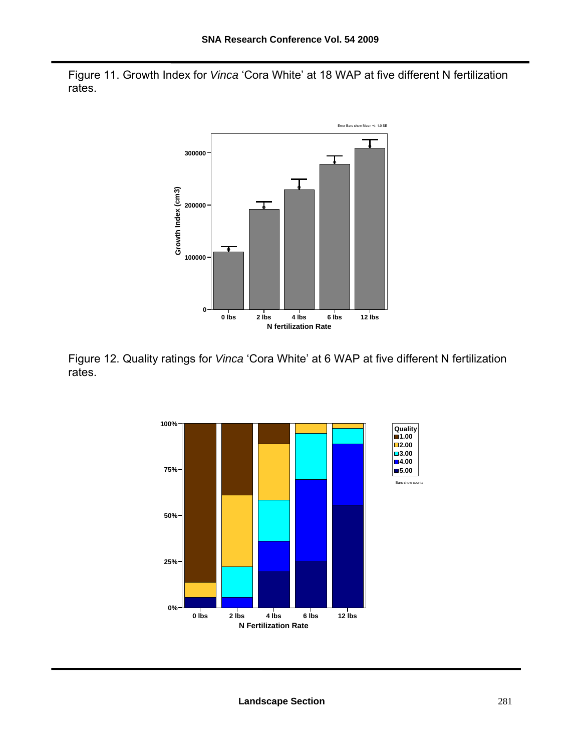Figure 11. Growth Index for *Vinca* 'Cora White' at 18 WAP at five different N fertilization rates.

Figure 12. Quality ratings for *Vinca* 'Cora White' at 6 WAP at five different N fertilization rates.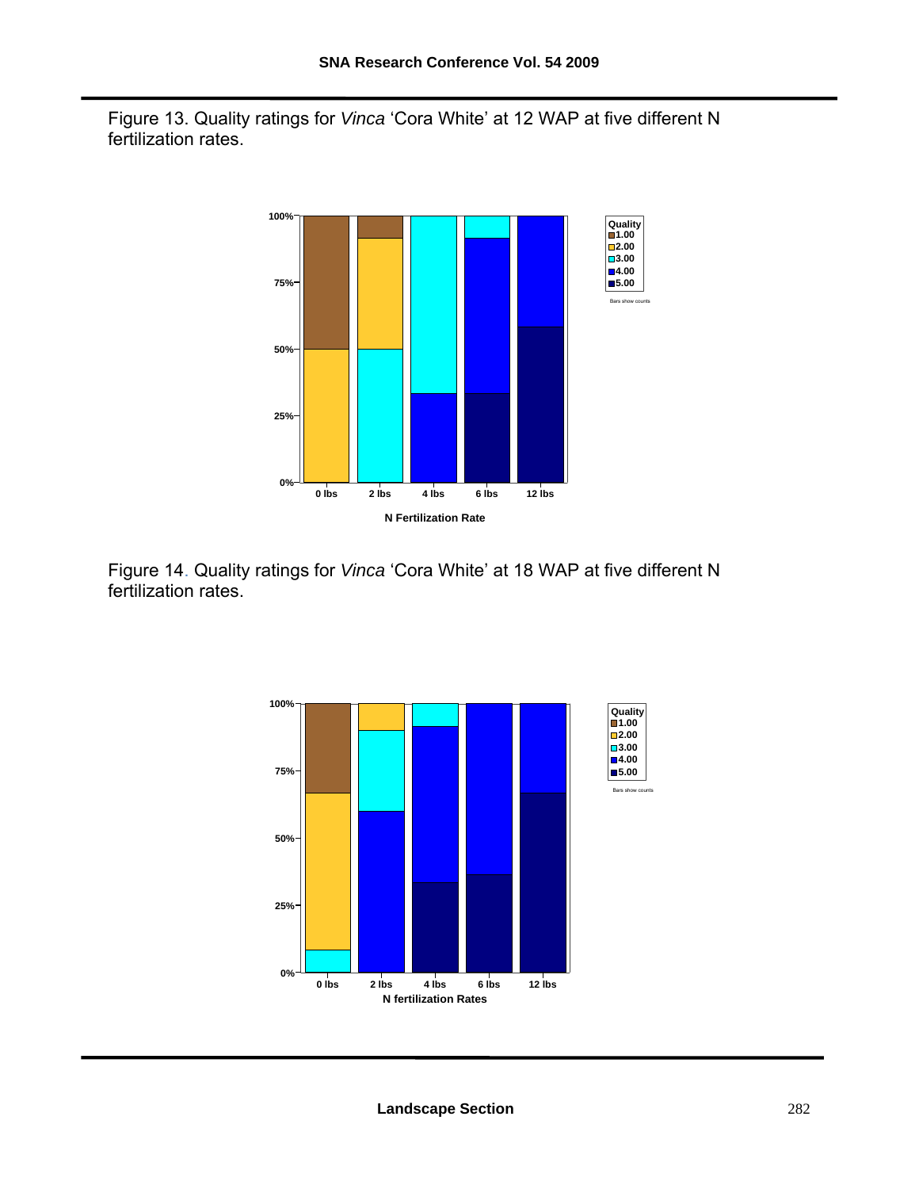Figure 13. Quality ratings for *Vinca* 'Cora White' at 12 WAP at five different N fertilization rates.

Figure 14. Quality ratings for *Vinca* 'Cora White' at 18 WAP at five different N fertilization rates.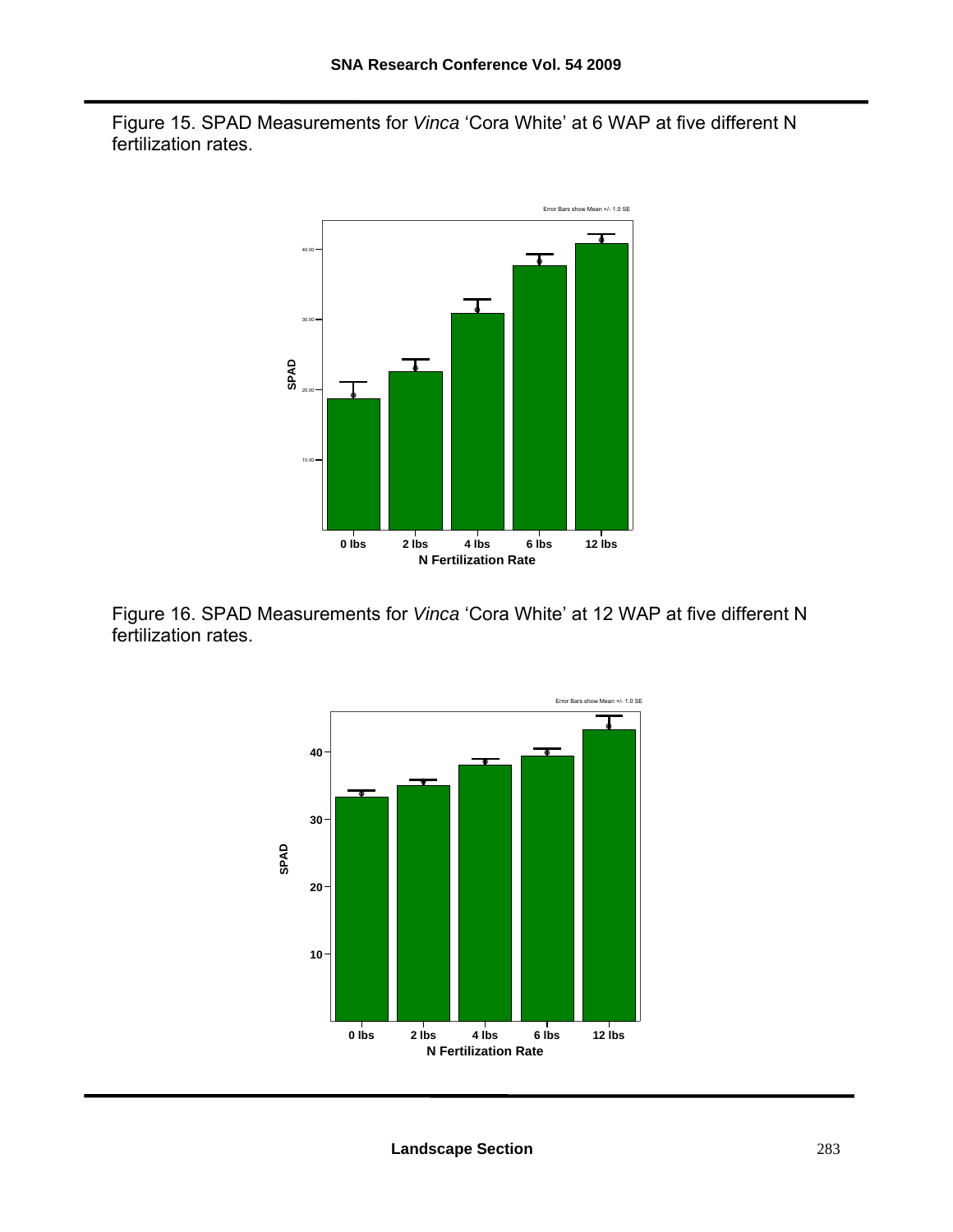Figure 15. SPAD Measurements for *Vinca* 'Cora White' at 6 WAP at five different N fertilization rates.

Figure 16. SPAD Measurements for *Vinca* 'Cora White' at 12 WAP at five different N fertilization rates.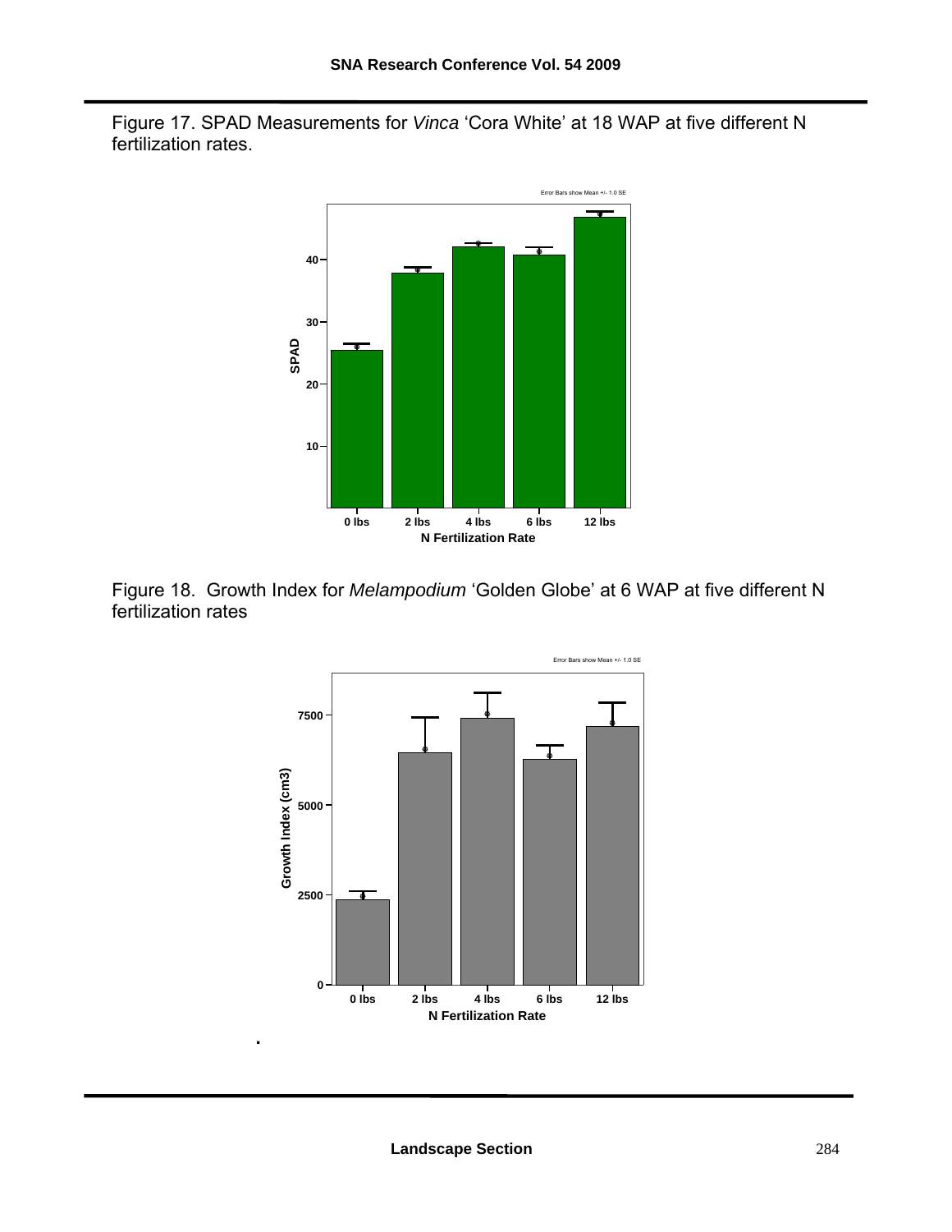Figure 17. SPAD Measurements for *Vinca* 'Cora White' at 18 WAP at five different N fertilization rates.

Error Bars show Mean +/- 1.0 SE

Figure 18. Growth Index for *Melampodium* 'Golden Globe' at 6 WAP at five different N fertilization rates

Error Bars show Mean +/- 1.0 SE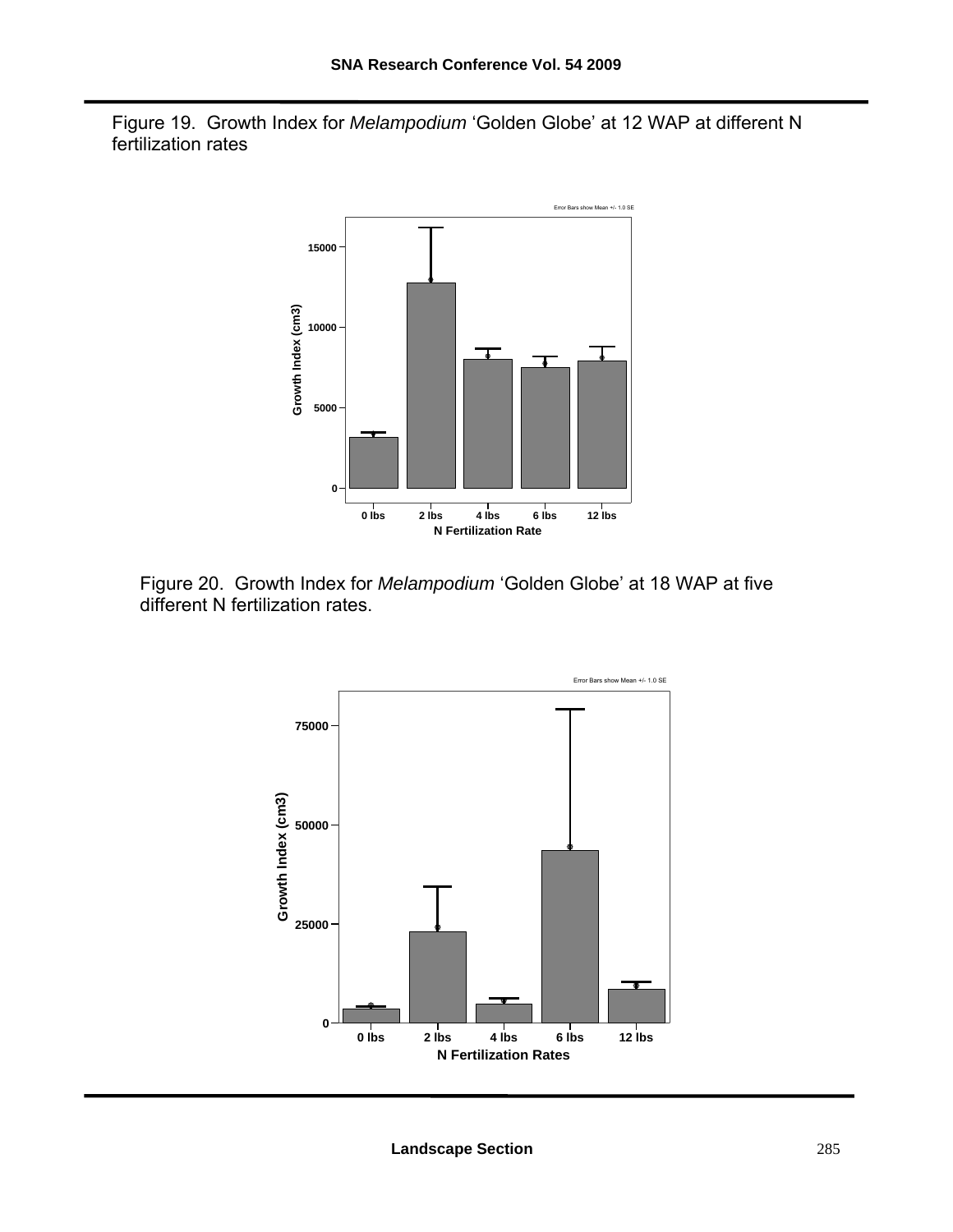Figure 19. Growth Index for *Melampodium* 'Golden Globe' at 12 WAP at different N fertilization rates

Figure 20. Growth Index for *Melampodium* 'Golden Globe' at 18 WAP at five different N fertilization rates.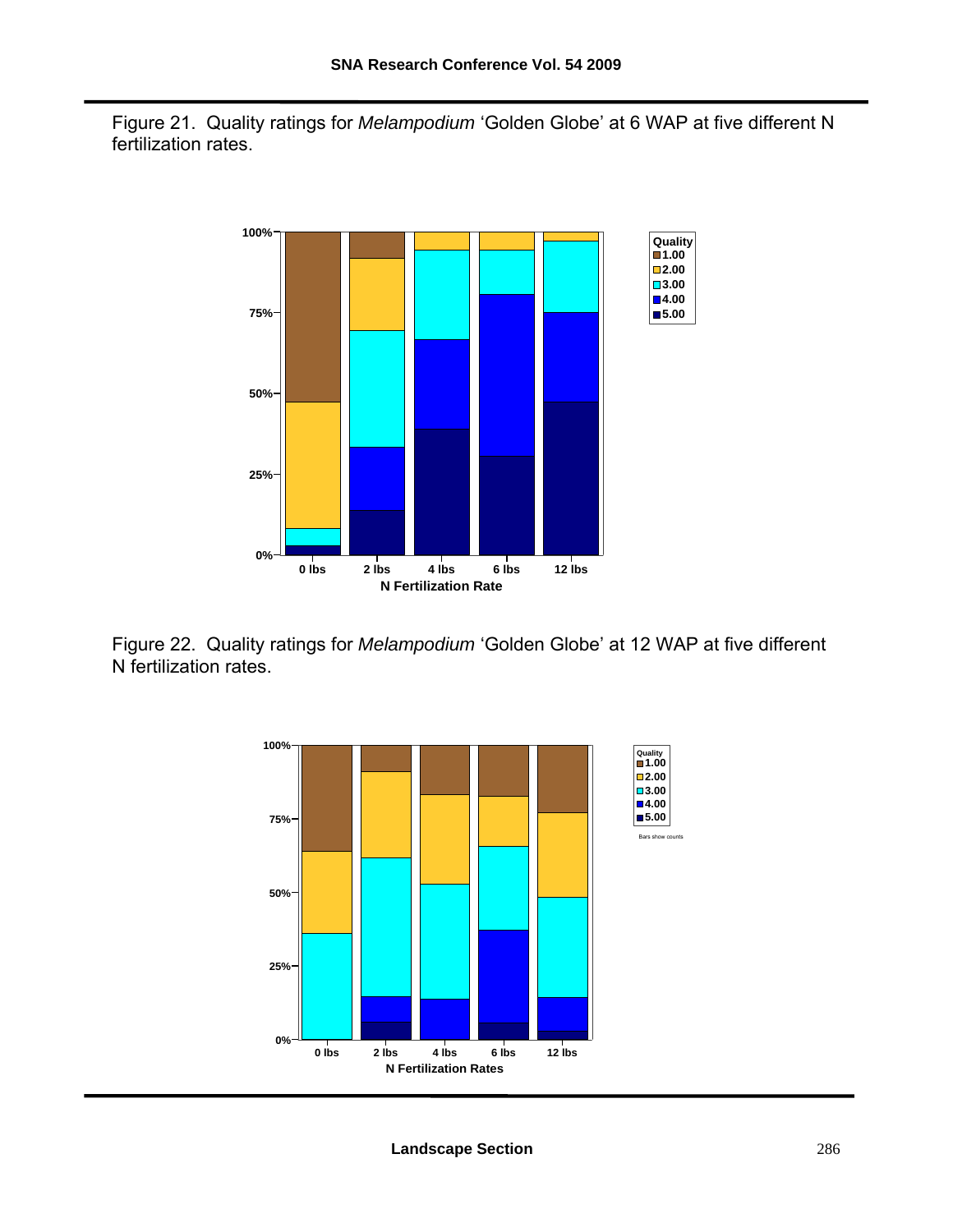Figure 21. Quality ratings for *Melampodium* 'Golden Globe' at 6 WAP at five different N fertilization rates.

Figure 22. Quality ratings for *Melampodium* 'Golden Globe' at 12 WAP at five different N fertilization rates.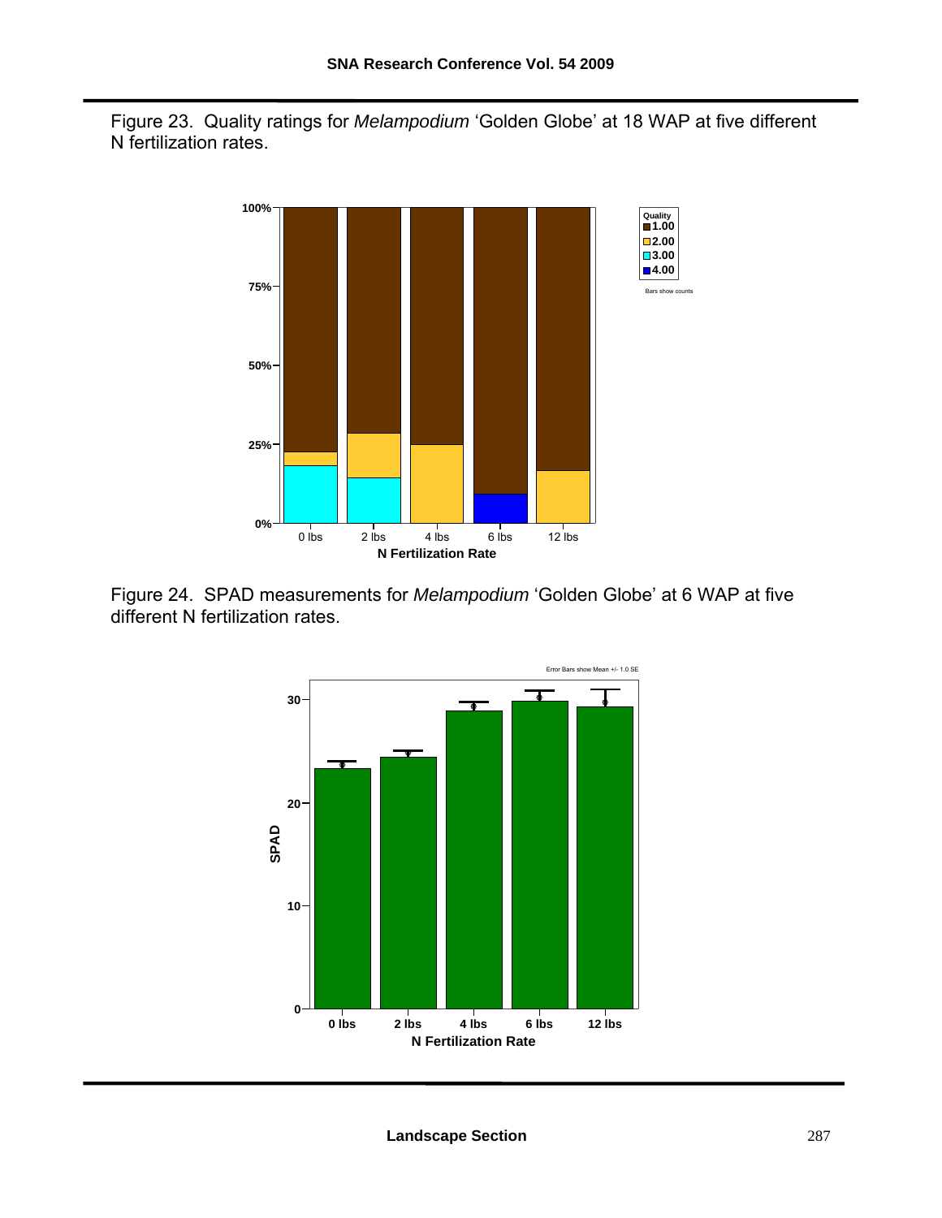Figure 23. Quality ratings for *Melampodium* 'Golden Globe' at 18 WAP at five different N fertilization rates.

Figure 24. SPAD measurements for *Melampodium* 'Golden Globe' at 6 WAP at five different N fertilization rates.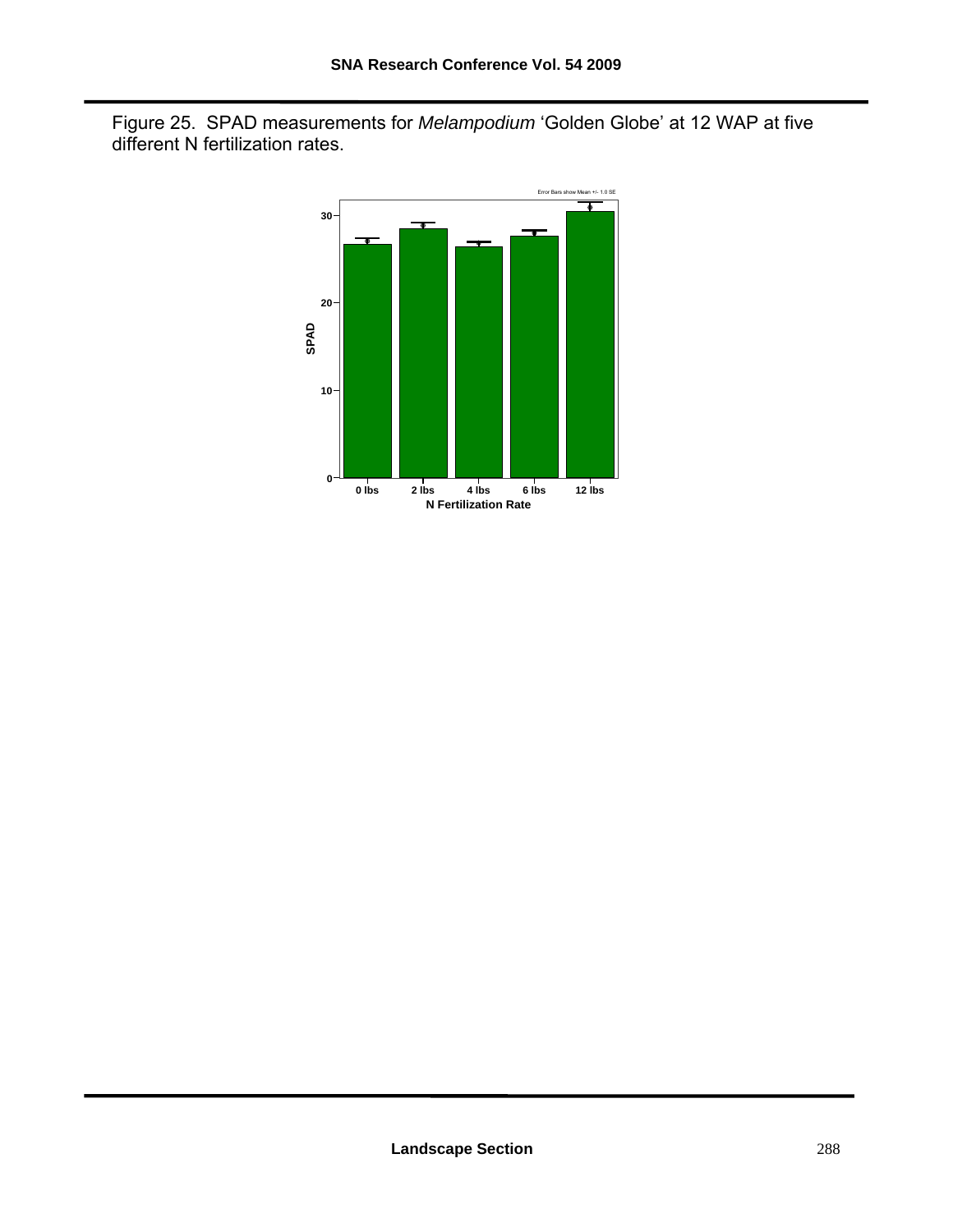Figure 25. SPAD measurements for *Melampodium* 'Golden Globe' at 12 WAP at five different N fertilization rates.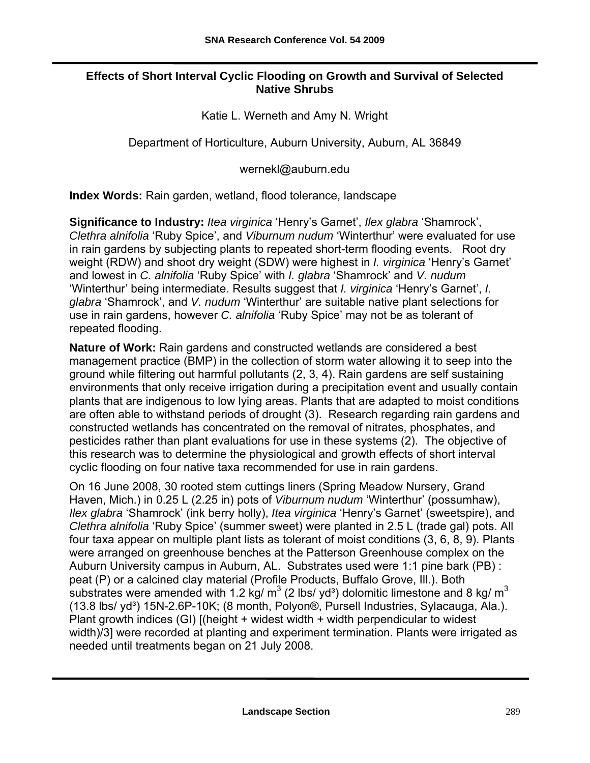# Effects of Short Interval Cyclic Flooding on Growth and Survival of Selected Native Shrubs

Katie L. Werneth and Amy N. Wright

Department of Horticulture, Auburn University, Auburn, AL 36849

wernekl@auburn.edu

**Index Words:** Rain garden, wetland, flood tolerance, landscape

**Significance to Industry:** *Itea virginica* 'Henry's Garnet', *Ilex glabra* 'Shamrock', *Clethra alnifolia* 'Ruby Spice', and *Viburnum nudum* 'Winterthur' were evaluated for use in rain gardens by subjecting plants to repeated short-term flooding events. Root dry weight (RDW) and shoot dry weight (SDW) were highest in *I. virginica* 'Henry's Garnet' and lowest in *C. alnifolia* 'Ruby Spice' with *I. glabra* 'Shamrock' and *V. nudum* 'Winterthur' being intermediate. Results suggest that *I. virginica* 'Henry's Garnet', *I. glabra* 'Shamrock', and *V. nudum* 'Winterthur' are suitable native plant selections for use in rain gardens, however *C. alnifolia* 'Ruby Spice' may not be as tolerant of repeated flooding.

**Nature of Work:** Rain gardens and constructed wetlands are considered a best management practice (BMP) in the collection of storm water allowing it to seep into the ground while filtering out harmful pollutants (2, 3, 4). Rain gardens are self sustaining environments that only receive irrigation during a precipitation event and usually contain plants that are indigenous to low lying areas. Plants that are adapted to moist conditions are often able to withstand periods of drought (3). Research regarding rain gardens and constructed wetlands has concentrated on the removal of nitrates, phosphates, and pesticides rather than plant evaluations for use in these systems (2). The objective of this research was to determine the physiological and growth effects of short interval cyclic flooding on four native taxa recommended for use in rain gardens.

On 16 June 2008, 30 rooted stem cuttings liners (Spring Meadow Nursery, Grand Haven, Mich.) in 0.25 L (2.25 in) pots of *Viburnum nudum* 'Winterthur' (possumhaw), *Ilex glabra* 'Shamrock' (ink berry holly), *Itea virginica* 'Henry's Garnet' (sweetspire), and *Clethra alnifolia* 'Ruby Spice' (summer sweet) were planted in 2.5 L (trade gal) pots. All four taxa appear on multiple plant lists as tolerant of moist conditions (3, 6, 8, 9). Plants were arranged on greenhouse benches at the Patterson Greenhouse complex on the Auburn University campus in Auburn, AL. Substrates used were 1:1 pine bark (PB) : peat (P) or a calcined clay material (Profile Products, Buffalo Grove, Ill.). Both substrates were amended with 1.2 kg/ $m^3$ (2 lbs/ $yd^3$) dolomitic limestone and 8 kg/ $m^3$ (13.8 lbs/ $yd^3$) 15N-2.6P-10K; (8 month, Polyon®, Pursell Industries, Sylacauga, Ala.). Plant growth indices (GI) [(height + widest width + width perpendicular to widest width)/3] were recorded at planting and experiment termination. Plants were irrigated as needed until treatments began on 21 July 2008.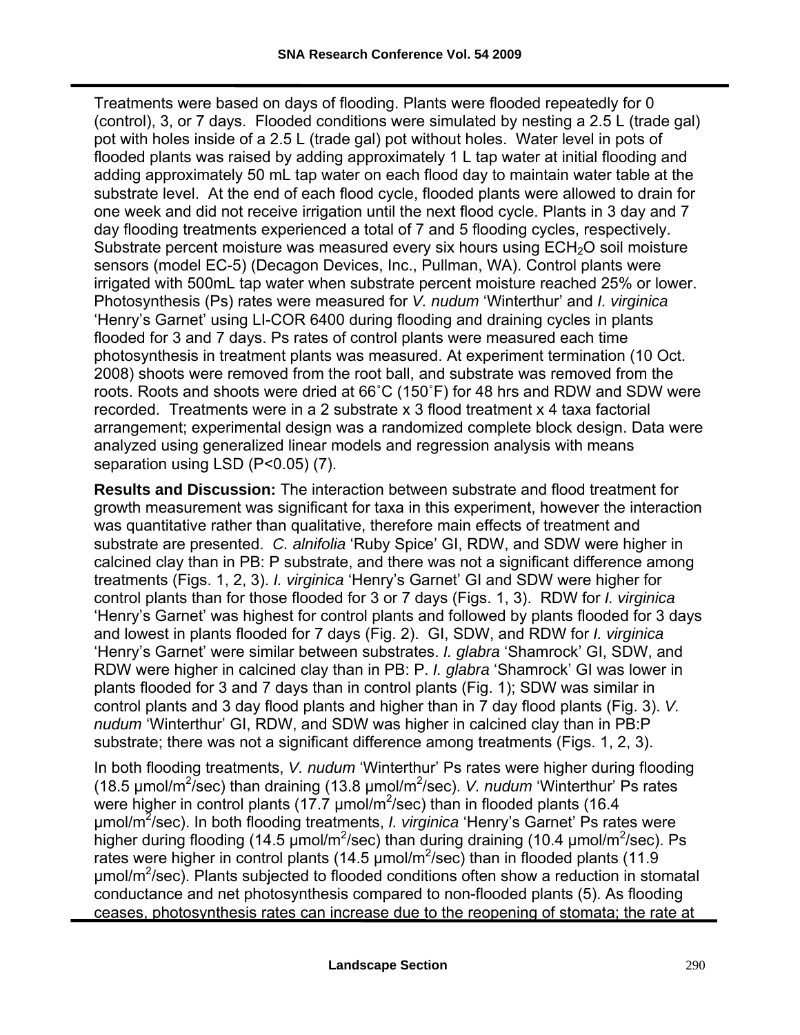Treatments were based on days of flooding. Plants were flooded repeatedly for 0 (control), 3, or 7 days. Flooded conditions were simulated by nesting a 2.5 L (trade gal) pot with holes inside of a 2.5 L (trade gal) pot without holes. Water level in pots of flooded plants was raised by adding approximately 1 L tap water at initial flooding and adding approximately 50 mL tap water on each flood day to maintain water table at the substrate level. At the end of each flood cycle, flooded plants were allowed to drain for one week and did not receive irrigation until the next flood cycle. Plants in 3 day and 7 day flooding treatments experienced a total of 7 and 5 flooding cycles, respectively. Substrate percent moisture was measured every six hours using $ECH_2O$ soil moisture sensors (model EC-5) (Decagon Devices, Inc., Pullman, WA). Control plants were irrigated with 500mL tap water when substrate percent moisture reached 25% or lower. Photosynthesis (Ps) rates were measured for *V. nudum* 'Winterthur' and *I. virginica* 'Henry's Garnet' using LI-COR 6400 during flooding and draining cycles in plants flooded for 3 and 7 days. Ps rates of control plants were measured each time photosynthesis in treatment plants was measured. At experiment termination (10 Oct. 2008) shoots were removed from the root ball, and substrate was removed from the roots. Roots and shoots were dried at 66˚C (150˚F) for 48 hrs and RDW and SDW were recorded. Treatments were in a 2 substrate x 3 flood treatment x 4 taxa factorial arrangement; experimental design was a randomized complete block design. Data were analyzed using generalized linear models and regression analysis with means separation using LSD ($P<0.05$) (7).

**Results and Discussion:** The interaction between substrate and flood treatment for growth measurement was significant for taxa in this experiment, however the interaction was quantitative rather than qualitative, therefore main effects of treatment and substrate are presented. *C. alnifolia* 'Ruby Spice' GI, RDW, and SDW were higher in calcined clay than in PB: P substrate, and there was not a significant difference among treatments (Figs. 1, 2, 3). *I. virginica* 'Henry's Garnet' GI and SDW were higher for control plants than for those flooded for 3 or 7 days (Figs. 1, 3). RDW for *I. virginica* 'Henry's Garnet' was highest for control plants and followed by plants flooded for 3 days and lowest in plants flooded for 7 days (Fig. 2). GI, SDW, and RDW for *I. virginica* 'Henry's Garnet' were similar between substrates. *I. glabra* 'Shamrock' GI, SDW, and RDW were higher in calcined clay than in PB: P. *I. glabra* 'Shamrock' GI was lower in plants flooded for 3 and 7 days than in control plants (Fig. 1); SDW was similar in control plants and 3 day flood plants and higher than in 7 day flood plants (Fig. 3). *V. nudum* 'Winterthur' GI, RDW, and SDW was higher in calcined clay than in PB:P substrate; there was not a significant difference among treatments (Figs. 1, 2, 3).

In both flooding treatments, *V. nudum* 'Winterthur' Ps rates were higher during flooding (18.5 $\mu mol/m^2/sec$) than draining (13.8 $\mu mol/m^2/sec$). *V. nudum* 'Winterthur' Ps rates were higher in control plants (17.7 $\mu mol/m^2/sec$) than in flooded plants (16.4 $\mu mol/m^2/sec$). In both flooding treatments, *I. virginica* 'Henry's Garnet' Ps rates were higher during flooding (14.5 $\mu mol/m^2/sec$) than during draining (10.4 $\mu mol/m^2/sec$). Ps rates were higher in control plants (14.5 $\mu mol/m^2/sec$) than in flooded plants (11.9 $\mu mol/m^2/sec$). Plants subjected to flooded conditions often show a reduction in stomatal conductance and net photosynthesis compared to non-flooded plants (5). As flooding ceases, photosynthesis rates can increase due to the reopening of stomata; the rate at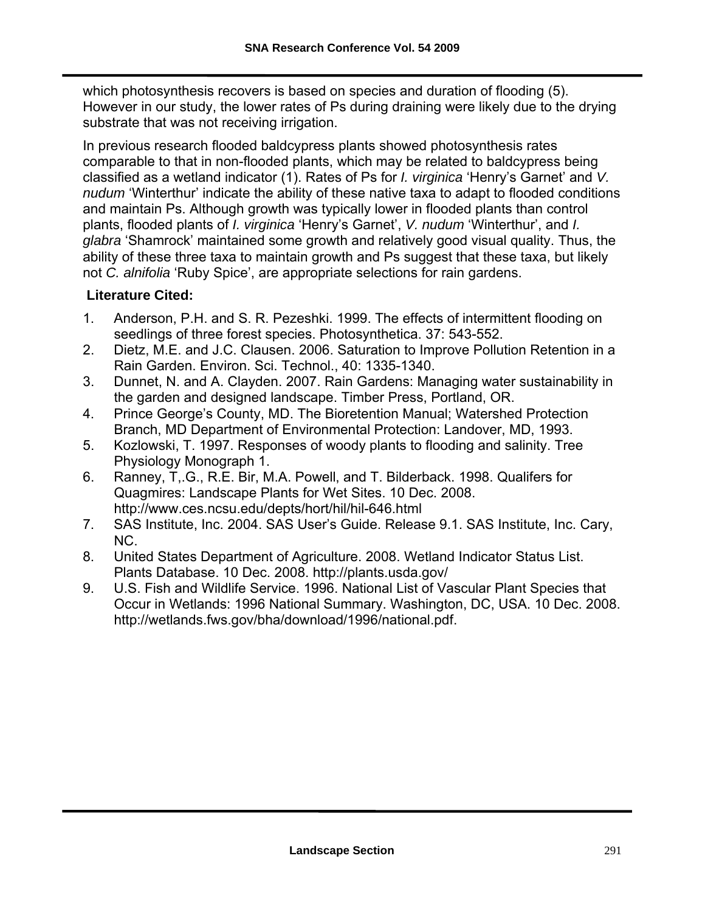which photosynthesis recovers is based on species and duration of flooding (5). However in our study, the lower rates of Ps during draining were likely due to the drying substrate that was not receiving irrigation.

In previous research flooded baldcypress plants showed photosynthesis rates comparable to that in non-flooded plants, which may be related to baldcypress being classified as a wetland indicator (1). Rates of Ps for *I. virginica* 'Henry's Garnet' and *V. nudum* 'Winterthur' indicate the ability of these native taxa to adapt to flooded conditions and maintain Ps. Although growth was typically lower in flooded plants than control plants, flooded plants of *I. virginica* 'Henry's Garnet', *V. nudum* 'Winterthur', and *I. glabra* 'Shamrock' maintained some growth and relatively good visual quality. Thus, the ability of these three taxa to maintain growth and Ps suggest that these taxa, but likely not *C. alnifolia* 'Ruby Spice', are appropriate selections for rain gardens.

**Literature Cited:**

1. Anderson, P.H. and S. R. Pezeshki. 1999. The effects of intermittent flooding on seedlings of three forest species. Photosynthetica. 37: 543-552.
2. Dietz, M.E. and J.C. Clausen. 2006. Saturation to Improve Pollution Retention in a Rain Garden. Environ. Sci. Technol., 40: 1335-1340.
3. Dunnet, N. and A. Clayden. 2007. Rain Gardens: Managing water sustainability in the garden and designed landscape. Timber Press, Portland, OR.
4. Prince George's County, MD. The Bioretention Manual; Watershed Protection Branch, MD Department of Environmental Protection: Landover, MD, 1993.
5. Kozlowski, T. 1997. Responses of woody plants to flooding and salinity. Tree Physiology Monograph 1.
6. Ranney, T,.G., R.E. Bir, M.A. Powell, and T. Bilderback. 1998. Qualifers for Quagmires: Landscape Plants for Wet Sites. 10 Dec. 2008. http://www.ces.ncsu.edu/depts/hort/hil/hil-646.html
7. SAS Institute, Inc. 2004. SAS User's Guide. Release 9.1. SAS Institute, Inc. Cary, NC.
8. United States Department of Agriculture. 2008. Wetland Indicator Status List. Plants Database. 10 Dec. 2008. http://plants.usda.gov/
9. U.S. Fish and Wildlife Service. 1996. National List of Vascular Plant Species that Occur in Wetlands: 1996 National Summary. Washington, DC, USA. 10 Dec. 2008. http://wetlands.fws.gov/bha/download/1996/national.pdf.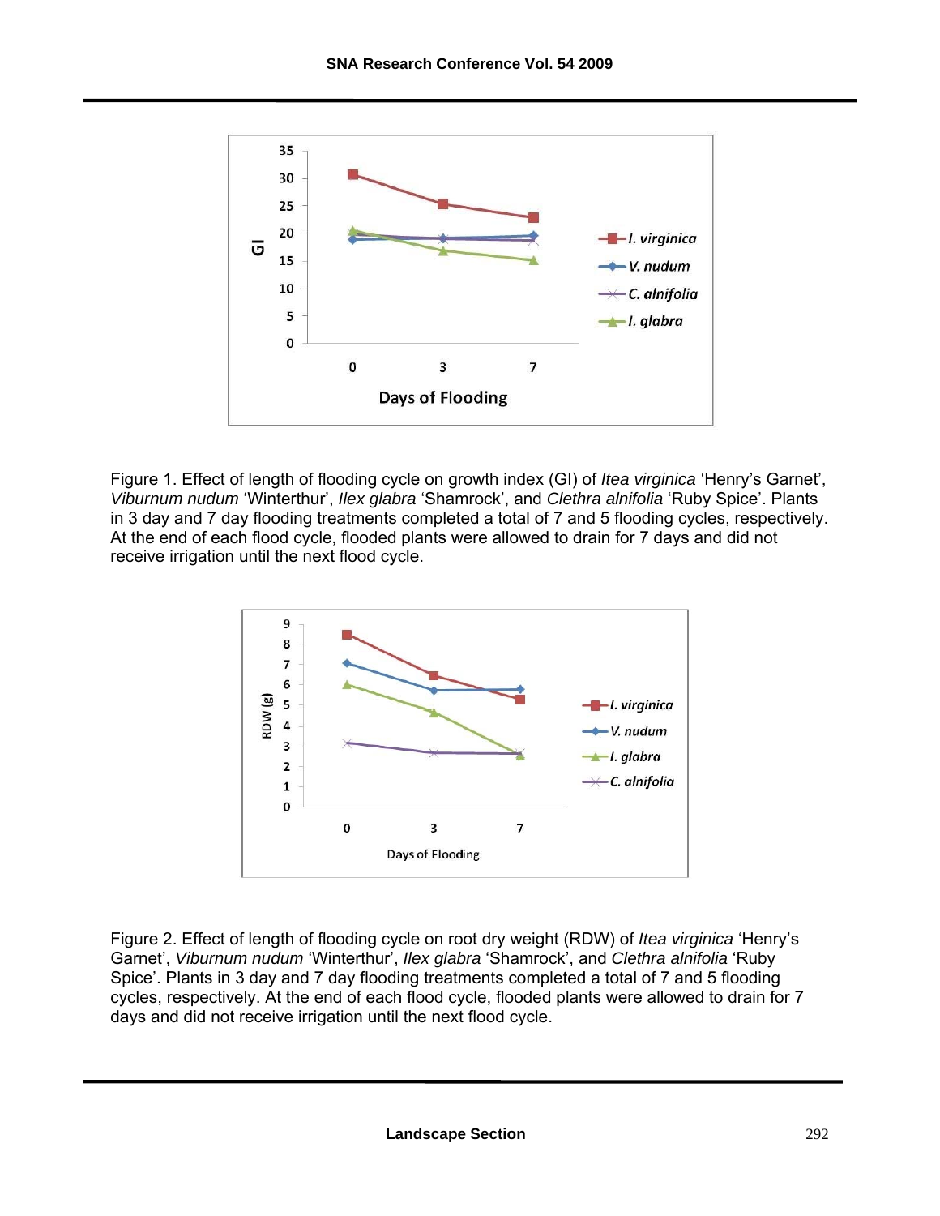Figure 1. Effect of length of flooding cycle on growth index (GI) of *Itea virginica* 'Henry's Garnet', *Viburnum nudum* 'Winterthur', *Ilex glabra* 'Shamrock', and *Clethra alnifolia* 'Ruby Spice'. Plants in 3 day and 7 day flooding treatments completed a total of 7 and 5 flooding cycles, respectively. At the end of each flood cycle, flooded plants were allowed to drain for 7 days and did not receive irrigation until the next flood cycle.

Figure 2. Effect of length of flooding cycle on root dry weight (RDW) of *Itea virginica* 'Henry's Garnet', *Viburnum nudum* 'Winterthur', *Ilex glabra* 'Shamrock', and *Clethra alnifolia* 'Ruby Spice'. Plants in 3 day and 7 day flooding treatments completed a total of 7 and 5 flooding cycles, respectively. At the end of each flood cycle, flooded plants were allowed to drain for 7 days and did not receive irrigation until the next flood cycle.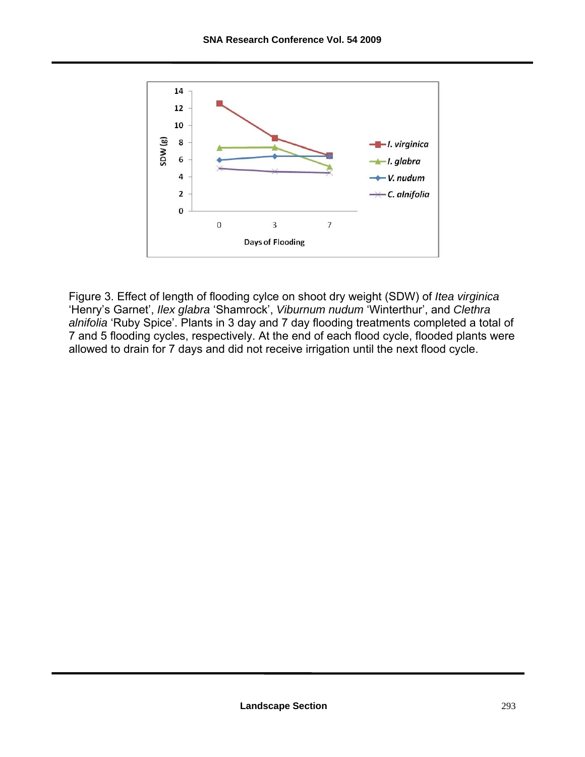Figure 3. Effect of length of flooding cylce on shoot dry weight (SDW) of *Itea virginica* ‘Henry’s Garnet’, *Ilex glabra* ‘Shamrock’, *Viburnum nudum* ‘Winterthur’, and *Clethra alnifolia* ‘Ruby Spice’. Plants in 3 day and 7 day flooding treatments completed a total of 7 and 5 flooding cycles, respectively. At the end of each flood cycle, flooded plants were allowed to drain for 7 days and did not receive irrigation until the next flood cycle.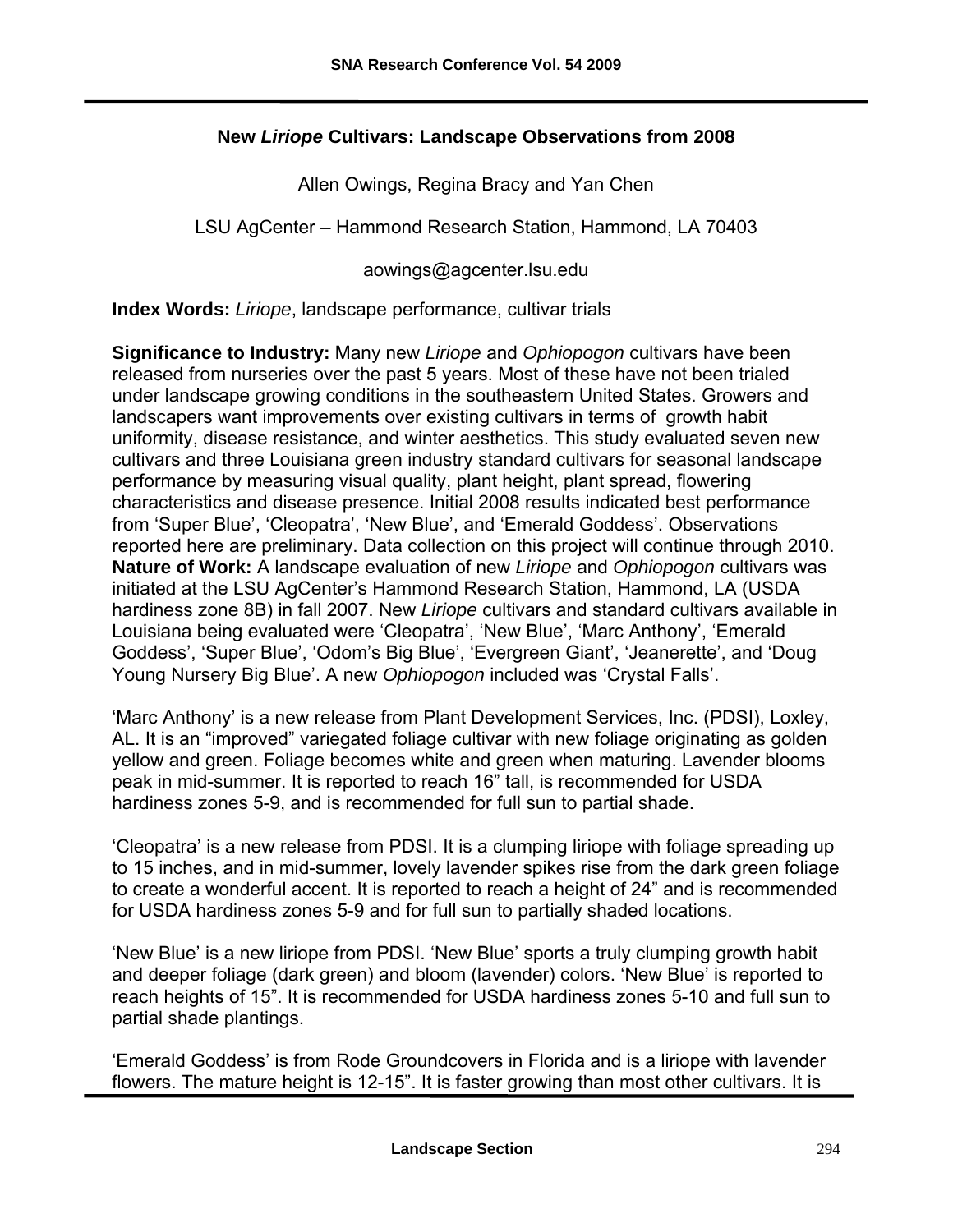## New *Liriope* Cultivars: Landscape Observations from 2008

Allen Owings, Regina Bracy and Yan Chen

LSU AgCenter – Hammond Research Station, Hammond, LA 70403

aowings@agcenter.lsu.edu

**Index Words:** *Liriope*, landscape performance, cultivar trials

**Significance to Industry:** Many new *Liriope* and *Ophiopogon* cultivars have been released from nurseries over the past 5 years. Most of these have not been trialed under landscape growing conditions in the southeastern United States. Growers and landscapers want improvements over existing cultivars in terms of growth habit uniformity, disease resistance, and winter aesthetics. This study evaluated seven new cultivars and three Louisiana green industry standard cultivars for seasonal landscape performance by measuring visual quality, plant height, plant spread, flowering characteristics and disease presence. Initial 2008 results indicated best performance from 'Super Blue', 'Cleopatra', 'New Blue', and 'Emerald Goddess'. Observations reported here are preliminary. Data collection on this project will continue through 2010.

**Nature of Work:** A landscape evaluation of new *Liriope* and *Ophiopogon* cultivars was initiated at the LSU AgCenter's Hammond Research Station, Hammond, LA (USDA hardiness zone 8B) in fall 2007. New *Liriope* cultivars and standard cultivars available in Louisiana being evaluated were 'Cleopatra', 'New Blue', 'Marc Anthony', 'Emerald Goddess', 'Super Blue', 'Odom's Big Blue', 'Evergreen Giant', 'Jeanerette', and 'Doug Young Nursery Big Blue'. A new *Ophiopogon* included was 'Crystal Falls'.

'Marc Anthony' is a new release from Plant Development Services, Inc. (PDSI), Loxley, AL. It is an "improved" variegated foliage cultivar with new foliage originating as golden yellow and green. Foliage becomes white and green when maturing. Lavender blooms peak in mid-summer. It is reported to reach 16" tall, is recommended for USDA hardiness zones 5-9, and is recommended for full sun to partial shade.

'Cleopatra' is a new release from PDSI. It is a clumping liriope with foliage spreading up to 15 inches, and in mid-summer, lovely lavender spikes rise from the dark green foliage to create a wonderful accent. It is reported to reach a height of 24" and is recommended for USDA hardiness zones 5-9 and for full sun to partially shaded locations.

'New Blue' is a new liriope from PDSI. 'New Blue' sports a truly clumping growth habit and deeper foliage (dark green) and bloom (lavender) colors. 'New Blue' is reported to reach heights of 15". It is recommended for USDA hardiness zones 5-10 and full sun to partial shade plantings.

'Emerald Goddess' is from Rode Groundcovers in Florida and is a liriope with lavender flowers. The mature height is 12-15". It is faster growing than most other cultivars. It is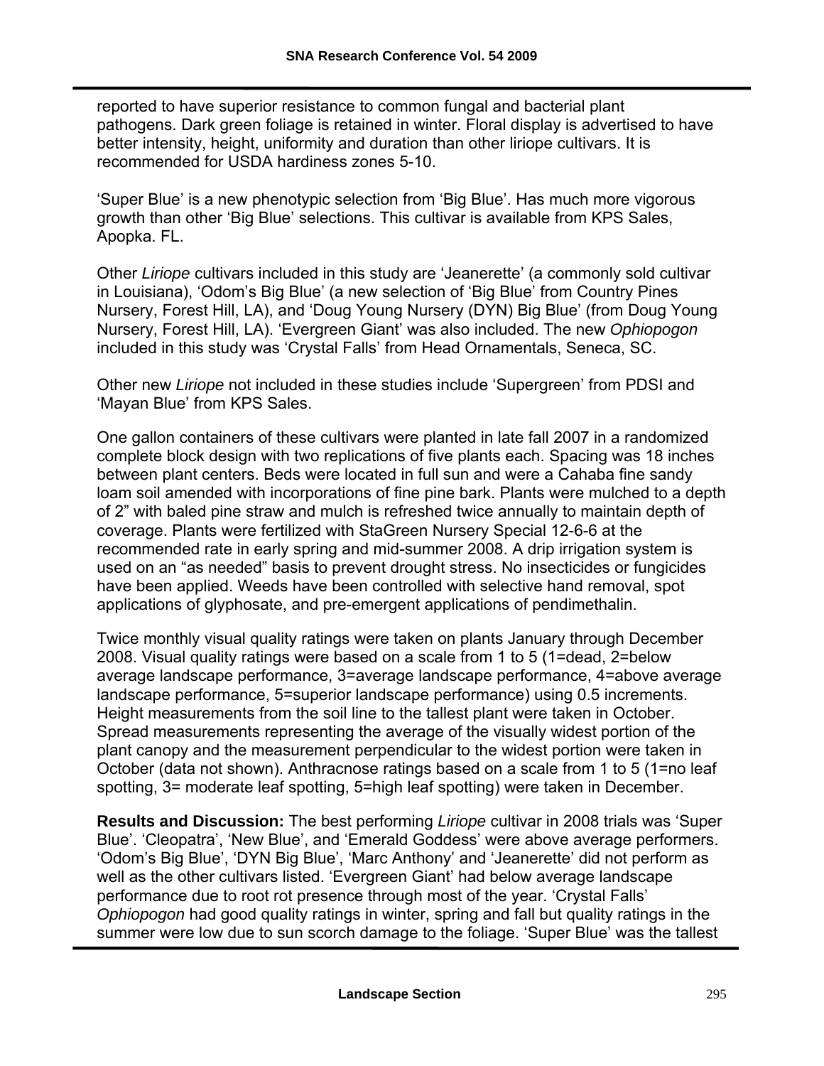reported to have superior resistance to common fungal and bacterial plant pathogens. Dark green foliage is retained in winter. Floral display is advertised to have better intensity, height, uniformity and duration than other liriope cultivars. It is recommended for USDA hardiness zones 5-10.

'Super Blue' is a new phenotypic selection from 'Big Blue'. Has much more vigorous growth than other 'Big Blue' selections. This cultivar is available from KPS Sales, Apopka. FL.

Other *Liriope* cultivars included in this study are 'Jeanerette' (a commonly sold cultivar in Louisiana), 'Odom's Big Blue' (a new selection of 'Big Blue' from Country Pines Nursery, Forest Hill, LA), and 'Doug Young Nursery (DYN) Big Blue' (from Doug Young Nursery, Forest Hill, LA). 'Evergreen Giant' was also included. The new *Ophiopogon* included in this study was 'Crystal Falls' from Head Ornamentals, Seneca, SC.

Other new *Liriope* not included in these studies include 'Supergreen' from PDSI and 'Mayan Blue' from KPS Sales.

One gallon containers of these cultivars were planted in late fall 2007 in a randomized complete block design with two replications of five plants each. Spacing was 18 inches between plant centers. Beds were located in full sun and were a Cahaba fine sandy loam soil amended with incorporations of fine pine bark. Plants were mulched to a depth of 2" with baled pine straw and mulch is refreshed twice annually to maintain depth of coverage. Plants were fertilized with StaGreen Nursery Special 12-6-6 at the recommended rate in early spring and mid-summer 2008. A drip irrigation system is used on an "as needed" basis to prevent drought stress. No insecticides or fungicides have been applied. Weeds have been controlled with selective hand removal, spot applications of glyphosate, and pre-emergent applications of pendimethalin.

Twice monthly visual quality ratings were taken on plants January through December 2008. Visual quality ratings were based on a scale from 1 to 5 (1=dead, 2=below average landscape performance, 3=average landscape performance, 4=above average landscape performance, 5=superior landscape performance) using 0.5 increments. Height measurements from the soil line to the tallest plant were taken in October. Spread measurements representing the average of the visually widest portion of the plant canopy and the measurement perpendicular to the widest portion were taken in October (data not shown). Anthracnose ratings based on a scale from 1 to 5 (1=no leaf spotting, 3= moderate leaf spotting, 5=high leaf spotting) were taken in December.

**Results and Discussion:** The best performing *Liriope* cultivar in 2008 trials was 'Super Blue'. 'Cleopatra', 'New Blue', and 'Emerald Goddess' were above average performers. 'Odom's Big Blue', 'DYN Big Blue', 'Marc Anthony' and 'Jeanerette' did not perform as well as the other cultivars listed. 'Evergreen Giant' had below average landscape performance due to root rot presence through most of the year. 'Crystal Falls' *Ophiopogon* had good quality ratings in winter, spring and fall but quality ratings in the summer were low due to sun scorch damage to the foliage. 'Super Blue' was the tallest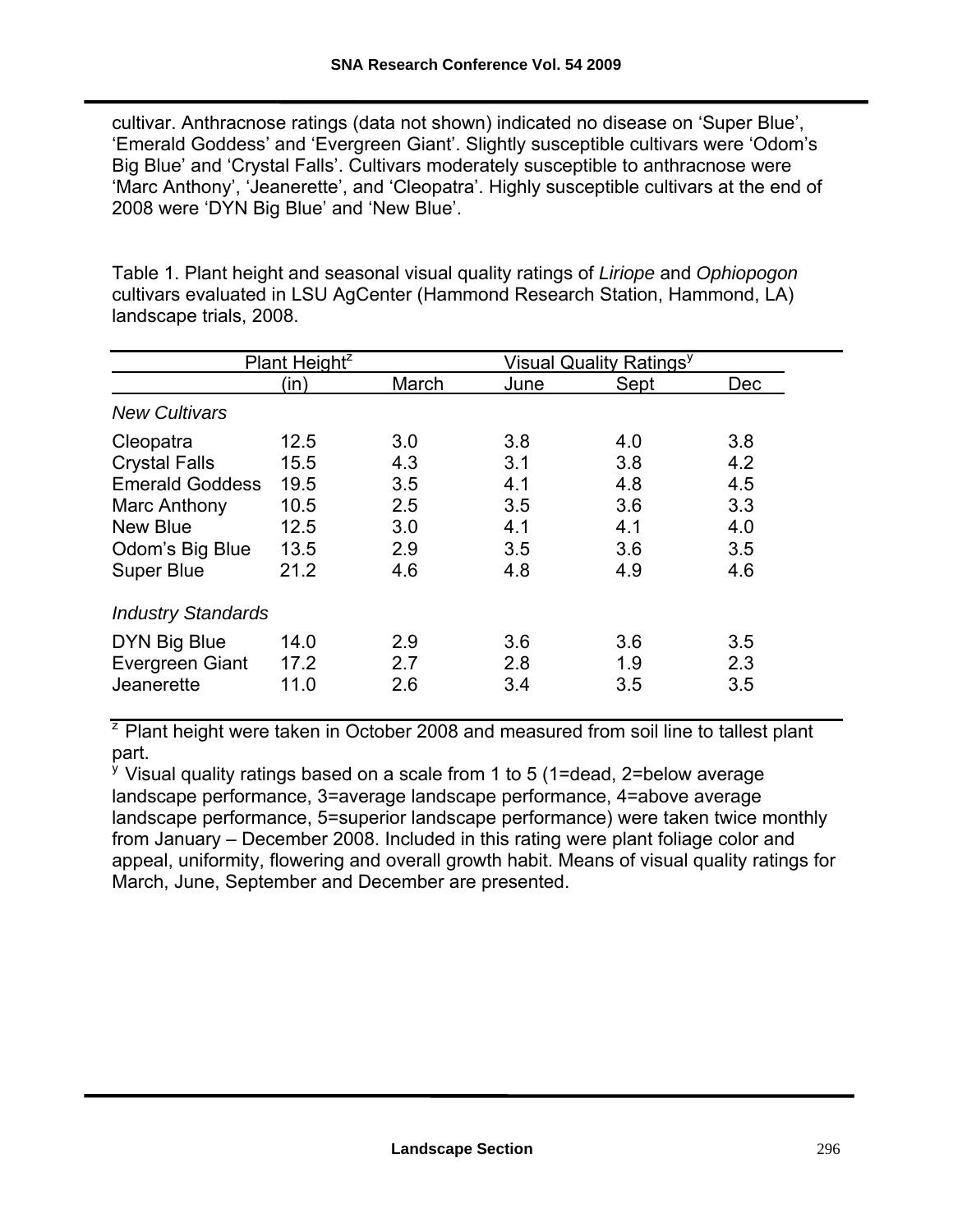cultivar. Anthracnose ratings (data not shown) indicated no disease on ‘Super Blue’, ‘Emerald Goddess’ and ‘Evergreen Giant’. Slightly susceptible cultivars were ‘Odom’s Big Blue’ and ‘Crystal Falls’. Cultivars moderately susceptible to anthracnose were ‘Marc Anthony’, ‘Jeanerette’, and ‘Cleopatra’. Highly susceptible cultivars at the end of 2008 were ‘DYN Big Blue’ and ‘New Blue’.

Table 1. Plant height and seasonal visual quality ratings of *Liriope* and *Ophiopogon* cultivars evaluated in LSU AgCenter (Hammond Research Station, Hammond, LA) landscape trials, 2008.

| | Plant Height[z] | Visual Quality Ratings[y] | | | |
|---|---|---|---|---|---|
| | (in) | March | June | Sept | Dec |
| *New Cultivars* | | | | | |
| Cleopatra | 12.5 | 3.0 | 3.8 | 4.0 | 3.8 |
| Crystal Falls | 15.5 | 4.3 | 3.1 | 3.8 | 4.2 |
| Emerald Goddess | 19.5 | 3.5 | 4.1 | 4.8 | 4.5 |
| Marc Anthony | 10.5 | 2.5 | 3.5 | 3.6 | 3.3 |
| New Blue | 12.5 | 3.0 | 4.1 | 4.1 | 4.0 |
| Odom’s Big Blue | 13.5 | 2.9 | 3.5 | 3.6 | 3.5 |
| Super Blue | 21.2 | 4.6 | 4.8 | 4.9 | 4.6 |
| *Industry Standards* | | | | | |
| DYN Big Blue | 14.0 | 2.9 | 3.6 | 3.6 | 3.5 |
| Evergreen Giant | 17.2 | 2.7 | 2.8 | 1.9 | 2.3 |
| Jeanerette | 11.0 | 2.6 | 3.4 | 3.5 | 3.5 |

[z] Plant height were taken in October 2008 and measured from soil line to tallest plant part.

[y] Visual quality ratings based on a scale from 1 to 5 (1=dead, 2=below average landscape performance, 3=average landscape performance, 4=above average landscape performance, 5=superior landscape performance) were taken twice monthly from January – December 2008. Included in this rating were plant foliage color and appeal, uniformity, flowering and overall growth habit. Means of visual quality ratings for March, June, September and December are presented.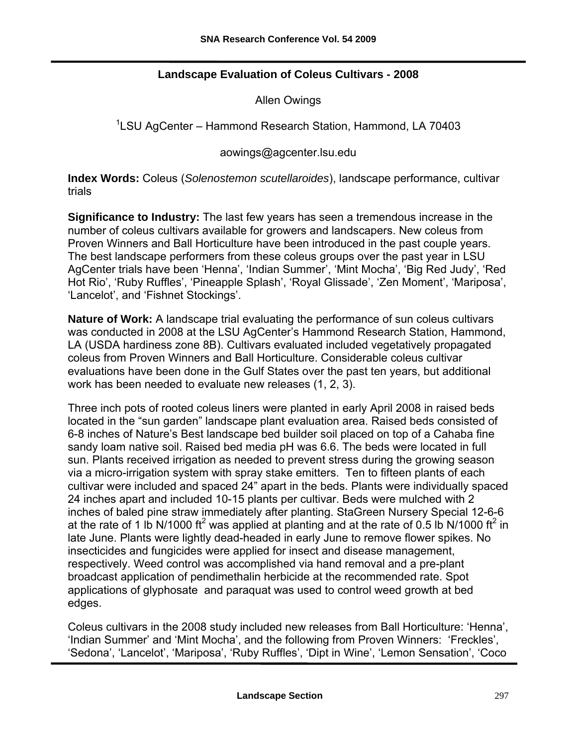## Landscape Evaluation of Coleus Cultivars - 2008

Allen Owings

[1]LSU AgCenter – Hammond Research Station, Hammond, LA 70403

aowings@agcenter.lsu.edu

**Index Words:** Coleus (*Solenostemon scutellaroides*), landscape performance, cultivar trials

**Significance to Industry:** The last few years has seen a tremendous increase in the number of coleus cultivars available for growers and landscapers. New coleus from Proven Winners and Ball Horticulture have been introduced in the past couple years. The best landscape performers from these coleus groups over the past year in LSU AgCenter trials have been 'Henna', 'Indian Summer', 'Mint Mocha', 'Big Red Judy', 'Red Hot Rio', 'Ruby Ruffles', 'Pineapple Splash', 'Royal Glissade', 'Zen Moment', 'Mariposa', 'Lancelot', and 'Fishnet Stockings'.

**Nature of Work:** A landscape trial evaluating the performance of sun coleus cultivars was conducted in 2008 at the LSU AgCenter's Hammond Research Station, Hammond, LA (USDA hardiness zone 8B). Cultivars evaluated included vegetatively propagated coleus from Proven Winners and Ball Horticulture. Considerable coleus cultivar evaluations have been done in the Gulf States over the past ten years, but additional work has been needed to evaluate new releases (1, 2, 3).

Three inch pots of rooted coleus liners were planted in early April 2008 in raised beds located in the "sun garden" landscape plant evaluation area. Raised beds consisted of 6-8 inches of Nature's Best landscape bed builder soil placed on top of a Cahaba fine sandy loam native soil. Raised bed media pH was 6.6. The beds were located in full sun. Plants received irrigation as needed to prevent stress during the growing season via a micro-irrigation system with spray stake emitters. Ten to fifteen plants of each cultivar were included and spaced 24" apart in the beds. Plants were individually spaced 24 inches apart and included 10-15 plants per cultivar. Beds were mulched with 2 inches of baled pine straw immediately after planting. StaGreen Nursery Special 12-6-6 at the rate of 1 lb N/1000 $ft^2$ was applied at planting and at the rate of 0.5 lb N/1000 $ft^2$ in late June. Plants were lightly dead-headed in early June to remove flower spikes. No insecticides and fungicides were applied for insect and disease management, respectively. Weed control was accomplished via hand removal and a pre-plant broadcast application of pendimethalin herbicide at the recommended rate. Spot applications of glyphosate and paraquat was used to control weed growth at bed edges.

Coleus cultivars in the 2008 study included new releases from Ball Horticulture: 'Henna', 'Indian Summer' and 'Mint Mocha', and the following from Proven Winners: 'Freckles', 'Sedona', 'Lancelot', 'Mariposa', 'Ruby Ruffles', 'Dipt in Wine', 'Lemon Sensation', 'Coco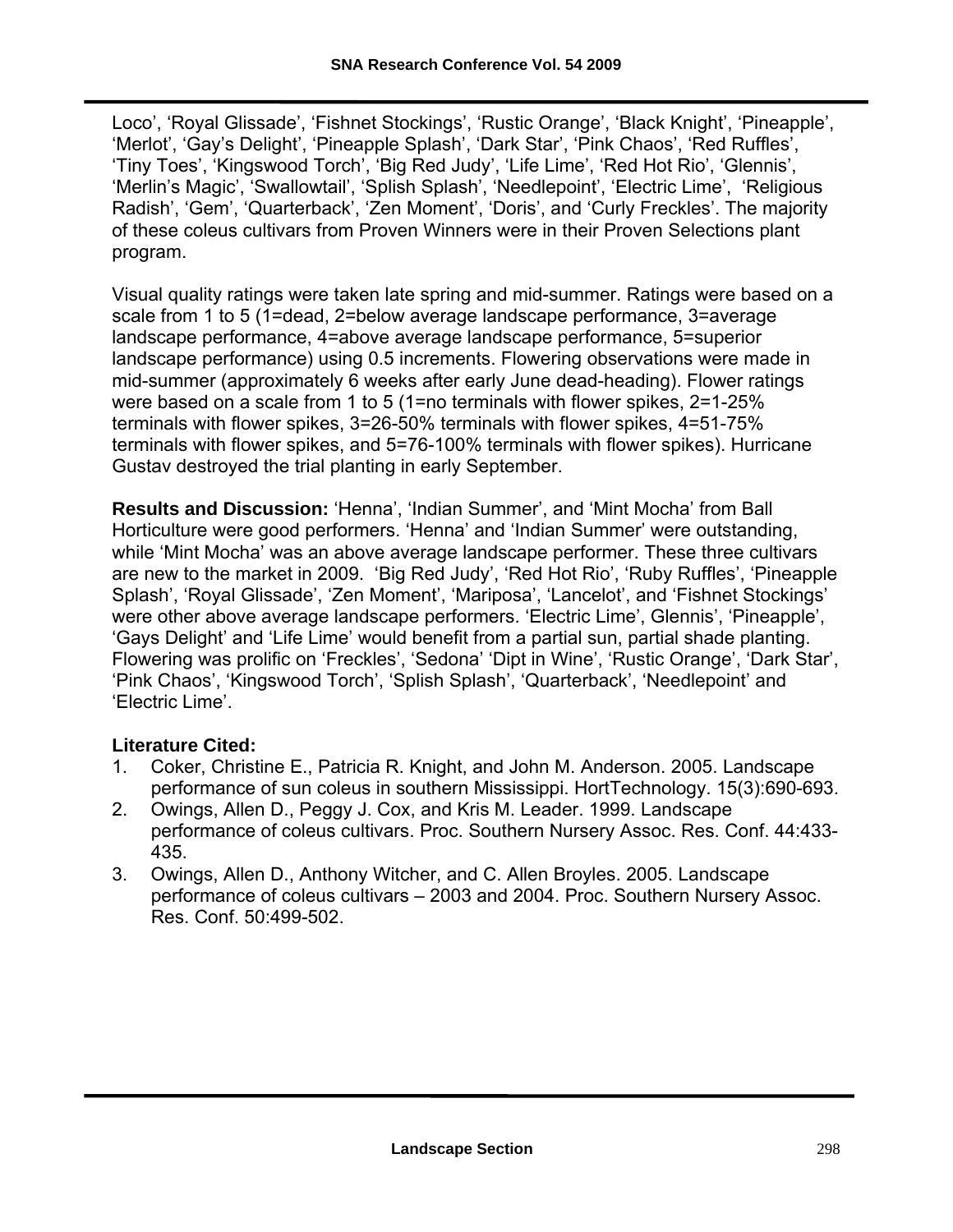Loco', 'Royal Glissade', 'Fishnet Stockings', 'Rustic Orange', 'Black Knight', 'Pineapple', 'Merlot', 'Gay's Delight', 'Pineapple Splash', 'Dark Star', 'Pink Chaos', 'Red Ruffles', 'Tiny Toes', 'Kingswood Torch', 'Big Red Judy', 'Life Lime', 'Red Hot Rio', 'Glennis', 'Merlin's Magic', 'Swallowtail', 'Splish Splash', 'Needlepoint', 'Electric Lime', 'Religious Radish', 'Gem', 'Quarterback', 'Zen Moment', 'Doris', and 'Curly Freckles'. The majority of these coleus cultivars from Proven Winners were in their Proven Selections plant program.

Visual quality ratings were taken late spring and mid-summer. Ratings were based on a scale from 1 to 5 (1=dead, 2=below average landscape performance, 3=average landscape performance, 4=above average landscape performance, 5=superior landscape performance) using 0.5 increments. Flowering observations were made in mid-summer (approximately 6 weeks after early June dead-heading). Flower ratings were based on a scale from 1 to 5 (1=no terminals with flower spikes, 2=1-25% terminals with flower spikes, 3=26-50% terminals with flower spikes, 4=51-75% terminals with flower spikes, and 5=76-100% terminals with flower spikes). Hurricane Gustav destroyed the trial planting in early September.

**Results and Discussion:** 'Henna', 'Indian Summer', and 'Mint Mocha' from Ball Horticulture were good performers. 'Henna' and 'Indian Summer' were outstanding, while 'Mint Mocha' was an above average landscape performer. These three cultivars are new to the market in 2009. 'Big Red Judy', 'Red Hot Rio', 'Ruby Ruffles', 'Pineapple Splash', 'Royal Glissade', 'Zen Moment', 'Mariposa', 'Lancelot', and 'Fishnet Stockings' were other above average landscape performers. 'Electric Lime', Glennis', 'Pineapple', 'Gays Delight' and 'Life Lime' would benefit from a partial sun, partial shade planting. Flowering was prolific on 'Freckles', 'Sedona' 'Dipt in Wine', 'Rustic Orange', 'Dark Star', 'Pink Chaos', 'Kingswood Torch', 'Splish Splash', 'Quarterback', 'Needlepoint' and 'Electric Lime'.

**Literature Cited:**

1. Coker, Christine E., Patricia R. Knight, and John M. Anderson. 2005. Landscape performance of sun coleus in southern Mississippi. HortTechnology. 15(3):690-693.
2. Owings, Allen D., Peggy J. Cox, and Kris M. Leader. 1999. Landscape performance of coleus cultivars. Proc. Southern Nursery Assoc. Res. Conf. 44:433-435.
3. Owings, Allen D., Anthony Witcher, and C. Allen Broyles. 2005. Landscape performance of coleus cultivars – 2003 and 2004. Proc. Southern Nursery Assoc. Res. Conf. 50:499-502.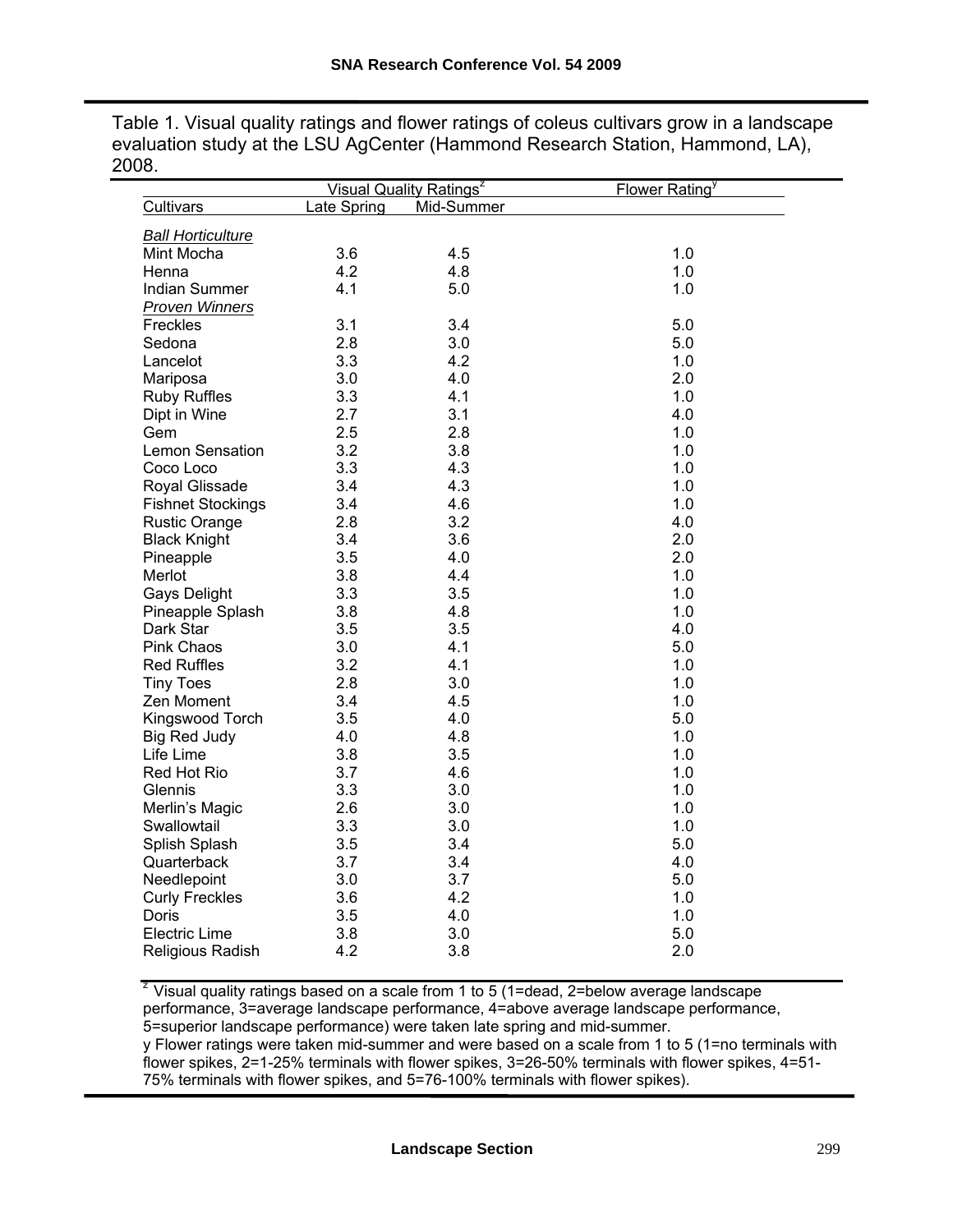Table 1. Visual quality ratings and flower ratings of coleus cultivars grow in a landscape evaluation study at the LSU AgCenter (Hammond Research Station, Hammond, LA), 2008.

| | Visual Quality Ratings[z] | | Flower Rating[y] |
|---|---|---|---|
| Cultivars | Late Spring | Mid-Summer | |
| *Ball Horticulture* | | | |
| Mint Mocha | 3.6 | 4.5 | 1.0 |
| Henna | 4.2 | 4.8 | 1.0 |
| Indian Summer | 4.1 | 5.0 | 1.0 |
| *Proven Winners* | | | |
| Freckles | 3.1 | 3.4 | 5.0 |
| Sedona | 2.8 | 3.0 | 5.0 |
| Lancelot | 3.3 | 4.2 | 1.0 |
| Mariposa | 3.0 | 4.0 | 2.0 |
| Ruby Ruffles | 3.3 | 4.1 | 1.0 |
| Dipt in Wine | 2.7 | 3.1 | 4.0 |
| Gem | 2.5 | 2.8 | 1.0 |
| Lemon Sensation | 3.2 | 3.8 | 1.0 |
| Coco Loco | 3.3 | 4.3 | 1.0 |
| Royal Glissade | 3.4 | 4.3 | 1.0 |
| Fishnet Stockings | 3.4 | 4.6 | 1.0 |
| Rustic Orange | 2.8 | 3.2 | 4.0 |
| Black Knight | 3.4 | 3.6 | 2.0 |
| Pineapple | 3.5 | 4.0 | 2.0 |
| Merlot | 3.8 | 4.4 | 1.0 |
| Gays Delight | 3.3 | 3.5 | 1.0 |
| Pineapple Splash | 3.8 | 4.8 | 1.0 |
| Dark Star | 3.5 | 3.5 | 4.0 |
| Pink Chaos | 3.0 | 4.1 | 5.0 |
| Red Ruffles | 3.2 | 4.1 | 1.0 |
| Tiny Toes | 2.8 | 3.0 | 1.0 |
| Zen Moment | 3.4 | 4.5 | 1.0 |
| Kingswood Torch | 3.5 | 4.0 | 5.0 |
| Big Red Judy | 4.0 | 4.8 | 1.0 |
| Life Lime | 3.8 | 3.5 | 1.0 |
| Red Hot Rio | 3.7 | 4.6 | 1.0 |
| Glennis | 3.3 | 3.0 | 1.0 |
| Merlin's Magic | 2.6 | 3.0 | 1.0 |
| Swallowtail | 3.3 | 3.0 | 1.0 |
| Splish Splash | 3.5 | 3.4 | 5.0 |
| Quarterback | 3.7 | 3.4 | 4.0 |
| Needlepoint | 3.0 | 3.7 | 5.0 |
| Curly Freckles | 3.6 | 4.2 | 1.0 |
| Doris | 3.5 | 4.0 | 1.0 |
| Electric Lime | 3.8 | 3.0 | 5.0 |
| Religious Radish | 4.2 | 3.8 | 2.0 |

[z] Visual quality ratings based on a scale from 1 to 5 (1=dead, 2=below average landscape performance, 3=average landscape performance, 4=above average landscape performance, 5=superior landscape performance) were taken late spring and mid-summer.
y Flower ratings were taken mid-summer and were based on a scale from 1 to 5 (1=no terminals with flower spikes, 2=1-25% terminals with flower spikes, 3=26-50% terminals with flower spikes, 4=51-75% terminals with flower spikes, and 5=76-100% terminals with flower spikes).